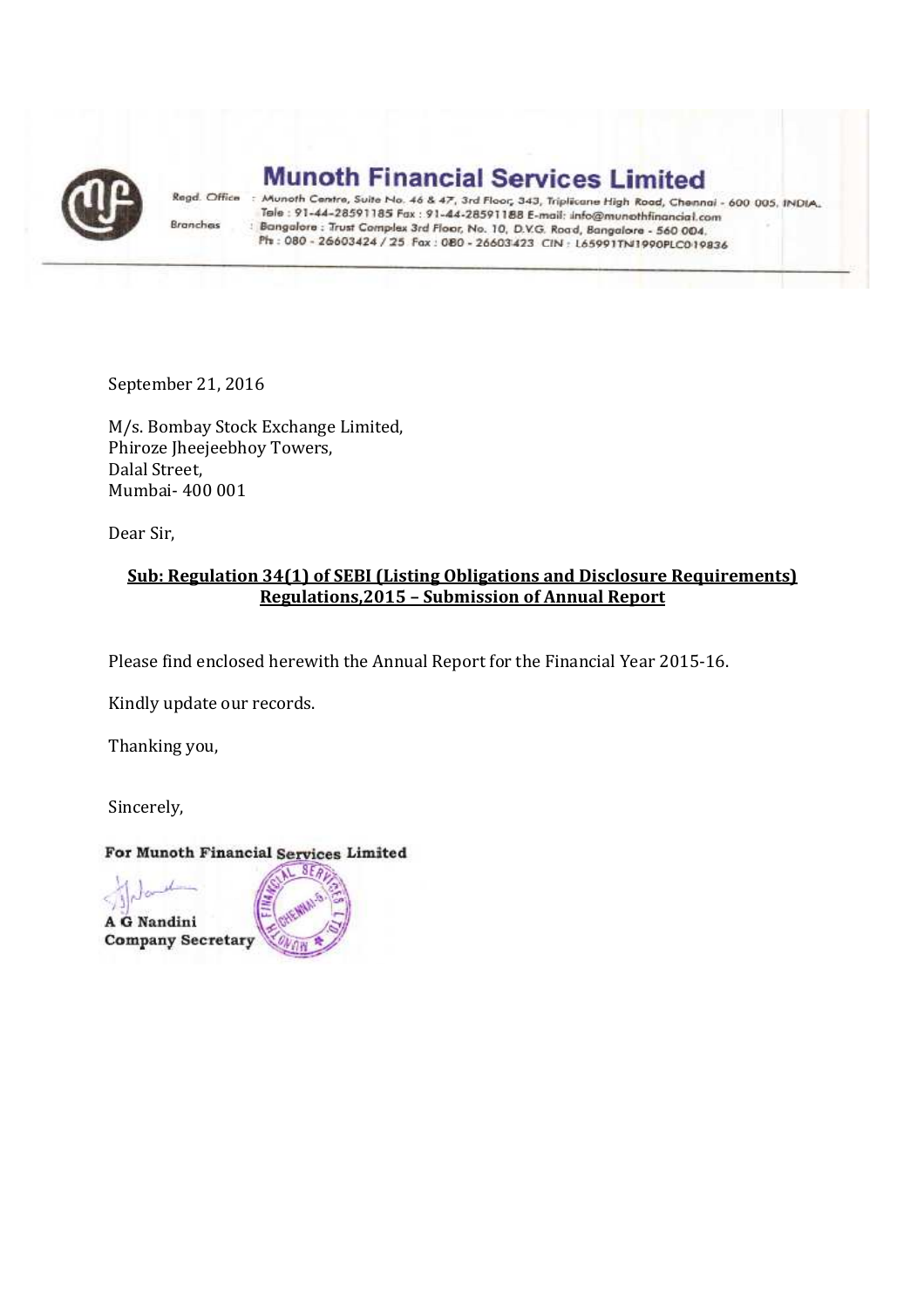# Munoth Financial Services Limited

Regd. Office : Munoth Centre, Suite No. 46 & 47, 3rd Floor, 343, Triplicane High Road, Chennai - 600 005, INDIA.
Tele : 91-44-28591185 Fax : 91-44-28591188 E-mail: info@munothfinancial.com

Branches : Bangalore : Trust Complex 3rd Floor, No. 10, D.V.G. Road, Bangalore - 560 004.
Ph : 080 - 26603424 / 25 Fax : 080 - 26603423 CIN : L65991TN1990PLC019836

September 21, 2016

M/s. Bombay Stock Exchange Limited,
Phiroze Jheejeebhoy Towers,
Dalal Street,
Mumbai- 400 001

Dear Sir,

**Sub: Regulation 34(1) of SEBI (Listing Obligations and Disclosure Requirements) Regulations,2015 – Submission of Annual Report**

Please find enclosed herewith the Annual Report for the Financial Year 2015-16.

Kindly update our records.

Thanking you,

Sincerely,

**For Munoth Financial Services Limited**

**A G Nandini**
**Company Secretary**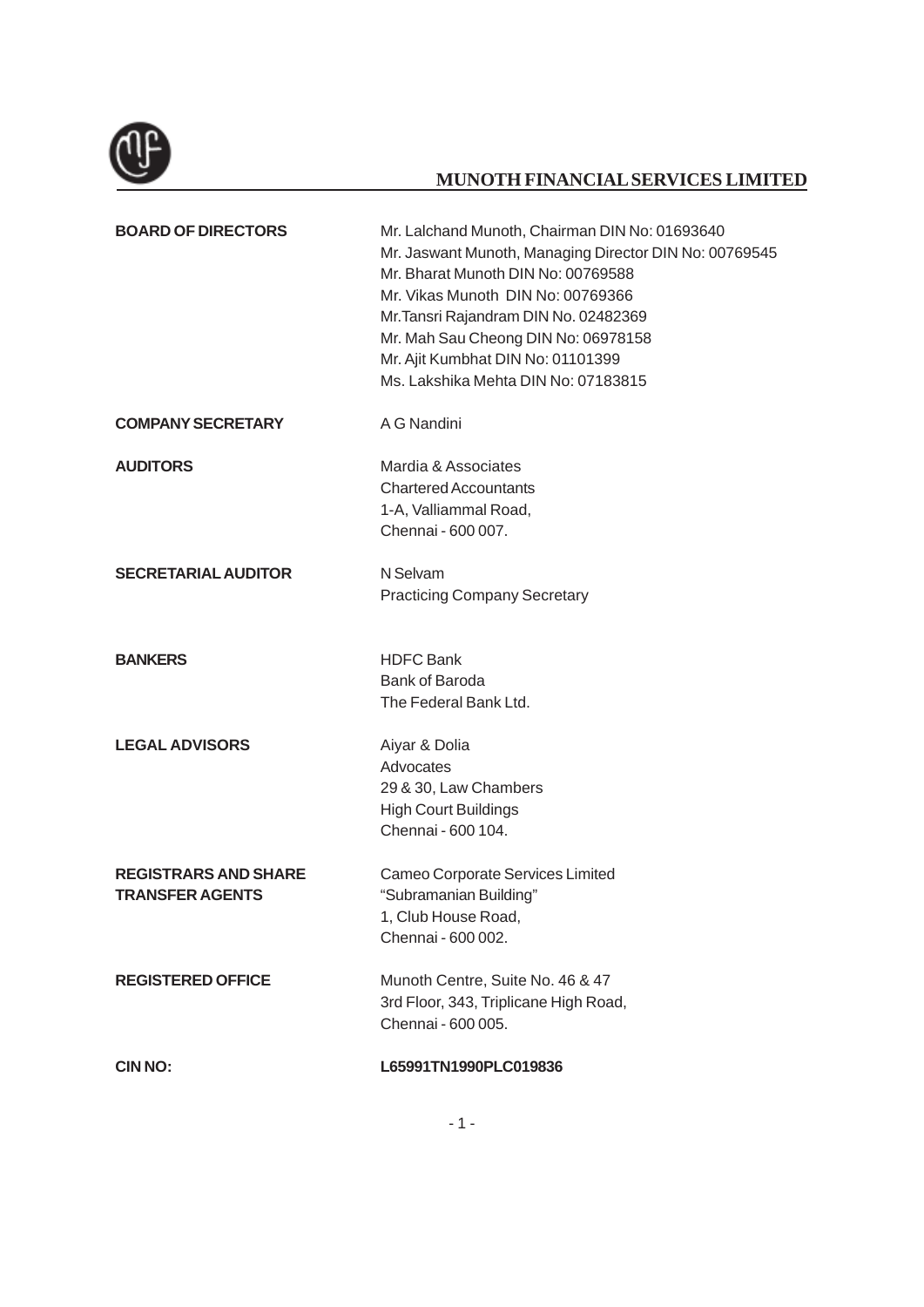# MUNOTH FINANCIAL SERVICES LIMITED

| | |
|---|---|
| **BOARD OF DIRECTORS** | Mr. Lalchand Munoth, Chairman DIN No: 01693640<br>Mr. Jaswant Munoth, Managing Director DIN No: 00769545<br>Mr. Bharat Munoth DIN No: 00769588<br>Mr. Vikas Munoth DIN No: 00769366<br>Mr.Tansri Rajandram DIN No. 02482369<br>Mr. Mah Sau Cheong DIN No: 06978158<br>Mr. Ajit Kumbhat DIN No: 01101399<br>Ms. Lakshika Mehta DIN No: 07183815 |
| **COMPANY SECRETARY** | A G Nandini |
| **AUDITORS** | Mardia & Associates<br>Chartered Accountants<br>1-A, Valliammal Road,<br>Chennai - 600 007. |
| **SECRETARIAL AUDITOR** | N Selvam<br>Practicing Company Secretary |
| **BANKERS** | HDFC Bank<br>Bank of Baroda<br>The Federal Bank Ltd. |
| **LEGAL ADVISORS** | Aiyar & Dolia<br>Advocates<br>29 & 30, Law Chambers<br>High Court Buildings<br>Chennai - 600 104. |
| **REGISTRARS AND SHARE TRANSFER AGENTS** | Cameo Corporate Services Limited<br>"Subramanian Building"<br>1, Club House Road,<br>Chennai - 600 002. |
| **REGISTERED OFFICE** | Munoth Centre, Suite No. 46 & 47<br>3rd Floor, 343, Triplicane High Road,<br>Chennai - 600 005. |
| **CIN NO:** | **L65991TN1990PLC019836** |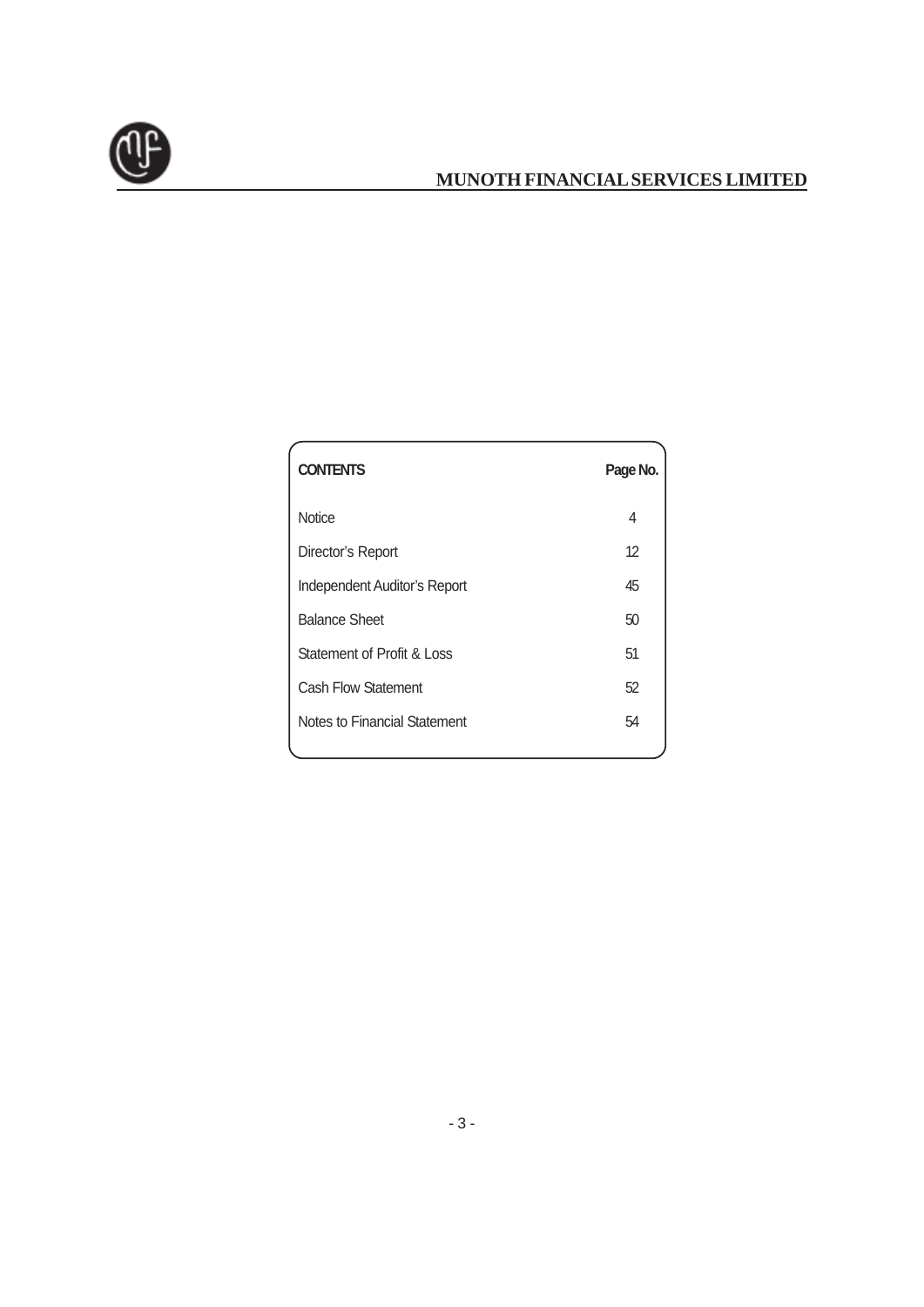| CONTENTS | Page No. |
|---|---|
| Notice | 4 |
| Director's Report | 12 |
| Independent Auditor's Report | 45 |
| Balance Sheet | 50 |
| Statement of Profit & Loss | 51 |
| Cash Flow Statement | 52 |
| Notes to Financial Statement | 54 |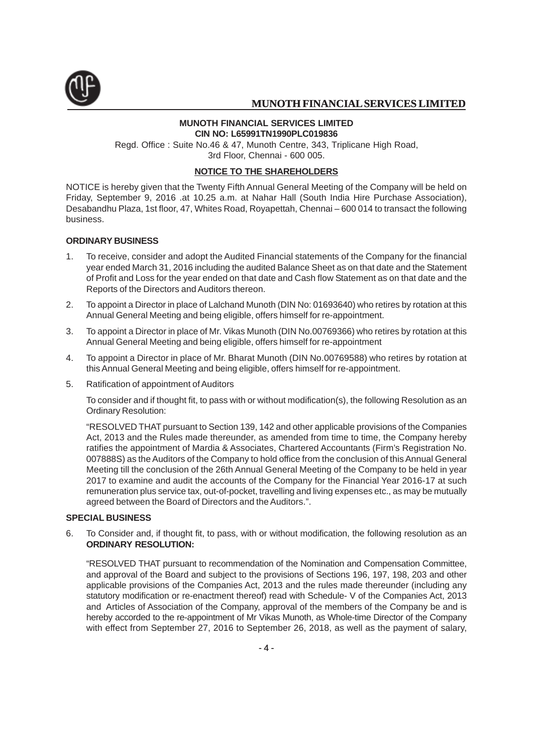**MUNOTH FINANCIAL SERVICES LIMITED**
**CIN NO: L65991TN1990PLC019836**

Regd. Office : Suite No.46 & 47, Munoth Centre, 343, Triplicane High Road, 3rd Floor, Chennai - 600 005.

## NOTICE TO THE SHAREHOLDERS

NOTICE is hereby given that the Twenty Fifth Annual General Meeting of the Company will be held on Friday, September 9, 2016 .at 10.25 a.m. at Nahar Hall (South India Hire Purchase Association), Desabandhu Plaza, 1st floor, 47, Whites Road, Royapettah, Chennai – 600 014 to transact the following business.

### ORDINARY BUSINESS

1. To receive, consider and adopt the Audited Financial statements of the Company for the financial year ended March 31, 2016 including the audited Balance Sheet as on that date and the Statement of Profit and Loss for the year ended on that date and Cash flow Statement as on that date and the Reports of the Directors and Auditors thereon.

2. To appoint a Director in place of Lalchand Munoth (DIN No: 01693640) who retires by rotation at this Annual General Meeting and being eligible, offers himself for re-appointment.

3. To appoint a Director in place of Mr. Vikas Munoth (DIN No.00769366) who retires by rotation at this Annual General Meeting and being eligible, offers himself for re-appointment

4. To appoint a Director in place of Mr. Bharat Munoth (DIN No.00769588) who retires by rotation at this Annual General Meeting and being eligible, offers himself for re-appointment.

5. Ratification of appointment of Auditors

   To consider and if thought fit, to pass with or without modification(s), the following Resolution as an Ordinary Resolution:

   "RESOLVED THAT pursuant to Section 139, 142 and other applicable provisions of the Companies Act, 2013 and the Rules made thereunder, as amended from time to time, the Company hereby ratifies the appointment of Mardia & Associates, Chartered Accountants (Firm's Registration No. 007888S) as the Auditors of the Company to hold office from the conclusion of this Annual General Meeting till the conclusion of the 26th Annual General Meeting of the Company to be held in year 2017 to examine and audit the accounts of the Company for the Financial Year 2016-17 at such remuneration plus service tax, out-of-pocket, travelling and living expenses etc., as may be mutually agreed between the Board of Directors and the Auditors.".

### SPECIAL BUSINESS

6. To Consider and, if thought fit, to pass, with or without modification, the following resolution as an **ORDINARY RESOLUTION:**

   "RESOLVED THAT pursuant to recommendation of the Nomination and Compensation Committee, and approval of the Board and subject to the provisions of Sections 196, 197, 198, 203 and other applicable provisions of the Companies Act, 2013 and the rules made thereunder (including any statutory modification or re-enactment thereof) read with Schedule- V of the Companies Act, 2013 and Articles of Association of the Company, approval of the members of the Company be and is hereby accorded to the re-appointment of Mr Vikas Munoth, as Whole-time Director of the Company with effect from September 27, 2016 to September 26, 2018, as well as the payment of salary,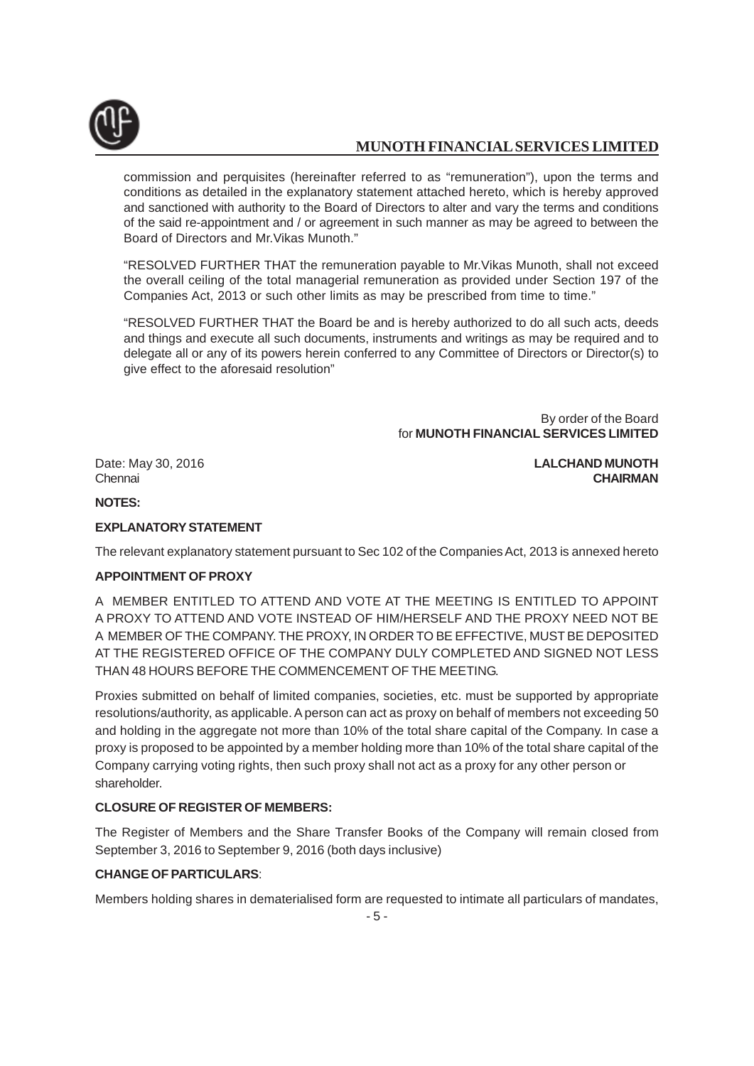commission and perquisites (hereinafter referred to as "remuneration"), upon the terms and conditions as detailed in the explanatory statement attached hereto, which is hereby approved and sanctioned with authority to the Board of Directors to alter and vary the terms and conditions of the said re-appointment and / or agreement in such manner as may be agreed to between the Board of Directors and Mr.Vikas Munoth."

"RESOLVED FURTHER THAT the remuneration payable to Mr.Vikas Munoth, shall not exceed the overall ceiling of the total managerial remuneration as provided under Section 197 of the Companies Act, 2013 or such other limits as may be prescribed from time to time."

"RESOLVED FURTHER THAT the Board be and is hereby authorized to do all such acts, deeds and things and execute all such documents, instruments and writings as may be required and to delegate all or any of its powers herein conferred to any Committee of Directors or Director(s) to give effect to the aforesaid resolution"

By order of the Board
for **MUNOTH FINANCIAL SERVICES LIMITED**

Date: May 30, 2016
Chennai

**LALCHAND MUNOTH**
**CHAIRMAN**

**NOTES:**

**EXPLANATORY STATEMENT**

The relevant explanatory statement pursuant to Sec 102 of the Companies Act, 2013 is annexed hereto

**APPOINTMENT OF PROXY**

A MEMBER ENTITLED TO ATTEND AND VOTE AT THE MEETING IS ENTITLED TO APPOINT A PROXY TO ATTEND AND VOTE INSTEAD OF HIM/HERSELF AND THE PROXY NEED NOT BE A MEMBER OF THE COMPANY. THE PROXY, IN ORDER TO BE EFFECTIVE, MUST BE DEPOSITED AT THE REGISTERED OFFICE OF THE COMPANY DULY COMPLETED AND SIGNED NOT LESS THAN 48 HOURS BEFORE THE COMMENCEMENT OF THE MEETING.

Proxies submitted on behalf of limited companies, societies, etc. must be supported by appropriate resolutions/authority, as applicable. A person can act as proxy on behalf of members not exceeding 50 and holding in the aggregate not more than 10% of the total share capital of the Company. In case a proxy is proposed to be appointed by a member holding more than 10% of the total share capital of the Company carrying voting rights, then such proxy shall not act as a proxy for any other person or shareholder.

**CLOSURE OF REGISTER OF MEMBERS:**

The Register of Members and the Share Transfer Books of the Company will remain closed from September 3, 2016 to September 9, 2016 (both days inclusive)

**CHANGE OF PARTICULARS**:

Members holding shares in dematerialised form are requested to intimate all particulars of mandates,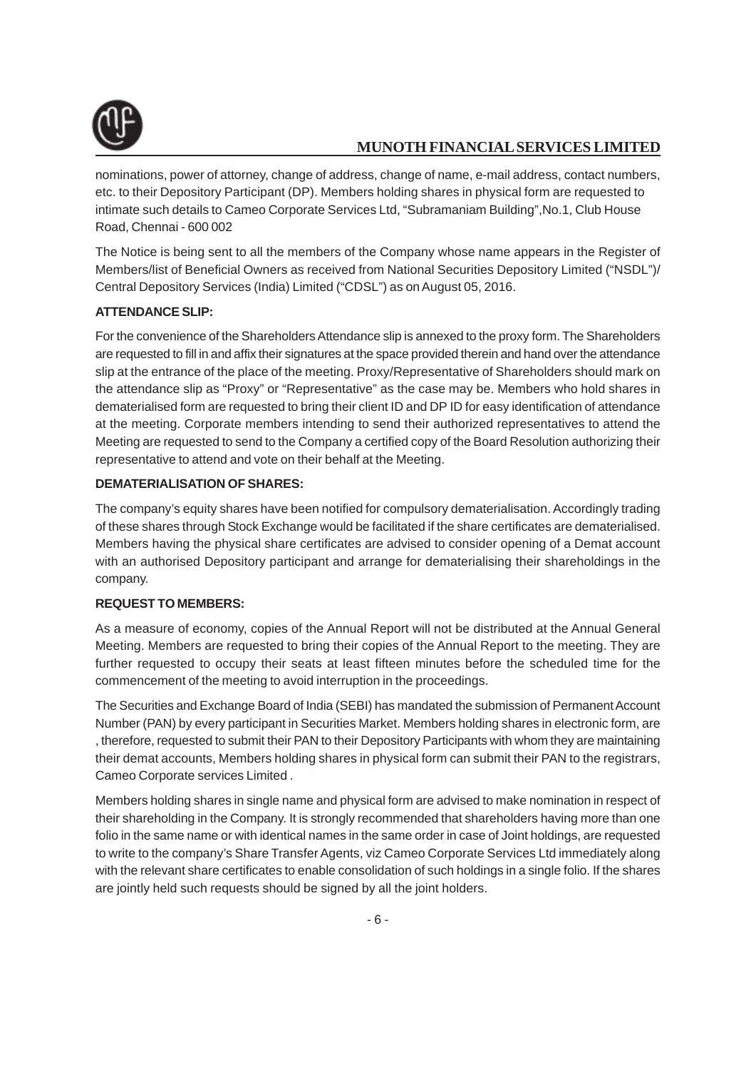nominations, power of attorney, change of address, change of name, e-mail address, contact numbers, etc. to their Depository Participant (DP). Members holding shares in physical form are requested to intimate such details to Cameo Corporate Services Ltd, "Subramaniam Building",No.1, Club House Road, Chennai - 600 002

The Notice is being sent to all the members of the Company whose name appears in the Register of Members/list of Beneficial Owners as received from National Securities Depository Limited ("NSDL")/ Central Depository Services (India) Limited ("CDSL") as on August 05, 2016.

**ATTENDANCE SLIP:**

For the convenience of the Shareholders Attendance slip is annexed to the proxy form. The Shareholders are requested to fill in and affix their signatures at the space provided therein and hand over the attendance slip at the entrance of the place of the meeting. Proxy/Representative of Shareholders should mark on the attendance slip as "Proxy" or "Representative" as the case may be. Members who hold shares in dematerialised form are requested to bring their client ID and DP ID for easy identification of attendance at the meeting. Corporate members intending to send their authorized representatives to attend the Meeting are requested to send to the Company a certified copy of the Board Resolution authorizing their representative to attend and vote on their behalf at the Meeting.

**DEMATERIALISATION OF SHARES:**

The company's equity shares have been notified for compulsory dematerialisation. Accordingly trading of these shares through Stock Exchange would be facilitated if the share certificates are dematerialised. Members having the physical share certificates are advised to consider opening of a Demat account with an authorised Depository participant and arrange for dematerialising their shareholdings in the company.

**REQUEST TO MEMBERS:**

As a measure of economy, copies of the Annual Report will not be distributed at the Annual General Meeting. Members are requested to bring their copies of the Annual Report to the meeting. They are further requested to occupy their seats at least fifteen minutes before the scheduled time for the commencement of the meeting to avoid interruption in the proceedings.

The Securities and Exchange Board of India (SEBI) has mandated the submission of Permanent Account Number (PAN) by every participant in Securities Market. Members holding shares in electronic form, are , therefore, requested to submit their PAN to their Depository Participants with whom they are maintaining their demat accounts, Members holding shares in physical form can submit their PAN to the registrars, Cameo Corporate services Limited .

Members holding shares in single name and physical form are advised to make nomination in respect of their shareholding in the Company. It is strongly recommended that shareholders having more than one folio in the same name or with identical names in the same order in case of Joint holdings, are requested to write to the company's Share Transfer Agents, viz Cameo Corporate Services Ltd immediately along with the relevant share certificates to enable consolidation of such holdings in a single folio. If the shares are jointly held such requests should be signed by all the joint holders.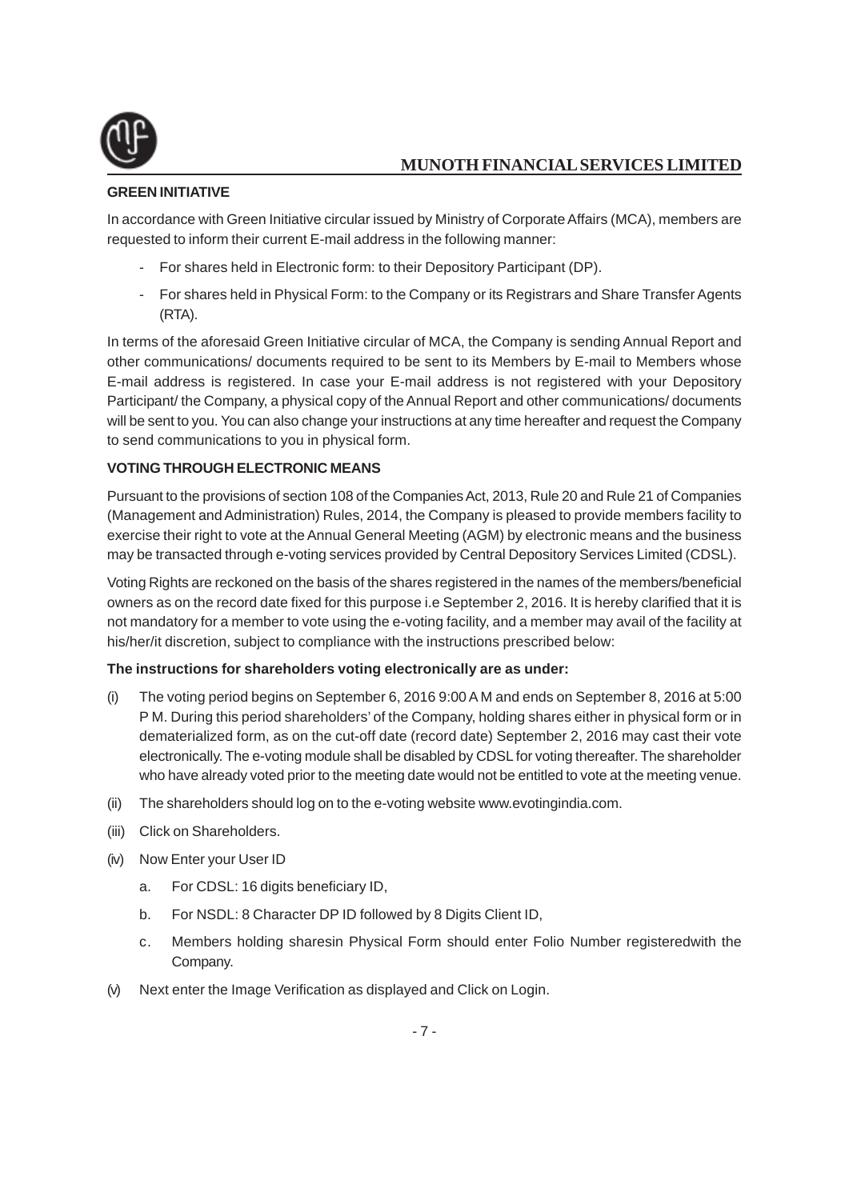**GREEN INITIATIVE**

In accordance with Green Initiative circular issued by Ministry of Corporate Affairs (MCA), members are requested to inform their current E-mail address in the following manner:

- For shares held in Electronic form: to their Depository Participant (DP).
- For shares held in Physical Form: to the Company or its Registrars and Share Transfer Agents (RTA).

In terms of the aforesaid Green Initiative circular of MCA, the Company is sending Annual Report and other communications/ documents required to be sent to its Members by E-mail to Members whose E-mail address is registered. In case your E-mail address is not registered with your Depository Participant/ the Company, a physical copy of the Annual Report and other communications/ documents will be sent to you. You can also change your instructions at any time hereafter and request the Company to send communications to you in physical form.

**VOTING THROUGH ELECTRONIC MEANS**

Pursuant to the provisions of section 108 of the Companies Act, 2013, Rule 20 and Rule 21 of Companies (Management and Administration) Rules, 2014, the Company is pleased to provide members facility to exercise their right to vote at the Annual General Meeting (AGM) by electronic means and the business may be transacted through e-voting services provided by Central Depository Services Limited (CDSL).

Voting Rights are reckoned on the basis of the shares registered in the names of the members/beneficial owners as on the record date fixed for this purpose i.e September 2, 2016. It is hereby clarified that it is not mandatory for a member to vote using the e-voting facility, and a member may avail of the facility at his/her/it discretion, subject to compliance with the instructions prescribed below:

**The instructions for shareholders voting electronically are as under:**

(i) The voting period begins on September 6, 2016 9:00 A M and ends on September 8, 2016 at 5:00 P M. During this period shareholders' of the Company, holding shares either in physical form or in dematerialized form, as on the cut-off date (record date) September 2, 2016 may cast their vote electronically. The e-voting module shall be disabled by CDSL for voting thereafter. The shareholder who have already voted prior to the meeting date would not be entitled to vote at the meeting venue.

(ii) The shareholders should log on to the e-voting website www.evotingindia.com.

(iii) Click on Shareholders.

(iv) Now Enter your User ID

   a. For CDSL: 16 digits beneficiary ID,

   b. For NSDL: 8 Character DP ID followed by 8 Digits Client ID,

   c. Members holding sharesin Physical Form should enter Folio Number registeredwith the Company.

(v) Next enter the Image Verification as displayed and Click on Login.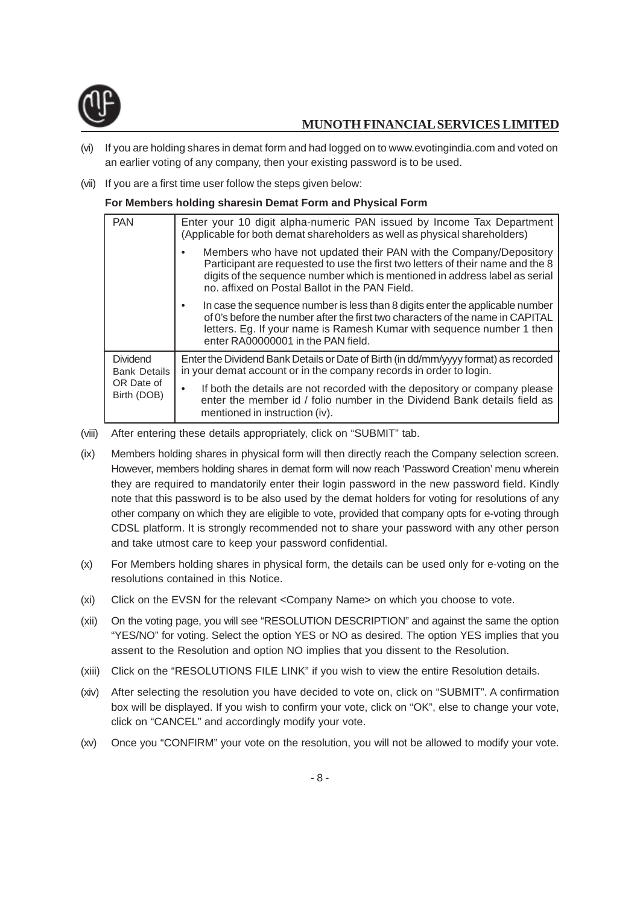(vi) If you are holding shares in demat form and had logged on to www.evotingindia.com and voted on an earlier voting of any company, then your existing password is to be used.

(vii) If you are a first time user follow the steps given below:

**For Members holding sharesin Demat Form and Physical Form**

| | |
|---|---|
| PAN | Enter your 10 digit alpha-numeric PAN issued by Income Tax Department (Applicable for both demat shareholders as well as physical shareholders)<br>• Members who have not updated their PAN with the Company/Depository Participant are requested to use the first two letters of their name and the 8 digits of the sequence number which is mentioned in address label as serial no. affixed on Postal Ballot in the PAN Field.<br>• In case the sequence number is less than 8 digits enter the applicable number of 0's before the number after the first two characters of the name in CAPITAL letters. Eg. If your name is Ramesh Kumar with sequence number 1 then enter RA00000001 in the PAN field. |
| Dividend Bank Details OR Date of Birth (DOB) | Enter the Dividend Bank Details or Date of Birth (in dd/mm/yyyy format) as recorded in your demat account or in the company records in order to login.<br>• If both the details are not recorded with the depository or company please enter the member id / folio number in the Dividend Bank details field as mentioned in instruction (iv). |

(viii) After entering these details appropriately, click on "SUBMIT" tab.

(ix) Members holding shares in physical form will then directly reach the Company selection screen. However, members holding shares in demat form will now reach 'Password Creation' menu wherein they are required to mandatorily enter their login password in the new password field. Kindly note that this password is to be also used by the demat holders for voting for resolutions of any other company on which they are eligible to vote, provided that company opts for e-voting through CDSL platform. It is strongly recommended not to share your password with any other person and take utmost care to keep your password confidential.

(x) For Members holding shares in physical form, the details can be used only for e-voting on the resolutions contained in this Notice.

(xi) Click on the EVSN for the relevant <Company Name> on which you choose to vote.

(xii) On the voting page, you will see "RESOLUTION DESCRIPTION" and against the same the option "YES/NO" for voting. Select the option YES or NO as desired. The option YES implies that you assent to the Resolution and option NO implies that you dissent to the Resolution.

(xiii) Click on the "RESOLUTIONS FILE LINK" if you wish to view the entire Resolution details.

(xiv) After selecting the resolution you have decided to vote on, click on "SUBMIT". A confirmation box will be displayed. If you wish to confirm your vote, click on "OK", else to change your vote, click on "CANCEL" and accordingly modify your vote.

(xv) Once you "CONFIRM" your vote on the resolution, you will not be allowed to modify your vote.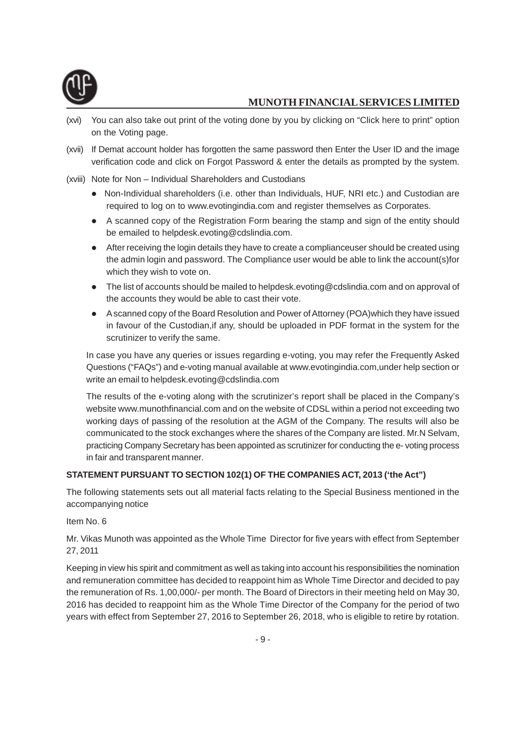(xvi) You can also take out print of the voting done by you by clicking on "Click here to print" option on the Voting page.

(xvii) If Demat account holder has forgotten the same password then Enter the User ID and the image verification code and click on Forgot Password & enter the details as prompted by the system.

(xviii) Note for Non – Individual Shareholders and Custodians

- Non-Individual shareholders (i.e. other than Individuals, HUF, NRI etc.) and Custodian are required to log on to www.evotingindia.com and register themselves as Corporates.
- A scanned copy of the Registration Form bearing the stamp and sign of the entity should be emailed to helpdesk.evoting@cdslindia.com.
- After receiving the login details they have to create a complianceuser should be created using the admin login and password. The Compliance user would be able to link the account(s)for which they wish to vote on.
- The list of accounts should be mailed to helpdesk.evoting@cdslindia.com and on approval of the accounts they would be able to cast their vote.
- A scanned copy of the Board Resolution and Power of Attorney (POA)which they have issued in favour of the Custodian,if any, should be uploaded in PDF format in the system for the scrutinizer to verify the same.

In case you have any queries or issues regarding e-voting, you may refer the Frequently Asked Questions ("FAQs") and e-voting manual available at www.evotingindia.com,under help section or write an email to helpdesk.evoting@cdslindia.com

The results of the e-voting along with the scrutinizer's report shall be placed in the Company's website www.munothfinancial.com and on the website of CDSL within a period not exceeding two working days of passing of the resolution at the AGM of the Company. The results will also be communicated to the stock exchanges where the shares of the Company are listed. Mr.N Selvam, practicing Company Secretary has been appointed as scrutinizer for conducting the e- voting process in fair and transparent manner.

**STATEMENT PURSUANT TO SECTION 102(1) OF THE COMPANIES ACT, 2013 ('the Act")**

The following statements sets out all material facts relating to the Special Business mentioned in the accompanying notice

Item No. 6

Mr. Vikas Munoth was appointed as the Whole Time Director for five years with effect from September 27, 2011

Keeping in view his spirit and commitment as well as taking into account his responsibilities the nomination and remuneration committee has decided to reappoint him as Whole Time Director and decided to pay the remuneration of Rs. 1,00,000/- per month. The Board of Directors in their meeting held on May 30, 2016 has decided to reappoint him as the Whole Time Director of the Company for the period of two years with effect from September 27, 2016 to September 26, 2018, who is eligible to retire by rotation.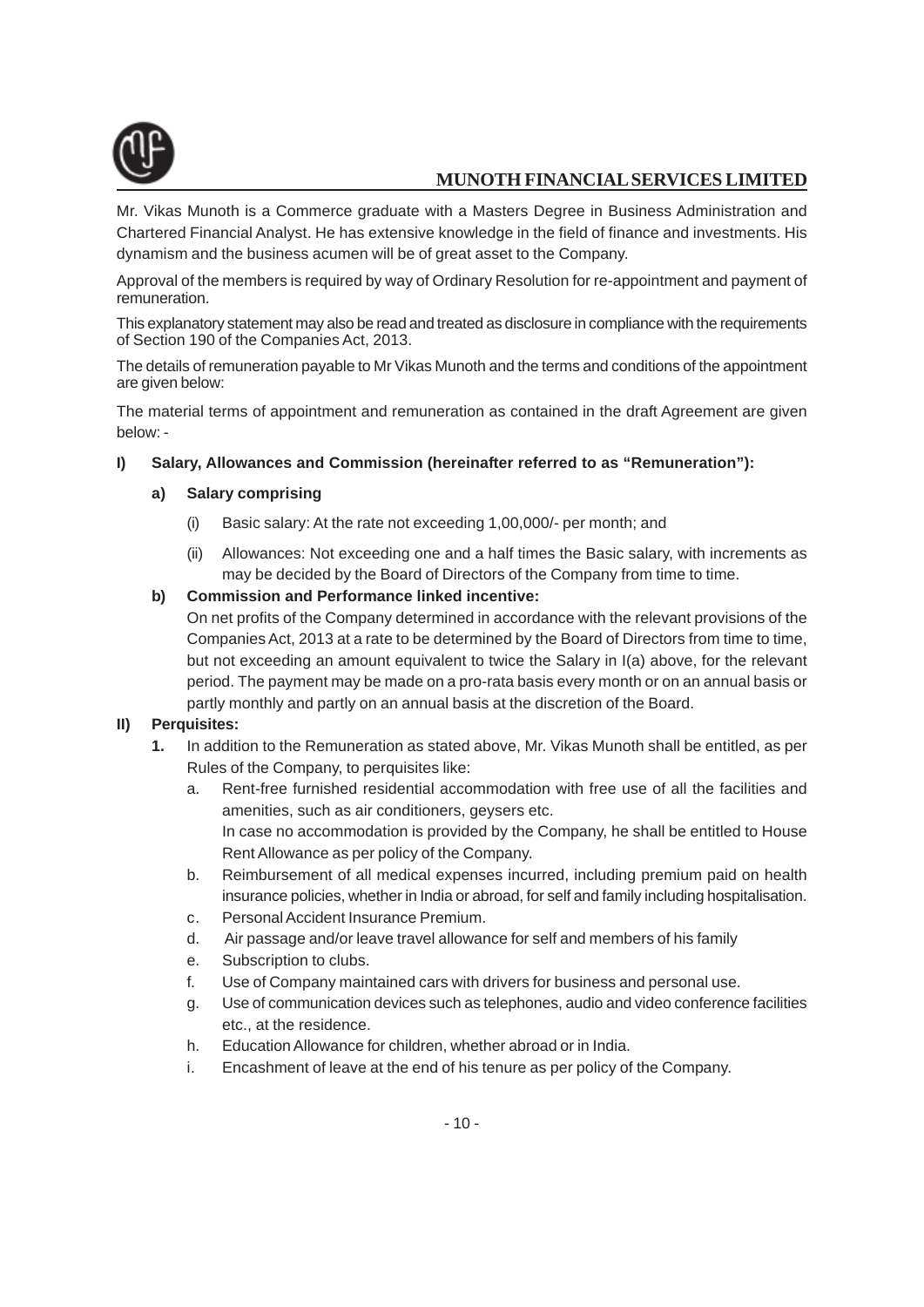Mr. Vikas Munoth is a Commerce graduate with a Masters Degree in Business Administration and Chartered Financial Analyst. He has extensive knowledge in the field of finance and investments. His dynamism and the business acumen will be of great asset to the Company.

Approval of the members is required by way of Ordinary Resolution for re-appointment and payment of remuneration.

This explanatory statement may also be read and treated as disclosure in compliance with the requirements of Section 190 of the Companies Act, 2013.

The details of remuneration payable to Mr Vikas Munoth and the terms and conditions of the appointment are given below:

The material terms of appointment and remuneration as contained in the draft Agreement are given below: -

**I) Salary, Allowances and Commission (hereinafter referred to as "Remuneration"):**

**a) Salary comprising**

(i) Basic salary: At the rate not exceeding 1,00,000/- per month; and

(ii) Allowances: Not exceeding one and a half times the Basic salary, with increments as may be decided by the Board of Directors of the Company from time to time.

**b) Commission and Performance linked incentive:**

On net profits of the Company determined in accordance with the relevant provisions of the Companies Act, 2013 at a rate to be determined by the Board of Directors from time to time, but not exceeding an amount equivalent to twice the Salary in I(a) above, for the relevant period. The payment may be made on a pro-rata basis every month or on an annual basis or partly monthly and partly on an annual basis at the discretion of the Board.

**II) Perquisites:**

**1.** In addition to the Remuneration as stated above, Mr. Vikas Munoth shall be entitled, as per Rules of the Company, to perquisites like:

a. Rent-free furnished residential accommodation with free use of all the facilities and amenities, such as air conditioners, geysers etc.
In case no accommodation is provided by the Company, he shall be entitled to House Rent Allowance as per policy of the Company.

b. Reimbursement of all medical expenses incurred, including premium paid on health insurance policies, whether in India or abroad, for self and family including hospitalisation.

c. Personal Accident Insurance Premium.

d. Air passage and/or leave travel allowance for self and members of his family

e. Subscription to clubs.

f. Use of Company maintained cars with drivers for business and personal use.

g. Use of communication devices such as telephones, audio and video conference facilities etc., at the residence.

h. Education Allowance for children, whether abroad or in India.

i. Encashment of leave at the end of his tenure as per policy of the Company.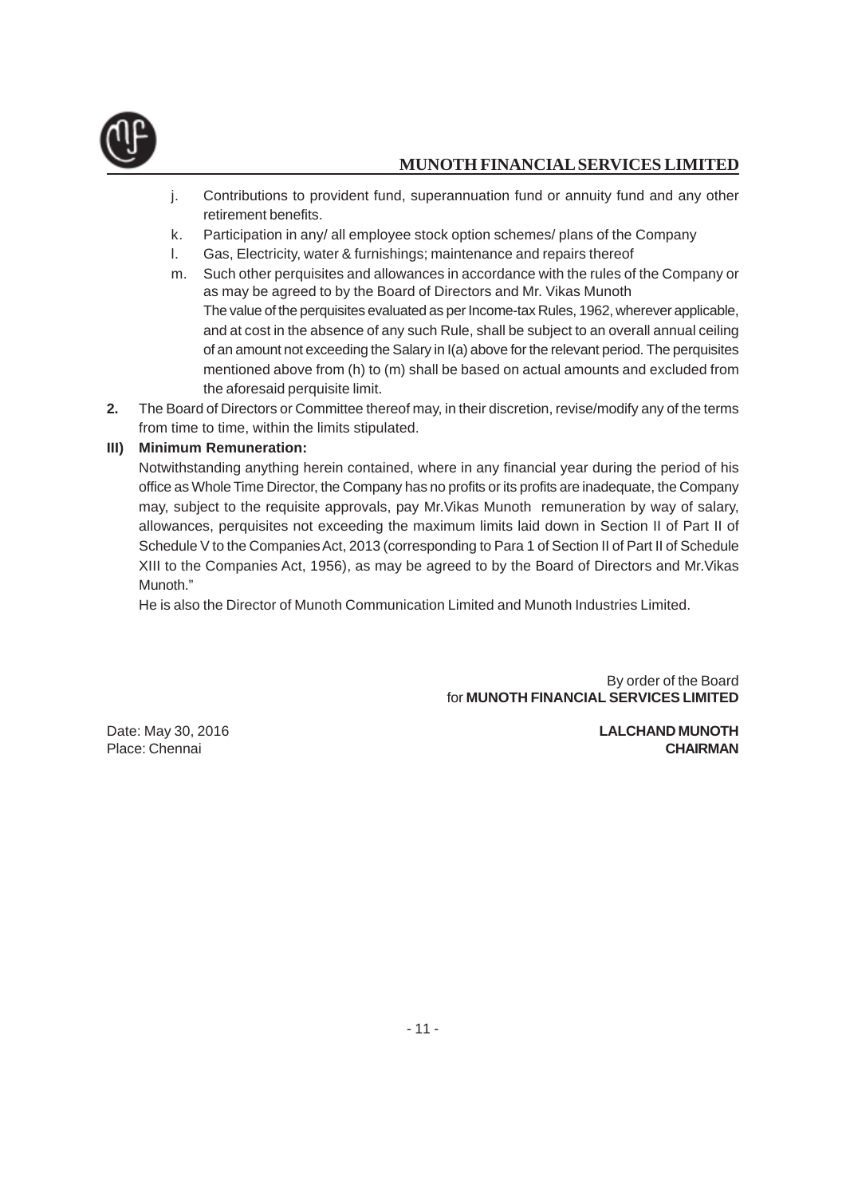j. Contributions to provident fund, superannuation fund or annuity fund and any other retirement benefits.

k. Participation in any/ all employee stock option schemes/ plans of the Company

l. Gas, Electricity, water & furnishings; maintenance and repairs thereof

m. Such other perquisites and allowances in accordance with the rules of the Company or as may be agreed to by the Board of Directors and Mr. Vikas Munoth

The value of the perquisites evaluated as per Income-tax Rules, 1962, wherever applicable, and at cost in the absence of any such Rule, shall be subject to an overall annual ceiling of an amount not exceeding the Salary in I(a) above for the relevant period. The perquisites mentioned above from (h) to (m) shall be based on actual amounts and excluded from the aforesaid perquisite limit.

**2.** The Board of Directors or Committee thereof may, in their discretion, revise/modify any of the terms from time to time, within the limits stipulated.

**III) Minimum Remuneration:**

Notwithstanding anything herein contained, where in any financial year during the period of his office as Whole Time Director, the Company has no profits or its profits are inadequate, the Company may, subject to the requisite approvals, pay Mr.Vikas Munoth remuneration by way of salary, allowances, perquisites not exceeding the maximum limits laid down in Section II of Part II of Schedule V to the Companies Act, 2013 (corresponding to Para 1 of Section II of Part II of Schedule XIII to the Companies Act, 1956), as may be agreed to by the Board of Directors and Mr.Vikas Munoth."

He is also the Director of Munoth Communication Limited and Munoth Industries Limited.

By order of the Board
for **MUNOTH FINANCIAL SERVICES LIMITED**

Date: May 30, 2016
Place: Chennai

**LALCHAND MUNOTH**
**CHAIRMAN**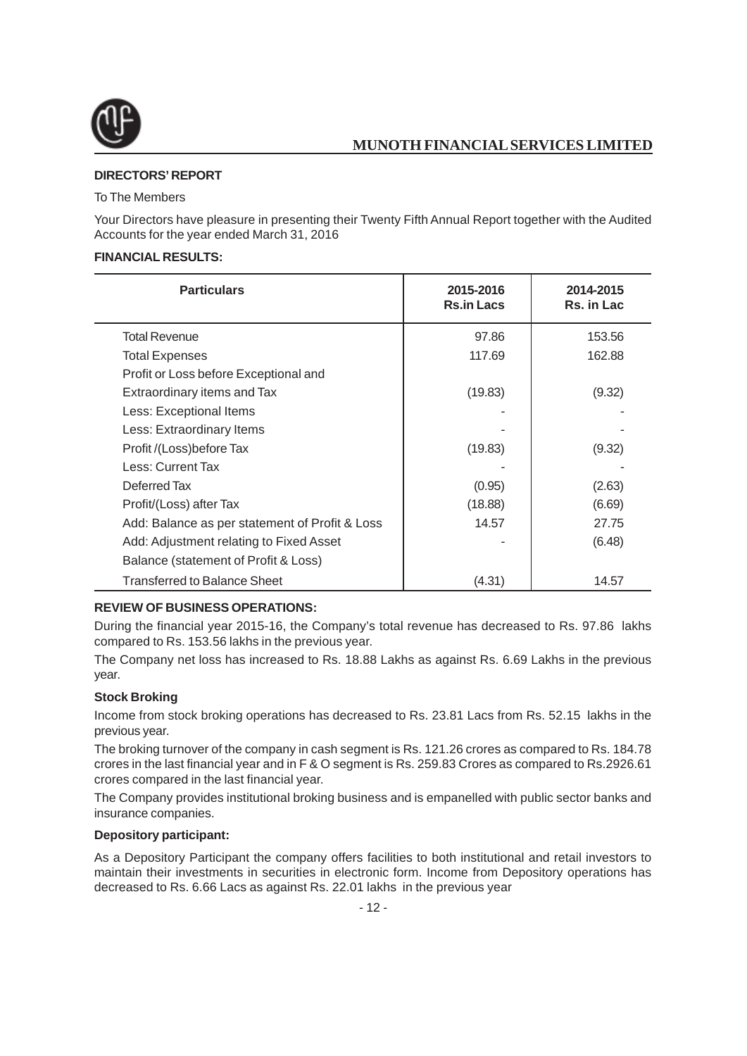**DIRECTORS' REPORT**

To The Members

Your Directors have pleasure in presenting their Twenty Fifth Annual Report together with the Audited Accounts for the year ended March 31, 2016

**FINANCIAL RESULTS:**

| Particulars | 2015-2016 Rs.in Lacs | 2014-2015 Rs. in Lac |
|---|---|---|
| Total Revenue | 97.86 | 153.56 |
| Total Expenses | 117.69 | 162.88 |
| Profit or Loss before Exceptional and Extraordinary items and Tax | (19.83) | (9.32) |
| Less: Exceptional Items | - | - |
| Less: Extraordinary Items | - | - |
| Profit /(Loss)before Tax | (19.83) | (9.32) |
| Less: Current Tax | - | - |
| Deferred Tax | (0.95) | (2.63) |
| Profit/(Loss) after Tax | (18.88) | (6.69) |
| Add: Balance as per statement of Profit & Loss | 14.57 | 27.75 |
| Add: Adjustment relating to Fixed Asset | - | (6.48) |
| Balance (statement of Profit & Loss) Transferred to Balance Sheet | (4.31) | 14.57 |

**REVIEW OF BUSINESS OPERATIONS:**

During the financial year 2015-16, the Company's total revenue has decreased to Rs. 97.86 lakhs compared to Rs. 153.56 lakhs in the previous year.

The Company net loss has increased to Rs. 18.88 Lakhs as against Rs. 6.69 Lakhs in the previous year.

**Stock Broking**

Income from stock broking operations has decreased to Rs. 23.81 Lacs from Rs. 52.15 lakhs in the previous year.

The broking turnover of the company in cash segment is Rs. 121.26 crores as compared to Rs. 184.78 crores in the last financial year and in F & O segment is Rs. 259.83 Crores as compared to Rs.2926.61 crores compared in the last financial year.

The Company provides institutional broking business and is empanelled with public sector banks and insurance companies.

**Depository participant:**

As a Depository Participant the company offers facilities to both institutional and retail investors to maintain their investments in securities in electronic form. Income from Depository operations has decreased to Rs. 6.66 Lacs as against Rs. 22.01 lakhs in the previous year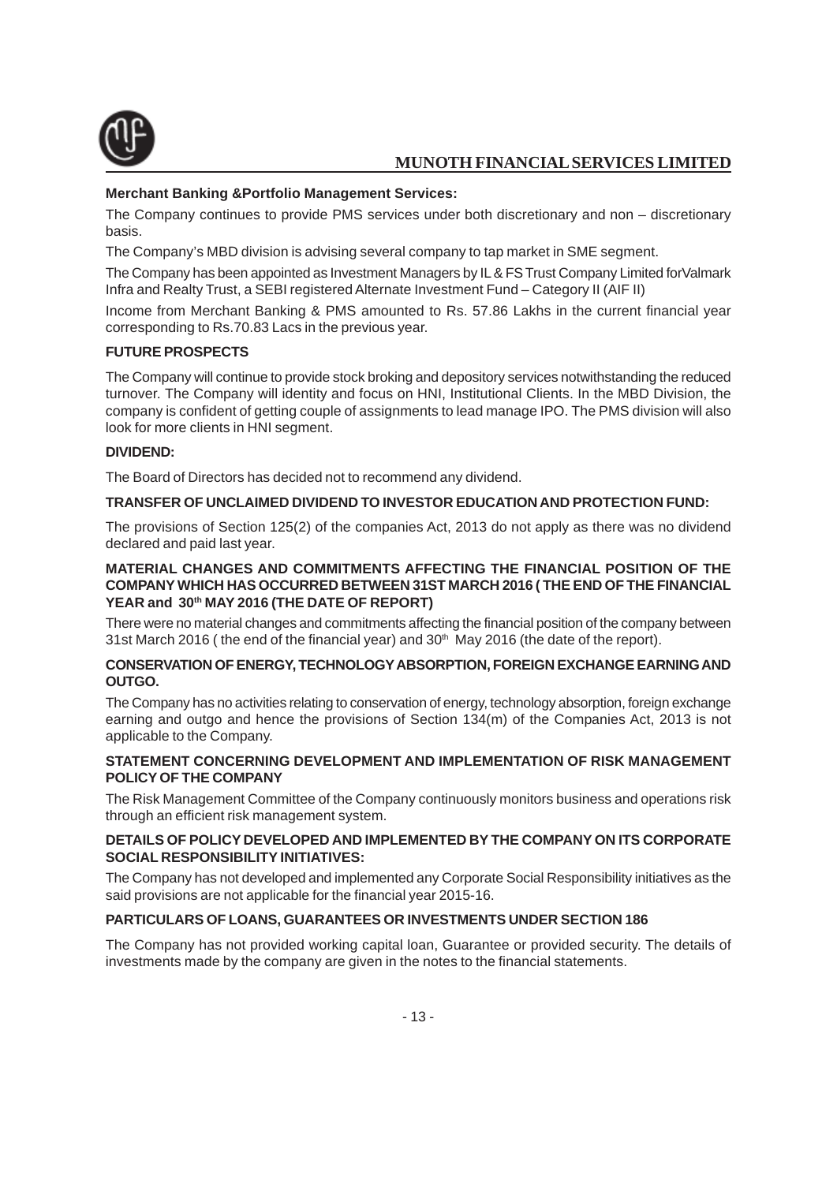**Merchant Banking &Portfolio Management Services:**

The Company continues to provide PMS services under both discretionary and non – discretionary basis.

The Company's MBD division is advising several company to tap market in SME segment.

The Company has been appointed as Investment Managers by IL & FS Trust Company Limited forValmark Infra and Realty Trust, a SEBI registered Alternate Investment Fund – Category II (AIF II)

Income from Merchant Banking & PMS amounted to Rs. 57.86 Lakhs in the current financial year corresponding to Rs.70.83 Lacs in the previous year.

**FUTURE PROSPECTS**

The Company will continue to provide stock broking and depository services notwithstanding the reduced turnover. The Company will identity and focus on HNI, Institutional Clients. In the MBD Division, the company is confident of getting couple of assignments to lead manage IPO. The PMS division will also look for more clients in HNI segment.

**DIVIDEND:**

The Board of Directors has decided not to recommend any dividend.

**TRANSFER OF UNCLAIMED DIVIDEND TO INVESTOR EDUCATION AND PROTECTION FUND:**

The provisions of Section 125(2) of the companies Act, 2013 do not apply as there was no dividend declared and paid last year.

**MATERIAL CHANGES AND COMMITMENTS AFFECTING THE FINANCIAL POSITION OF THE COMPANY WHICH HAS OCCURRED BETWEEN 31ST MARCH 2016 ( THE END OF THE FINANCIAL YEAR and 30th MAY 2016 (THE DATE OF REPORT)**

There were no material changes and commitments affecting the financial position of the company between 31st March 2016 ( the end of the financial year) and 30th May 2016 (the date of the report).

**CONSERVATION OF ENERGY, TECHNOLOGY ABSORPTION, FOREIGN EXCHANGE EARNING AND OUTGO.**

The Company has no activities relating to conservation of energy, technology absorption, foreign exchange earning and outgo and hence the provisions of Section 134(m) of the Companies Act, 2013 is not applicable to the Company.

**STATEMENT CONCERNING DEVELOPMENT AND IMPLEMENTATION OF RISK MANAGEMENT POLICY OF THE COMPANY**

The Risk Management Committee of the Company continuously monitors business and operations risk through an efficient risk management system.

**DETAILS OF POLICY DEVELOPED AND IMPLEMENTED BY THE COMPANY ON ITS CORPORATE SOCIAL RESPONSIBILITY INITIATIVES:**

The Company has not developed and implemented any Corporate Social Responsibility initiatives as the said provisions are not applicable for the financial year 2015-16.

**PARTICULARS OF LOANS, GUARANTEES OR INVESTMENTS UNDER SECTION 186**

The Company has not provided working capital loan, Guarantee or provided security. The details of investments made by the company are given in the notes to the financial statements.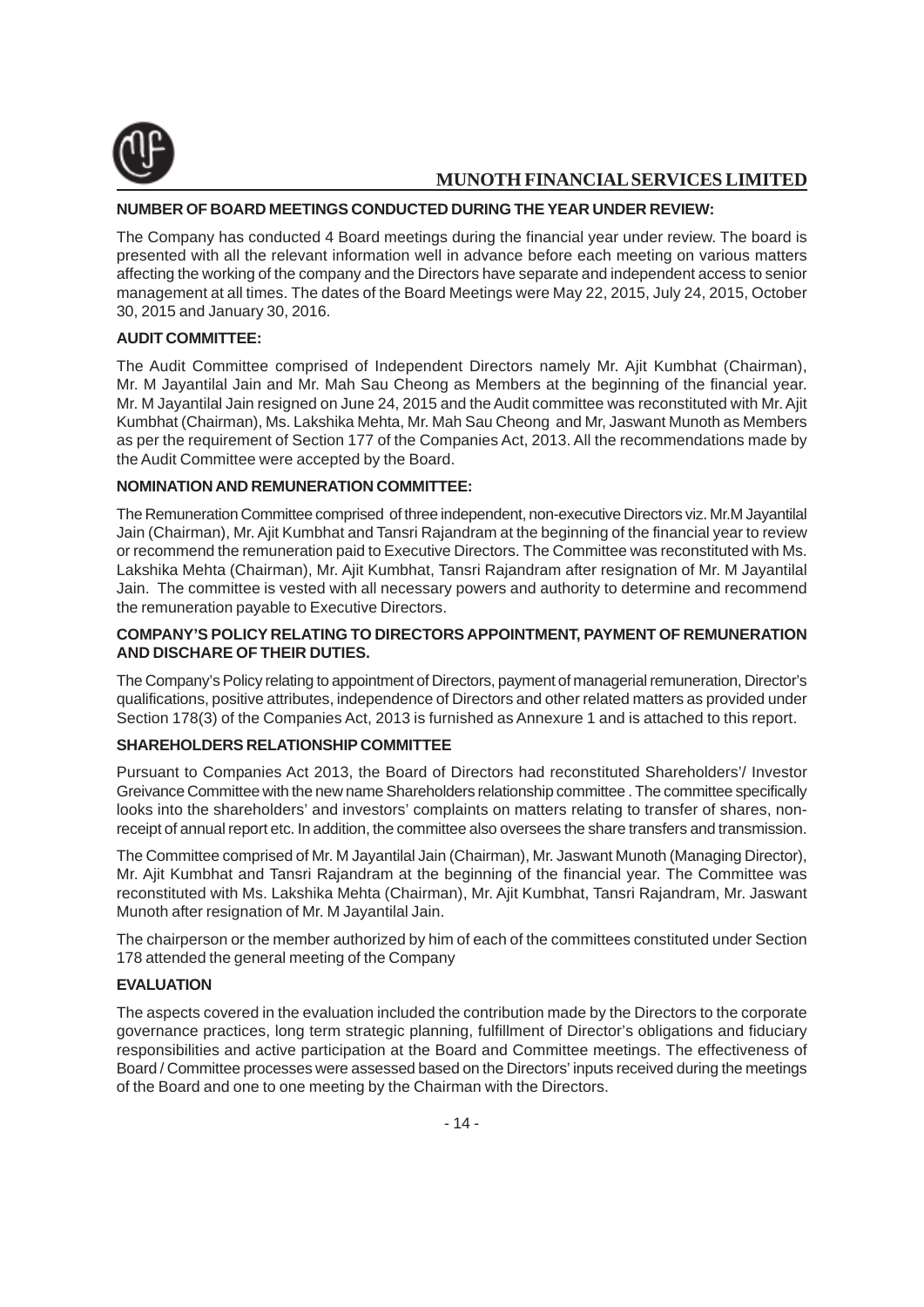## NUMBER OF BOARD MEETINGS CONDUCTED DURING THE YEAR UNDER REVIEW:

The Company has conducted 4 Board meetings during the financial year under review. The board is presented with all the relevant information well in advance before each meeting on various matters affecting the working of the company and the Directors have separate and independent access to senior management at all times. The dates of the Board Meetings were May 22, 2015, July 24, 2015, October 30, 2015 and January 30, 2016.

## AUDIT COMMITTEE:

The Audit Committee comprised of Independent Directors namely Mr. Ajit Kumbhat (Chairman), Mr. M Jayantilal Jain and Mr. Mah Sau Cheong as Members at the beginning of the financial year. Mr. M Jayantilal Jain resigned on June 24, 2015 and the Audit committee was reconstituted with Mr. Ajit Kumbhat (Chairman), Ms. Lakshika Mehta, Mr. Mah Sau Cheong and Mr, Jaswant Munoth as Members as per the requirement of Section 177 of the Companies Act, 2013. All the recommendations made by the Audit Committee were accepted by the Board.

## NOMINATION AND REMUNERATION COMMITTEE:

The Remuneration Committee comprised of three independent, non-executive Directors viz. Mr.M Jayantilal Jain (Chairman), Mr. Ajit Kumbhat and Tansri Rajandram at the beginning of the financial year to review or recommend the remuneration paid to Executive Directors. The Committee was reconstituted with Ms. Lakshika Mehta (Chairman), Mr. Ajit Kumbhat, Tansri Rajandram after resignation of Mr. M Jayantilal Jain. The committee is vested with all necessary powers and authority to determine and recommend the remuneration payable to Executive Directors.

## COMPANY'S POLICY RELATING TO DIRECTORS APPOINTMENT, PAYMENT OF REMUNERATION AND DISCHARE OF THEIR DUTIES.

The Company's Policy relating to appointment of Directors, payment of managerial remuneration, Director's qualifications, positive attributes, independence of Directors and other related matters as provided under Section 178(3) of the Companies Act, 2013 is furnished as Annexure 1 and is attached to this report.

## SHAREHOLDERS RELATIONSHIP COMMITTEE

Pursuant to Companies Act 2013, the Board of Directors had reconstituted Shareholders'/ Investor Greivance Committee with the new name Shareholders relationship committee . The committee specifically looks into the shareholders' and investors' complaints on matters relating to transfer of shares, non-receipt of annual report etc. In addition, the committee also oversees the share transfers and transmission.

The Committee comprised of Mr. M Jayantilal Jain (Chairman), Mr. Jaswant Munoth (Managing Director), Mr. Ajit Kumbhat and Tansri Rajandram at the beginning of the financial year. The Committee was reconstituted with Ms. Lakshika Mehta (Chairman), Mr. Ajit Kumbhat, Tansri Rajandram, Mr. Jaswant Munoth after resignation of Mr. M Jayantilal Jain.

The chairperson or the member authorized by him of each of the committees constituted under Section 178 attended the general meeting of the Company

## EVALUATION

The aspects covered in the evaluation included the contribution made by the Directors to the corporate governance practices, long term strategic planning, fulfillment of Director's obligations and fiduciary responsibilities and active participation at the Board and Committee meetings. The effectiveness of Board / Committee processes were assessed based on the Directors' inputs received during the meetings of the Board and one to one meeting by the Chairman with the Directors.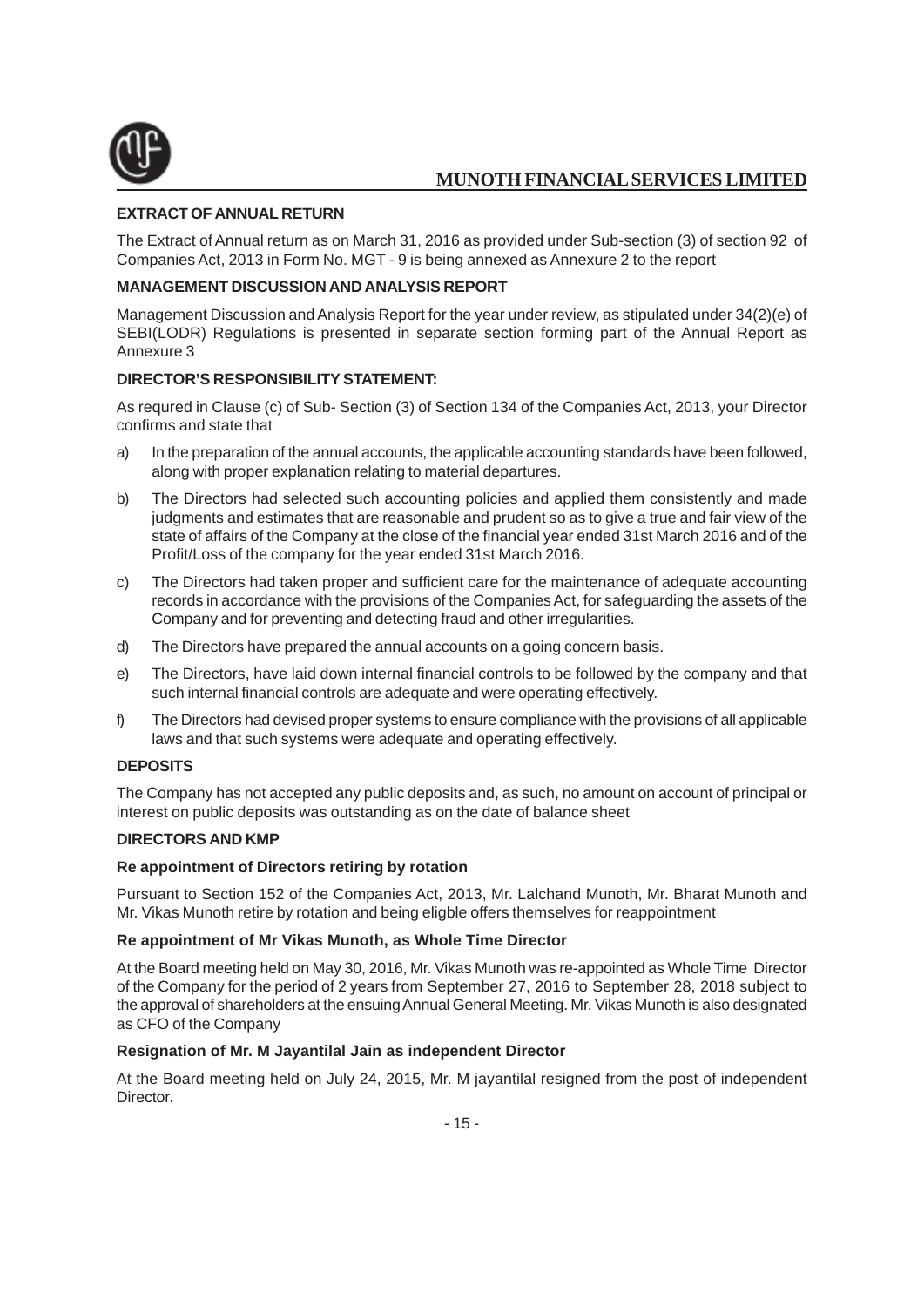**EXTRACT OF ANNUAL RETURN**

The Extract of Annual return as on March 31, 2016 as provided under Sub-section (3) of section 92 of Companies Act, 2013 in Form No. MGT - 9 is being annexed as Annexure 2 to the report

**MANAGEMENT DISCUSSION AND ANALYSIS REPORT**

Management Discussion and Analysis Report for the year under review, as stipulated under 34(2)(e) of SEBI(LODR) Regulations is presented in separate section forming part of the Annual Report as Annexure 3

**DIRECTOR'S RESPONSIBILITY STATEMENT:**

As requred in Clause (c) of Sub- Section (3) of Section 134 of the Companies Act, 2013, your Director confirms and state that

a) In the preparation of the annual accounts, the applicable accounting standards have been followed, along with proper explanation relating to material departures.

b) The Directors had selected such accounting policies and applied them consistently and made judgments and estimates that are reasonable and prudent so as to give a true and fair view of the state of affairs of the Company at the close of the financial year ended 31st March 2016 and of the Profit/Loss of the company for the year ended 31st March 2016.

c) The Directors had taken proper and sufficient care for the maintenance of adequate accounting records in accordance with the provisions of the Companies Act, for safeguarding the assets of the Company and for preventing and detecting fraud and other irregularities.

d) The Directors have prepared the annual accounts on a going concern basis.

e) The Directors, have laid down internal financial controls to be followed by the company and that such internal financial controls are adequate and were operating effectively.

f) The Directors had devised proper systems to ensure compliance with the provisions of all applicable laws and that such systems were adequate and operating effectively.

**DEPOSITS**

The Company has not accepted any public deposits and, as such, no amount on account of principal or interest on public deposits was outstanding as on the date of balance sheet

**DIRECTORS AND KMP**

**Re appointment of Directors retiring by rotation**

Pursuant to Section 152 of the Companies Act, 2013, Mr. Lalchand Munoth, Mr. Bharat Munoth and Mr. Vikas Munoth retire by rotation and being eligble offers themselves for reappointment

**Re appointment of Mr Vikas Munoth, as Whole Time Director**

At the Board meeting held on May 30, 2016, Mr. Vikas Munoth was re-appointed as Whole Time Director of the Company for the period of 2 years from September 27, 2016 to September 28, 2018 subject to the approval of shareholders at the ensuing Annual General Meeting. Mr. Vikas Munoth is also designated as CFO of the Company

**Resignation of Mr. M Jayantilal Jain as independent Director**

At the Board meeting held on July 24, 2015, Mr. M jayantilal resigned from the post of independent Director.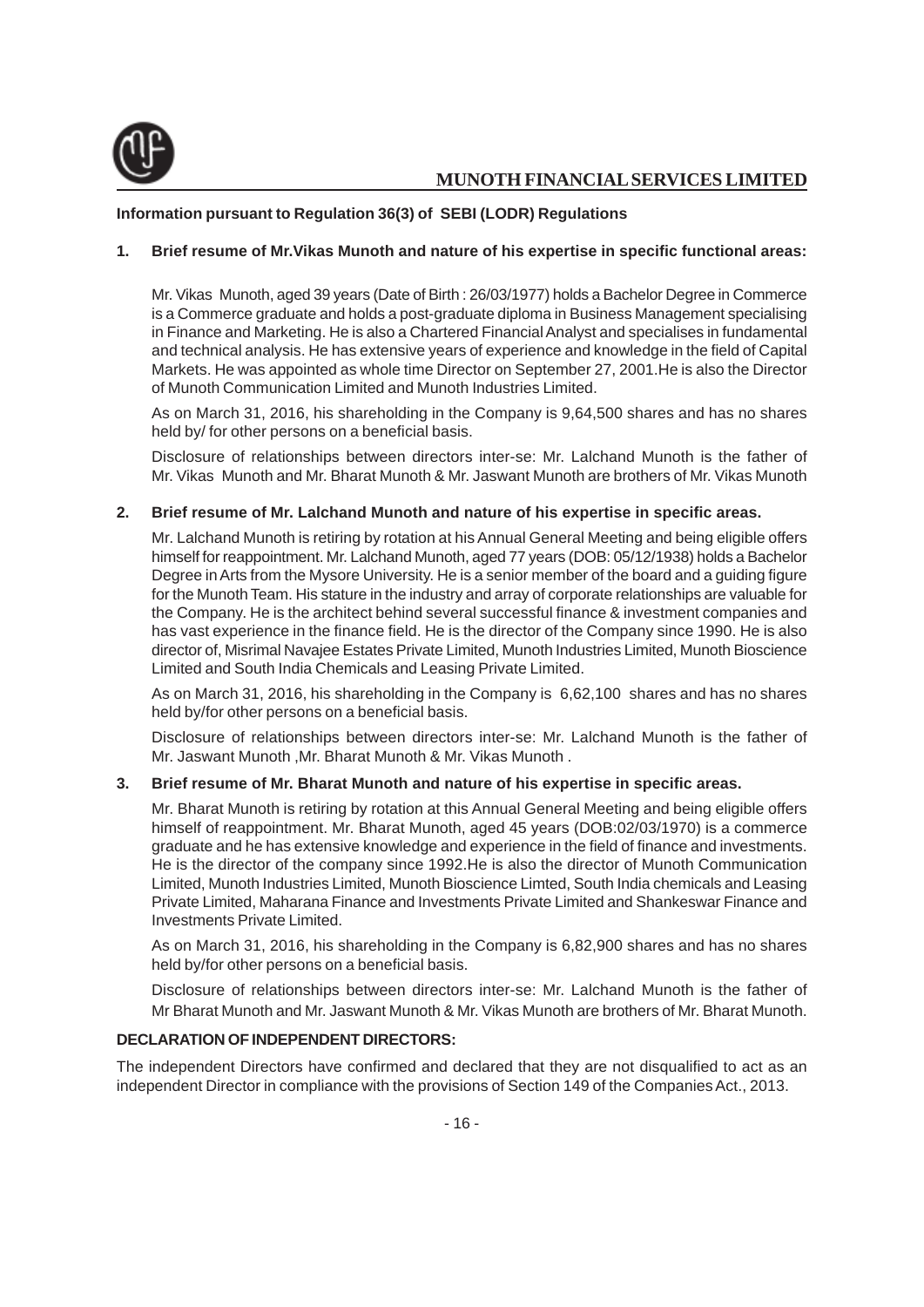**Information pursuant to Regulation 36(3) of SEBI (LODR) Regulations**

**1. Brief resume of Mr.Vikas Munoth and nature of his expertise in specific functional areas:**

Mr. Vikas Munoth, aged 39 years (Date of Birth : 26/03/1977) holds a Bachelor Degree in Commerce is a Commerce graduate and holds a post-graduate diploma in Business Management specialising in Finance and Marketing. He is also a Chartered Financial Analyst and specialises in fundamental and technical analysis. He has extensive years of experience and knowledge in the field of Capital Markets. He was appointed as whole time Director on September 27, 2001.He is also the Director of Munoth Communication Limited and Munoth Industries Limited.

As on March 31, 2016, his shareholding in the Company is 9,64,500 shares and has no shares held by/ for other persons on a beneficial basis.

Disclosure of relationships between directors inter-se: Mr. Lalchand Munoth is the father of Mr. Vikas Munoth and Mr. Bharat Munoth & Mr. Jaswant Munoth are brothers of Mr. Vikas Munoth

**2. Brief resume of Mr. Lalchand Munoth and nature of his expertise in specific areas.**

Mr. Lalchand Munoth is retiring by rotation at his Annual General Meeting and being eligible offers himself for reappointment. Mr. Lalchand Munoth, aged 77 years (DOB: 05/12/1938) holds a Bachelor Degree in Arts from the Mysore University. He is a senior member of the board and a guiding figure for the Munoth Team. His stature in the industry and array of corporate relationships are valuable for the Company. He is the architect behind several successful finance & investment companies and has vast experience in the finance field. He is the director of the Company since 1990. He is also director of, Misrimal Navajee Estates Private Limited, Munoth Industries Limited, Munoth Bioscience Limited and South India Chemicals and Leasing Private Limited.

As on March 31, 2016, his shareholding in the Company is 6,62,100 shares and has no shares held by/for other persons on a beneficial basis.

Disclosure of relationships between directors inter-se: Mr. Lalchand Munoth is the father of Mr. Jaswant Munoth ,Mr. Bharat Munoth & Mr. Vikas Munoth .

**3. Brief resume of Mr. Bharat Munoth and nature of his expertise in specific areas.**

Mr. Bharat Munoth is retiring by rotation at this Annual General Meeting and being eligible offers himself of reappointment. Mr. Bharat Munoth, aged 45 years (DOB:02/03/1970) is a commerce graduate and he has extensive knowledge and experience in the field of finance and investments. He is the director of the company since 1992.He is also the director of Munoth Communication Limited, Munoth Industries Limited, Munoth Bioscience Limted, South India chemicals and Leasing Private Limited, Maharana Finance and Investments Private Limited and Shankeswar Finance and Investments Private Limited.

As on March 31, 2016, his shareholding in the Company is 6,82,900 shares and has no shares held by/for other persons on a beneficial basis.

Disclosure of relationships between directors inter-se: Mr. Lalchand Munoth is the father of Mr Bharat Munoth and Mr. Jaswant Munoth & Mr. Vikas Munoth are brothers of Mr. Bharat Munoth.

**DECLARATION OF INDEPENDENT DIRECTORS:**

The independent Directors have confirmed and declared that they are not disqualified to act as an independent Director in compliance with the provisions of Section 149 of the Companies Act., 2013.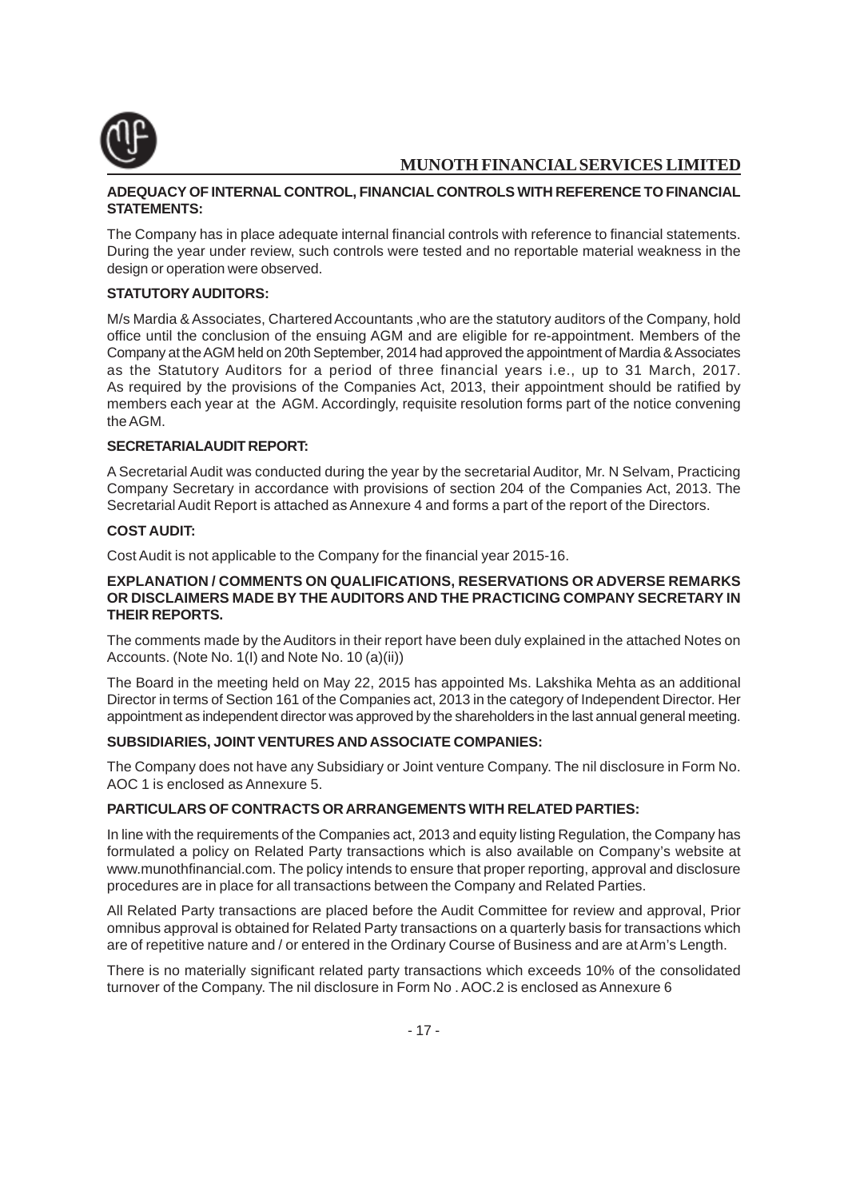**ADEQUACY OF INTERNAL CONTROL, FINANCIAL CONTROLS WITH REFERENCE TO FINANCIAL STATEMENTS:**

The Company has in place adequate internal financial controls with reference to financial statements. During the year under review, such controls were tested and no reportable material weakness in the design or operation were observed.

**STATUTORY AUDITORS:**

M/s Mardia & Associates, Chartered Accountants ,who are the statutory auditors of the Company, hold office until the conclusion of the ensuing AGM and are eligible for re-appointment. Members of the Company at the AGM held on 20th September, 2014 had approved the appointment of Mardia & Associates as the Statutory Auditors for a period of three financial years i.e., up to 31 March, 2017. As required by the provisions of the Companies Act, 2013, their appointment should be ratified by members each year at the AGM. Accordingly, requisite resolution forms part of the notice convening the AGM.

**SECRETARIALAUDIT REPORT:**

A Secretarial Audit was conducted during the year by the secretarial Auditor, Mr. N Selvam, Practicing Company Secretary in accordance with provisions of section 204 of the Companies Act, 2013. The Secretarial Audit Report is attached as Annexure 4 and forms a part of the report of the Directors.

**COST AUDIT:**

Cost Audit is not applicable to the Company for the financial year 2015-16.

**EXPLANATION / COMMENTS ON QUALIFICATIONS, RESERVATIONS OR ADVERSE REMARKS OR DISCLAIMERS MADE BY THE AUDITORS AND THE PRACTICING COMPANY SECRETARY IN THEIR REPORTS.**

The comments made by the Auditors in their report have been duly explained in the attached Notes on Accounts. (Note No. 1(I) and Note No. 10 (a)(ii))

The Board in the meeting held on May 22, 2015 has appointed Ms. Lakshika Mehta as an additional Director in terms of Section 161 of the Companies act, 2013 in the category of Independent Director. Her appointment as independent director was approved by the shareholders in the last annual general meeting.

**SUBSIDIARIES, JOINT VENTURES AND ASSOCIATE COMPANIES:**

The Company does not have any Subsidiary or Joint venture Company. The nil disclosure in Form No. AOC 1 is enclosed as Annexure 5.

**PARTICULARS OF CONTRACTS OR ARRANGEMENTS WITH RELATED PARTIES:**

In line with the requirements of the Companies act, 2013 and equity listing Regulation, the Company has formulated a policy on Related Party transactions which is also available on Company's website at www.munothfinancial.com. The policy intends to ensure that proper reporting, approval and disclosure procedures are in place for all transactions between the Company and Related Parties.

All Related Party transactions are placed before the Audit Committee for review and approval, Prior omnibus approval is obtained for Related Party transactions on a quarterly basis for transactions which are of repetitive nature and / or entered in the Ordinary Course of Business and are at Arm's Length.

There is no materially significant related party transactions which exceeds 10% of the consolidated turnover of the Company. The nil disclosure in Form No . AOC.2 is enclosed as Annexure 6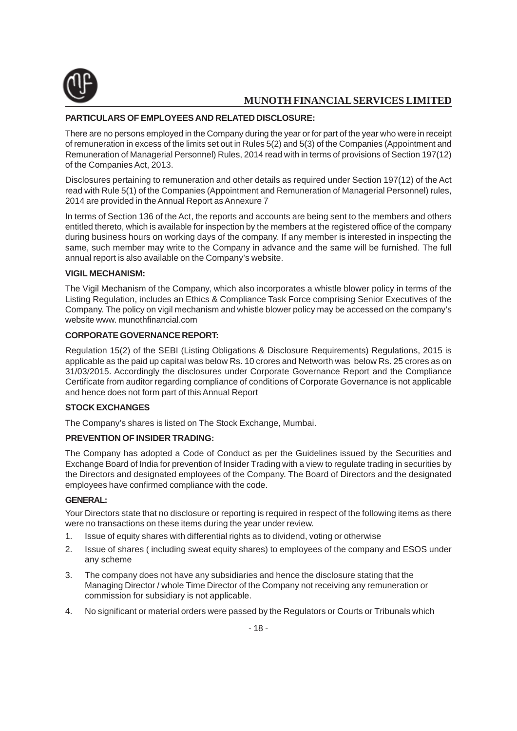**PARTICULARS OF EMPLOYEES AND RELATED DISCLOSURE:**

There are no persons employed in the Company during the year or for part of the year who were in receipt of remuneration in excess of the limits set out in Rules 5(2) and 5(3) of the Companies (Appointment and Remuneration of Managerial Personnel) Rules, 2014 read with in terms of provisions of Section 197(12) of the Companies Act, 2013.

Disclosures pertaining to remuneration and other details as required under Section 197(12) of the Act read with Rule 5(1) of the Companies (Appointment and Remuneration of Managerial Personnel) rules, 2014 are provided in the Annual Report as Annexure 7

In terms of Section 136 of the Act, the reports and accounts are being sent to the members and others entitled thereto, which is available for inspection by the members at the registered office of the company during business hours on working days of the company. If any member is interested in inspecting the same, such member may write to the Company in advance and the same will be furnished. The full annual report is also available on the Company's website.

**VIGIL MECHANISM:**

The Vigil Mechanism of the Company, which also incorporates a whistle blower policy in terms of the Listing Regulation, includes an Ethics & Compliance Task Force comprising Senior Executives of the Company. The policy on vigil mechanism and whistle blower policy may be accessed on the company's website www. munothfinancial.com

**CORPORATE GOVERNANCE REPORT:**

Regulation 15(2) of the SEBI (Listing Obligations & Disclosure Requirements) Regulations, 2015 is applicable as the paid up capital was below Rs. 10 crores and Networth was below Rs. 25 crores as on 31/03/2015. Accordingly the disclosures under Corporate Governance Report and the Compliance Certificate from auditor regarding compliance of conditions of Corporate Governance is not applicable and hence does not form part of this Annual Report

**STOCK EXCHANGES**

The Company's shares is listed on The Stock Exchange, Mumbai.

**PREVENTION OF INSIDER TRADING:**

The Company has adopted a Code of Conduct as per the Guidelines issued by the Securities and Exchange Board of India for prevention of Insider Trading with a view to regulate trading in securities by the Directors and designated employees of the Company. The Board of Directors and the designated employees have confirmed compliance with the code.

**GENERAL:**

Your Directors state that no disclosure or reporting is required in respect of the following items as there were no transactions on these items during the year under review.

1. Issue of equity shares with differential rights as to dividend, voting or otherwise
2. Issue of shares ( including sweat equity shares) to employees of the company and ESOS under any scheme
3. The company does not have any subsidiaries and hence the disclosure stating that the Managing Director / whole Time Director of the Company not receiving any remuneration or commission for subsidiary is not applicable.
4. No significant or material orders were passed by the Regulators or Courts or Tribunals which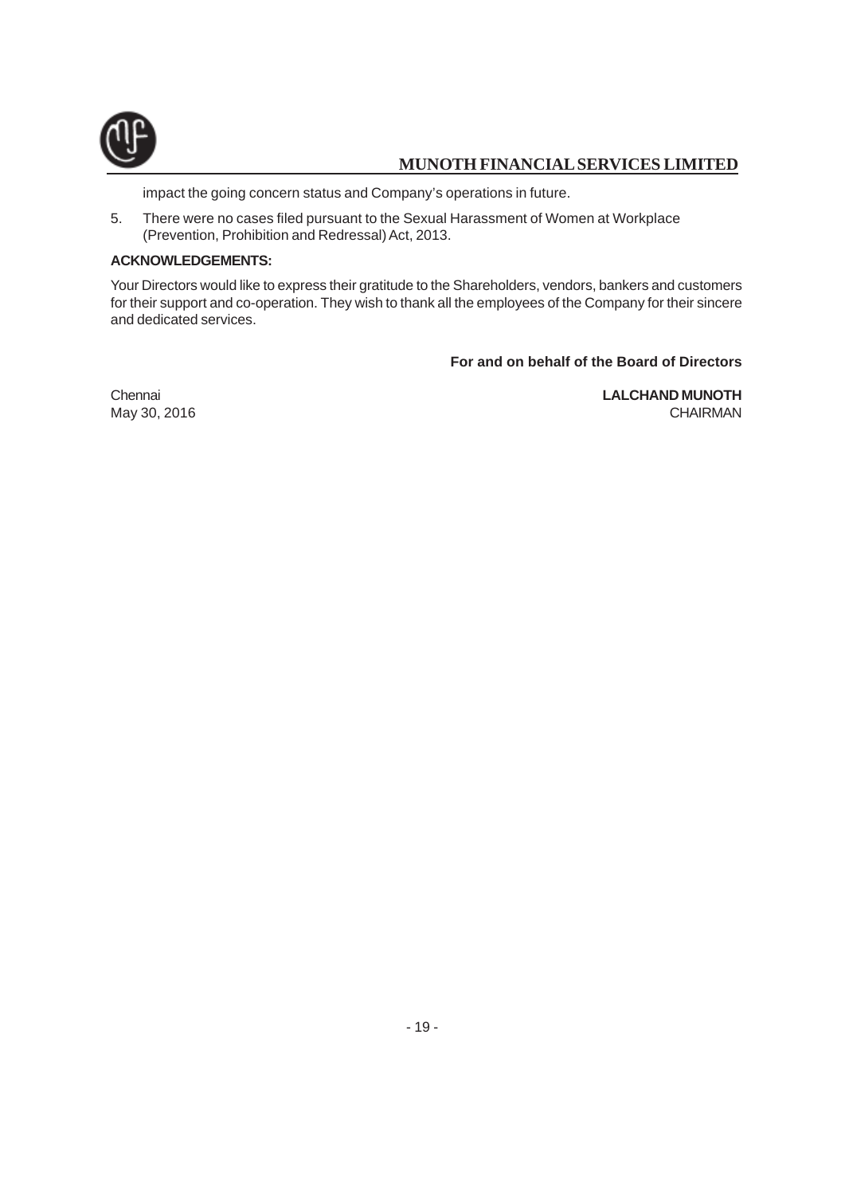impact the going concern status and Company's operations in future.

5. There were no cases filed pursuant to the Sexual Harassment of Women at Workplace (Prevention, Prohibition and Redressal) Act, 2013.

**ACKNOWLEDGEMENTS:**

Your Directors would like to express their gratitude to the Shareholders, vendors, bankers and customers for their support and co-operation. They wish to thank all the employees of the Company for their sincere and dedicated services.

**For and on behalf of the Board of Directors**

Chennai
May 30, 2016

**LALCHAND MUNOTH**
CHAIRMAN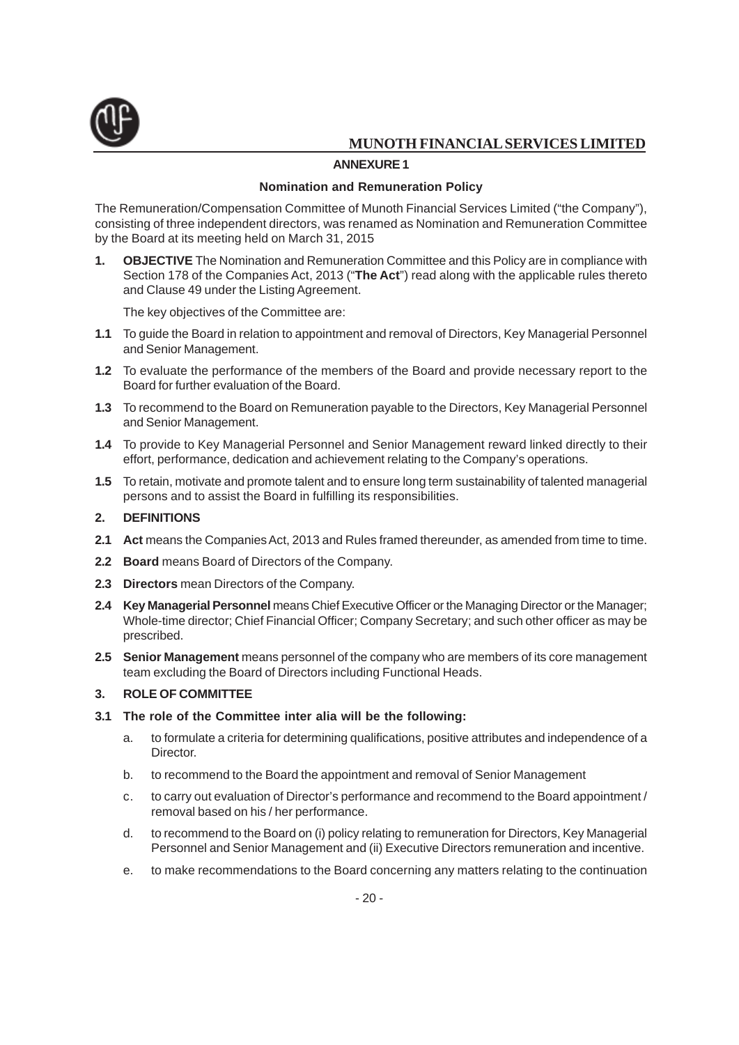## ANNEXURE 1

### Nomination and Remuneration Policy

The Remuneration/Compensation Committee of Munoth Financial Services Limited ("the Company"), consisting of three independent directors, was renamed as Nomination and Remuneration Committee by the Board at its meeting held on March 31, 2015

**1. OBJECTIVE** The Nomination and Remuneration Committee and this Policy are in compliance with Section 178 of the Companies Act, 2013 ("**The Act**") read along with the applicable rules thereto and Clause 49 under the Listing Agreement.

The key objectives of the Committee are:

**1.1** To guide the Board in relation to appointment and removal of Directors, Key Managerial Personnel and Senior Management.

**1.2** To evaluate the performance of the members of the Board and provide necessary report to the Board for further evaluation of the Board.

**1.3** To recommend to the Board on Remuneration payable to the Directors, Key Managerial Personnel and Senior Management.

**1.4** To provide to Key Managerial Personnel and Senior Management reward linked directly to their effort, performance, dedication and achievement relating to the Company's operations.

**1.5** To retain, motivate and promote talent and to ensure long term sustainability of talented managerial persons and to assist the Board in fulfilling its responsibilities.

**2. DEFINITIONS**

**2.1 Act** means the Companies Act, 2013 and Rules framed thereunder, as amended from time to time.

**2.2 Board** means Board of Directors of the Company.

**2.3 Directors** mean Directors of the Company.

**2.4 Key Managerial Personnel** means Chief Executive Officer or the Managing Director or the Manager; Whole-time director; Chief Financial Officer; Company Secretary; and such other officer as may be prescribed.

**2.5 Senior Management** means personnel of the company who are members of its core management team excluding the Board of Directors including Functional Heads.

**3. ROLE OF COMMITTEE**

**3.1 The role of the Committee inter alia will be the following:**

a. to formulate a criteria for determining qualifications, positive attributes and independence of a Director.

b. to recommend to the Board the appointment and removal of Senior Management

c. to carry out evaluation of Director's performance and recommend to the Board appointment / removal based on his / her performance.

d. to recommend to the Board on (i) policy relating to remuneration for Directors, Key Managerial Personnel and Senior Management and (ii) Executive Directors remuneration and incentive.

e. to make recommendations to the Board concerning any matters relating to the continuation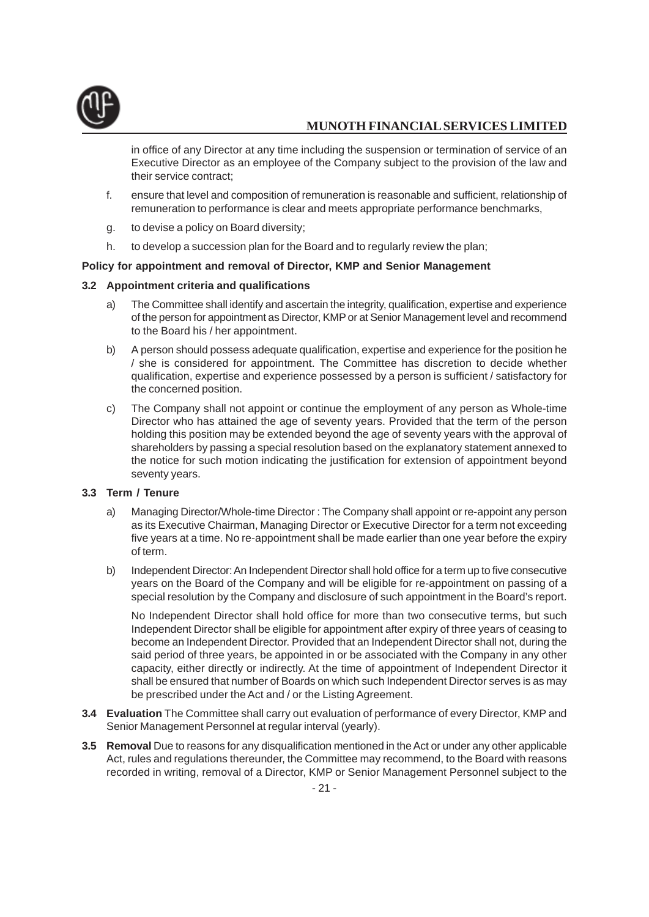in office of any Director at any time including the suspension or termination of service of an Executive Director as an employee of the Company subject to the provision of the law and their service contract;

f. ensure that level and composition of remuneration is reasonable and sufficient, relationship of remuneration to performance is clear and meets appropriate performance benchmarks,

g. to devise a policy on Board diversity;

h. to develop a succession plan for the Board and to regularly review the plan;

**Policy for appointment and removal of Director, KMP and Senior Management**

**3.2 Appointment criteria and qualifications**

a) The Committee shall identify and ascertain the integrity, qualification, expertise and experience of the person for appointment as Director, KMP or at Senior Management level and recommend to the Board his / her appointment.

b) A person should possess adequate qualification, expertise and experience for the position he / she is considered for appointment. The Committee has discretion to decide whether qualification, expertise and experience possessed by a person is sufficient / satisfactory for the concerned position.

c) The Company shall not appoint or continue the employment of any person as Whole-time Director who has attained the age of seventy years. Provided that the term of the person holding this position may be extended beyond the age of seventy years with the approval of shareholders by passing a special resolution based on the explanatory statement annexed to the notice for such motion indicating the justification for extension of appointment beyond seventy years.

**3.3 Term / Tenure**

a) Managing Director/Whole-time Director : The Company shall appoint or re-appoint any person as its Executive Chairman, Managing Director or Executive Director for a term not exceeding five years at a time. No re-appointment shall be made earlier than one year before the expiry of term.

b) Independent Director: An Independent Director shall hold office for a term up to five consecutive years on the Board of the Company and will be eligible for re-appointment on passing of a special resolution by the Company and disclosure of such appointment in the Board's report.

No Independent Director shall hold office for more than two consecutive terms, but such Independent Director shall be eligible for appointment after expiry of three years of ceasing to become an Independent Director. Provided that an Independent Director shall not, during the said period of three years, be appointed in or be associated with the Company in any other capacity, either directly or indirectly. At the time of appointment of Independent Director it shall be ensured that number of Boards on which such Independent Director serves is as may be prescribed under the Act and / or the Listing Agreement.

**3.4 Evaluation** The Committee shall carry out evaluation of performance of every Director, KMP and Senior Management Personnel at regular interval (yearly).

**3.5 Removal** Due to reasons for any disqualification mentioned in the Act or under any other applicable Act, rules and regulations thereunder, the Committee may recommend, to the Board with reasons recorded in writing, removal of a Director, KMP or Senior Management Personnel subject to the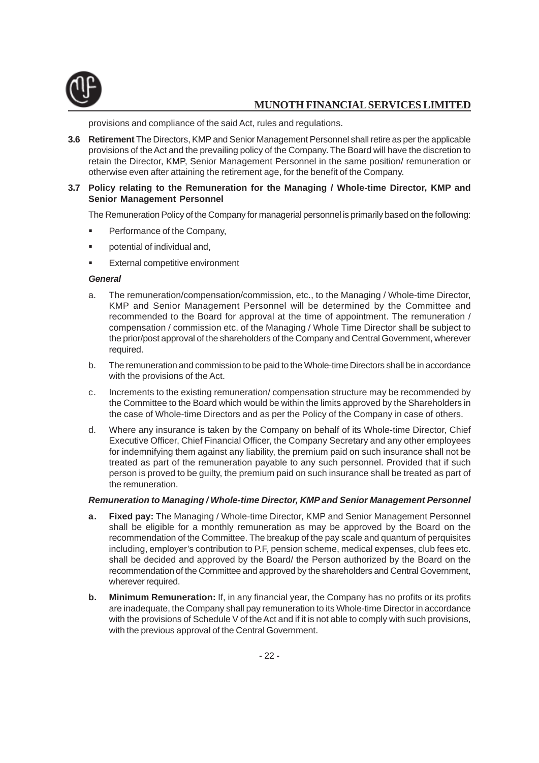provisions and compliance of the said Act, rules and regulations.

**3.6 Retirement** The Directors, KMP and Senior Management Personnel shall retire as per the applicable provisions of the Act and the prevailing policy of the Company. The Board will have the discretion to retain the Director, KMP, Senior Management Personnel in the same position/ remuneration or otherwise even after attaining the retirement age, for the benefit of the Company.

**3.7 Policy relating to the Remuneration for the Managing / Whole-time Director, KMP and Senior Management Personnel**

The Remuneration Policy of the Company for managerial personnel is primarily based on the following:

- Performance of the Company,
- potential of individual and,
- External competitive environment

***General***

a. The remuneration/compensation/commission, etc., to the Managing / Whole-time Director, KMP and Senior Management Personnel will be determined by the Committee and recommended to the Board for approval at the time of appointment. The remuneration / compensation / commission etc. of the Managing / Whole Time Director shall be subject to the prior/post approval of the shareholders of the Company and Central Government, wherever required.

b. The remuneration and commission to be paid to the Whole-time Directors shall be in accordance with the provisions of the Act.

c. Increments to the existing remuneration/ compensation structure may be recommended by the Committee to the Board which would be within the limits approved by the Shareholders in the case of Whole-time Directors and as per the Policy of the Company in case of others.

d. Where any insurance is taken by the Company on behalf of its Whole-time Director, Chief Executive Officer, Chief Financial Officer, the Company Secretary and any other employees for indemnifying them against any liability, the premium paid on such insurance shall not be treated as part of the remuneration payable to any such personnel. Provided that if such person is proved to be guilty, the premium paid on such insurance shall be treated as part of the remuneration.

***Remuneration to Managing / Whole-time Director, KMP and Senior Management Personnel***

**a. Fixed pay:** The Managing / Whole-time Director, KMP and Senior Management Personnel shall be eligible for a monthly remuneration as may be approved by the Board on the recommendation of the Committee. The breakup of the pay scale and quantum of perquisites including, employer's contribution to P.F, pension scheme, medical expenses, club fees etc. shall be decided and approved by the Board/ the Person authorized by the Board on the recommendation of the Committee and approved by the shareholders and Central Government, wherever required.

**b. Minimum Remuneration:** If, in any financial year, the Company has no profits or its profits are inadequate, the Company shall pay remuneration to its Whole-time Director in accordance with the provisions of Schedule V of the Act and if it is not able to comply with such provisions, with the previous approval of the Central Government.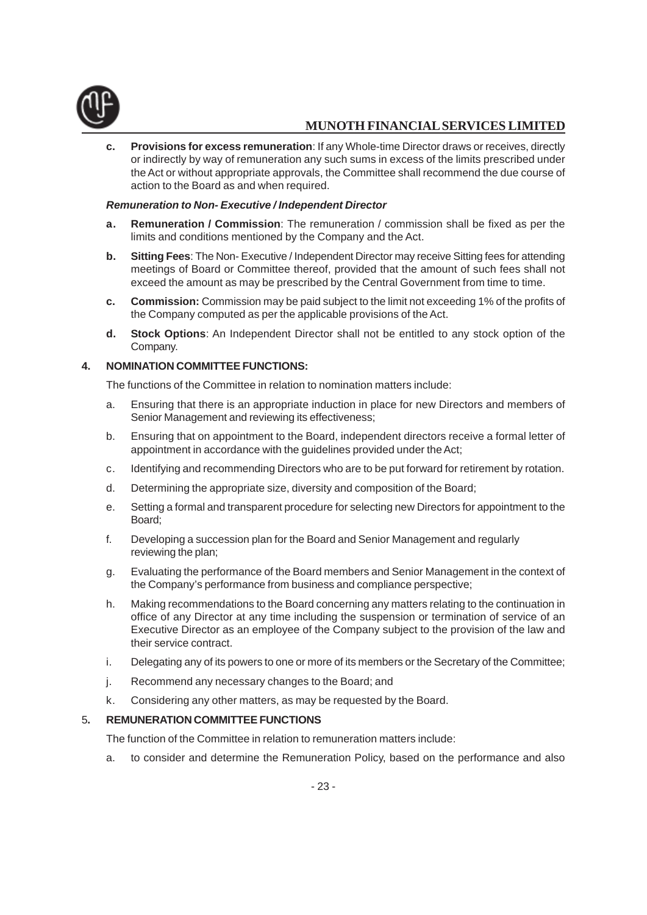c. **Provisions for excess remuneration**: If any Whole-time Director draws or receives, directly or indirectly by way of remuneration any such sums in excess of the limits prescribed under the Act or without appropriate approvals, the Committee shall recommend the due course of action to the Board as and when required.

***Remuneration to Non- Executive / Independent Director***

a. **Remuneration / Commission**: The remuneration / commission shall be fixed as per the limits and conditions mentioned by the Company and the Act.

b. **Sitting Fees**: The Non- Executive / Independent Director may receive Sitting fees for attending meetings of Board or Committee thereof, provided that the amount of such fees shall not exceed the amount as may be prescribed by the Central Government from time to time.

c. **Commission:** Commission may be paid subject to the limit not exceeding 1% of the profits of the Company computed as per the applicable provisions of the Act.

d. **Stock Options**: An Independent Director shall not be entitled to any stock option of the Company.

**4. NOMINATION COMMITTEE FUNCTIONS:**

The functions of the Committee in relation to nomination matters include:

a. Ensuring that there is an appropriate induction in place for new Directors and members of Senior Management and reviewing its effectiveness;

b. Ensuring that on appointment to the Board, independent directors receive a formal letter of appointment in accordance with the guidelines provided under the Act;

c. Identifying and recommending Directors who are to be put forward for retirement by rotation.

d. Determining the appropriate size, diversity and composition of the Board;

e. Setting a formal and transparent procedure for selecting new Directors for appointment to the Board;

f. Developing a succession plan for the Board and Senior Management and regularly reviewing the plan;

g. Evaluating the performance of the Board members and Senior Management in the context of the Company's performance from business and compliance perspective;

h. Making recommendations to the Board concerning any matters relating to the continuation in office of any Director at any time including the suspension or termination of service of an Executive Director as an employee of the Company subject to the provision of the law and their service contract.

i. Delegating any of its powers to one or more of its members or the Secretary of the Committee;

j. Recommend any necessary changes to the Board; and

k. Considering any other matters, as may be requested by the Board.

**5. REMUNERATION COMMITTEE FUNCTIONS**

The function of the Committee in relation to remuneration matters include:

a. to consider and determine the Remuneration Policy, based on the performance and also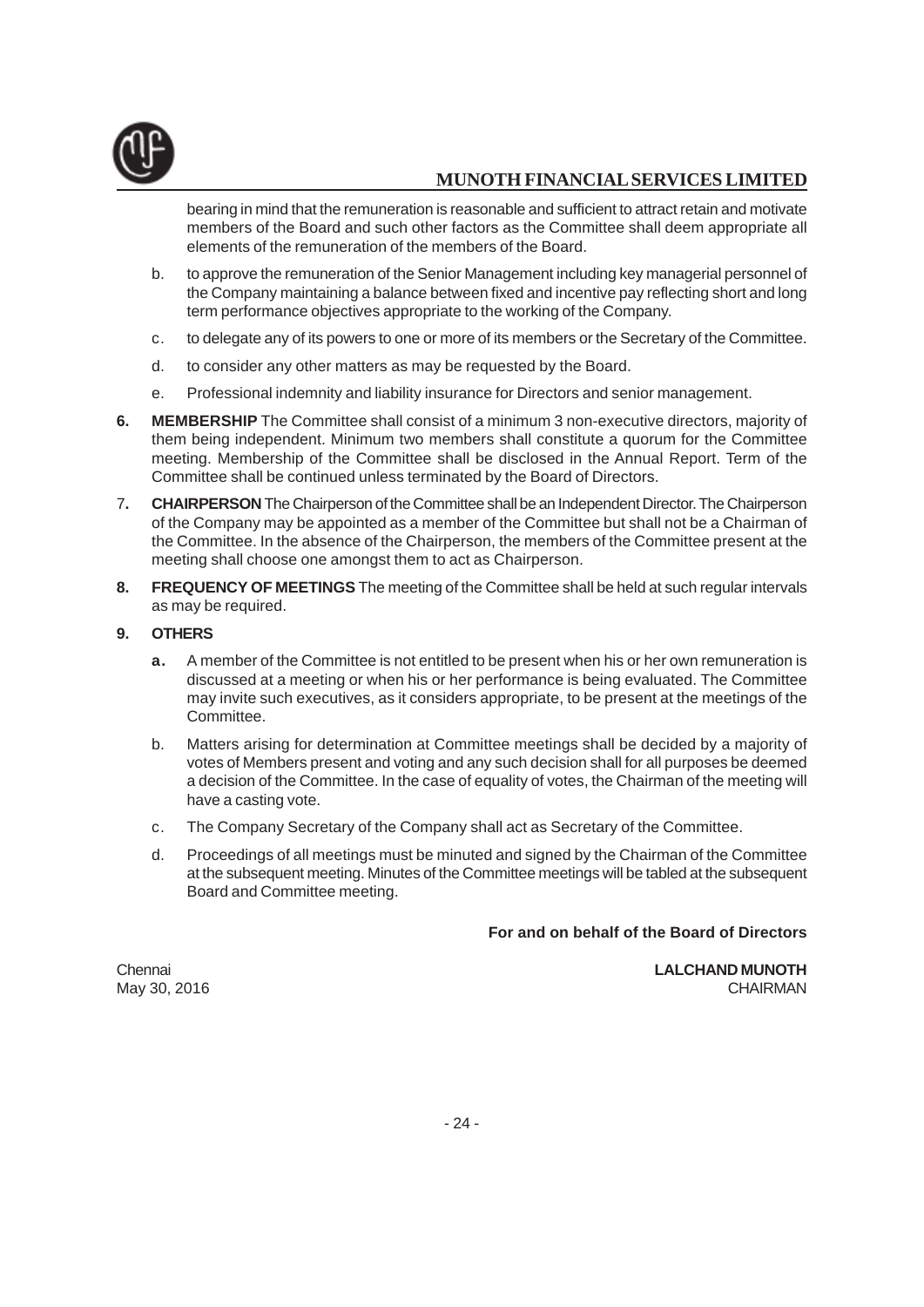bearing in mind that the remuneration is reasonable and sufficient to attract retain and motivate members of the Board and such other factors as the Committee shall deem appropriate all elements of the remuneration of the members of the Board.

b. to approve the remuneration of the Senior Management including key managerial personnel of the Company maintaining a balance between fixed and incentive pay reflecting short and long term performance objectives appropriate to the working of the Company.

c. to delegate any of its powers to one or more of its members or the Secretary of the Committee.

d. to consider any other matters as may be requested by the Board.

e. Professional indemnity and liability insurance for Directors and senior management.

**6. MEMBERSHIP** The Committee shall consist of a minimum 3 non-executive directors, majority of them being independent. Minimum two members shall constitute a quorum for the Committee meeting. Membership of the Committee shall be disclosed in the Annual Report. Term of the Committee shall be continued unless terminated by the Board of Directors.

**7. CHAIRPERSON** The Chairperson of the Committee shall be an Independent Director. The Chairperson of the Company may be appointed as a member of the Committee but shall not be a Chairman of the Committee. In the absence of the Chairperson, the members of the Committee present at the meeting shall choose one amongst them to act as Chairperson.

**8. FREQUENCY OF MEETINGS** The meeting of the Committee shall be held at such regular intervals as may be required.

**9. OTHERS**

**a.** A member of the Committee is not entitled to be present when his or her own remuneration is discussed at a meeting or when his or her performance is being evaluated. The Committee may invite such executives, as it considers appropriate, to be present at the meetings of the Committee.

b. Matters arising for determination at Committee meetings shall be decided by a majority of votes of Members present and voting and any such decision shall for all purposes be deemed a decision of the Committee. In the case of equality of votes, the Chairman of the meeting will have a casting vote.

c. The Company Secretary of the Company shall act as Secretary of the Committee.

d. Proceedings of all meetings must be minuted and signed by the Chairman of the Committee at the subsequent meeting. Minutes of the Committee meetings will be tabled at the subsequent Board and Committee meeting.

**For and on behalf of the Board of Directors**

Chennai
May 30, 2016

**LALCHAND MUNOTH**
CHAIRMAN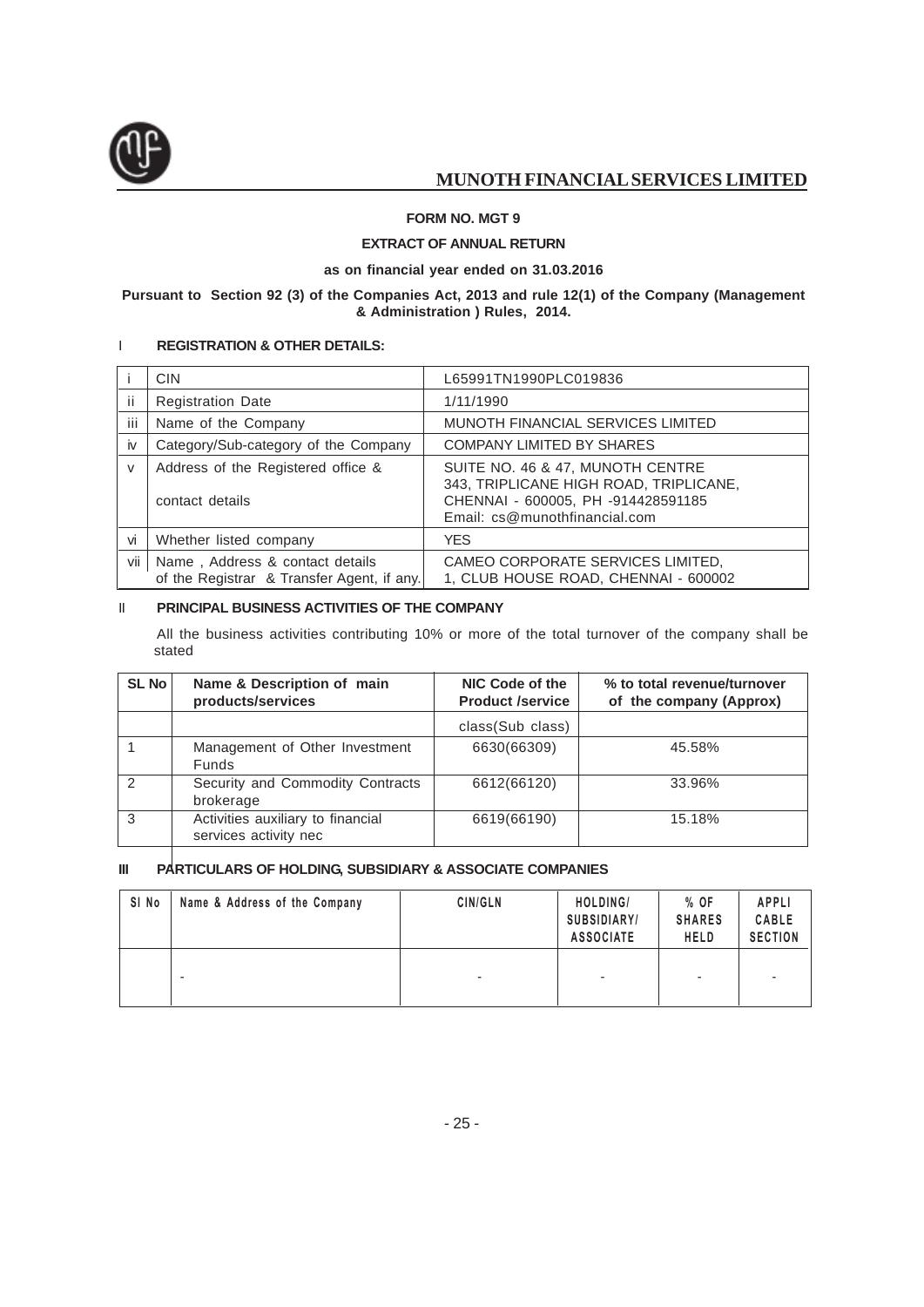**FORM NO. MGT 9**

**EXTRACT OF ANNUAL RETURN**

**as on financial year ended on 31.03.2016**

**Pursuant to Section 92 (3) of the Companies Act, 2013 and rule 12(1) of the Company (Management & Administration ) Rules, 2014.**

## I REGISTRATION & OTHER DETAILS:

| | | |
|---|---|---|
| i | CIN | L65991TN1990PLC019836 |
| ii | Registration Date | 1/11/1990 |
| iii | Name of the Company | MUNOTH FINANCIAL SERVICES LIMITED |
| iv | Category/Sub-category of the Company | COMPANY LIMITED BY SHARES |
| v | Address of the Registered office & contact details | SUITE NO. 46 & 47, MUNOTH CENTRE 343, TRIPLICANE HIGH ROAD, TRIPLICANE, CHENNAI - 600005, PH -914428591185 Email: cs@munothfinancial.com |
| vi | Whether listed company | YES |
| vii | Name , Address & contact details of the Registrar & Transfer Agent, if any. | CAMEO CORPORATE SERVICES LIMITED, 1, CLUB HOUSE ROAD, CHENNAI - 600002 |

## II PRINCIPAL BUSINESS ACTIVITIES OF THE COMPANY

All the business activities contributing 10% or more of the total turnover of the company shall be stated

| SL No | Name & Description of main products/services | NIC Code of the Product /service | % to total revenue/turnover of the company (Approx) |
|---|---|---|---|
| | | class(Sub class) | |
| 1 | Management of Other Investment Funds | 6630(66309) | 45.58% |
| 2 | Security and Commodity Contracts brokerage | 6612(66120) | 33.96% |
| 3 | Activities auxiliary to financial services activity nec | 6619(66190) | 15.18% |

## III PARTICULARS OF HOLDING, SUBSIDIARY & ASSOCIATE COMPANIES

| Sl No | Name & Address of the Company | CIN/GLN | HOLDING/ SUBSIDIARY/ ASSOCIATE | % OF SHARES HELD | APPLI CABLE SECTION |
|---|---|---|---|---|---|
| | - | - | - | - | - |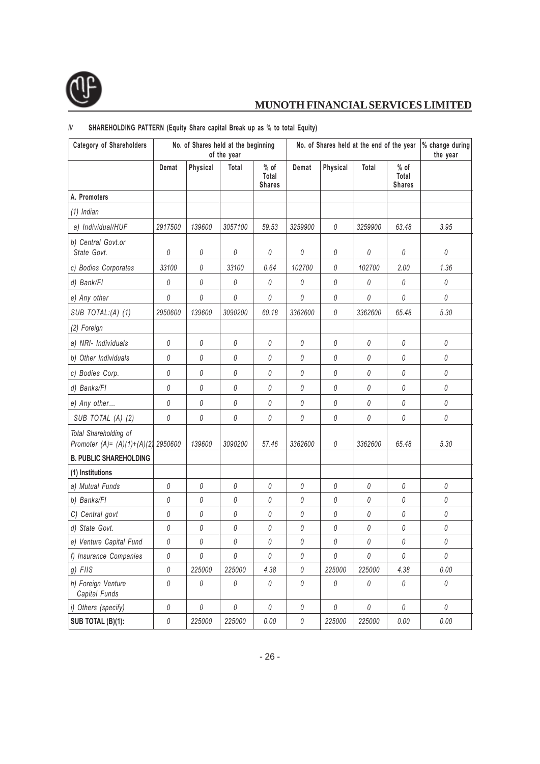## IV SHAREHOLDING PATTERN (Equity Share capital Break up as % to total Equity)

| Category of Shareholders | No. of Shares held at the beginning of the year | | | | No. of Shares held at the end of the year | | | | % change during the year |
|---|---|---|---|---|---|---|---|---|---|
| | Demat | Physical | Total | % of Total Shares | Demat | Physical | Total | % of Total Shares | |
| **A. Promoters** | | | | | | | | | |
| *(1) Indian* | | | | | | | | | |
| *a) Individual/HUF* | 2917500 | 139600 | 3057100 | 59.53 | 3259900 | 0 | 3259900 | 63.48 | 3.95 |
| *b) Central Govt.or State Govt.* | 0 | 0 | 0 | 0 | 0 | 0 | 0 | 0 | 0 |
| *c) Bodies Corporates* | 33100 | 0 | 33100 | 0.64 | 102700 | 0 | 102700 | 2.00 | 1.36 |
| *d) Bank/FI* | 0 | 0 | 0 | 0 | 0 | 0 | 0 | 0 | 0 |
| *e) Any other* | 0 | 0 | 0 | 0 | 0 | 0 | 0 | 0 | 0 |
| *SUB TOTAL:(A) (1)* | 2950600 | 139600 | 3090200 | 60.18 | 3362600 | 0 | 3362600 | 65.48 | 5.30 |
| *(2) Foreign* | | | | | | | | | |
| *a) NRI- Individuals* | 0 | 0 | 0 | 0 | 0 | 0 | 0 | 0 | 0 |
| *b) Other Individuals* | 0 | 0 | 0 | 0 | 0 | 0 | 0 | 0 | 0 |
| *c) Bodies Corp.* | 0 | 0 | 0 | 0 | 0 | 0 | 0 | 0 | 0 |
| *d) Banks/FI* | 0 | 0 | 0 | 0 | 0 | 0 | 0 | 0 | 0 |
| *e) Any other...* | 0 | 0 | 0 | 0 | 0 | 0 | 0 | 0 | 0 |
| *SUB TOTAL (A) (2)* | 0 | 0 | 0 | 0 | 0 | 0 | 0 | 0 | 0 |
| *Total Shareholding of Promoter (A)= (A)(1)+(A)(2)* | 2950600 | 139600 | 3090200 | 57.46 | 3362600 | 0 | 3362600 | 65.48 | 5.30 |
| **B. PUBLIC SHAREHOLDING** | | | | | | | | | |
| **(1) Institutions** | | | | | | | | | |
| *a) Mutual Funds* | 0 | 0 | 0 | 0 | 0 | 0 | 0 | 0 | 0 |
| *b) Banks/FI* | 0 | 0 | 0 | 0 | 0 | 0 | 0 | 0 | 0 |
| *C) Central govt* | 0 | 0 | 0 | 0 | 0 | 0 | 0 | 0 | 0 |
| *d) State Govt.* | 0 | 0 | 0 | 0 | 0 | 0 | 0 | 0 | 0 |
| *e) Venture Capital Fund* | 0 | 0 | 0 | 0 | 0 | 0 | 0 | 0 | 0 |
| *f) Insurance Companies* | 0 | 0 | 0 | 0 | 0 | 0 | 0 | 0 | 0 |
| *g) FIIS* | 0 | 225000 | 225000 | 4.38 | 0 | 225000 | 225000 | 4.38 | 0.00 |
| *h) Foreign Venture Capital Funds* | 0 | 0 | 0 | 0 | 0 | 0 | 0 | 0 | 0 |
| *i) Others (specify)* | 0 | 0 | 0 | 0 | 0 | 0 | 0 | 0 | 0 |
| **SUB TOTAL (B)(1):** | 0 | 225000 | 225000 | 0.00 | 0 | 225000 | 225000 | 0.00 | 0.00 |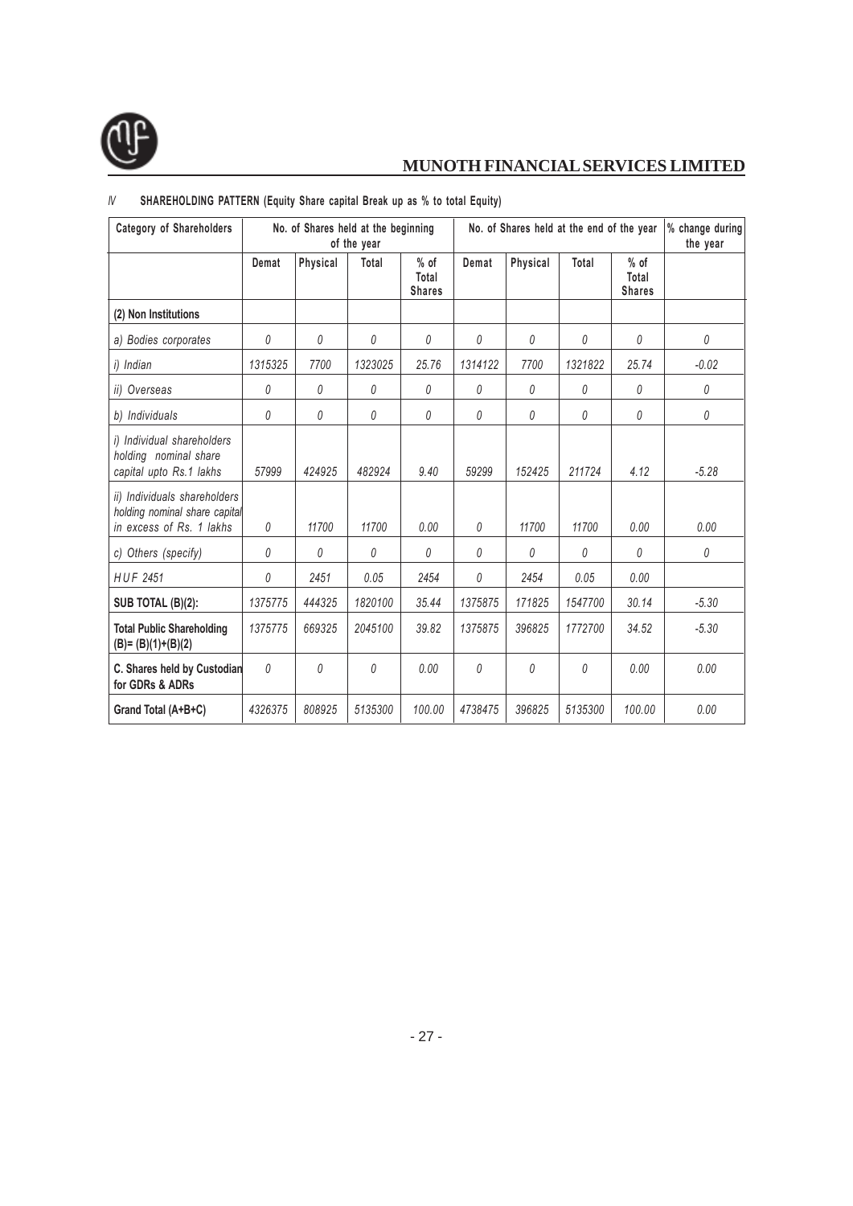IV **SHAREHOLDING PATTERN (Equity Share capital Break up as % to total Equity)**

| Category of Shareholders | No. of Shares held at the beginning of the year | | | | No. of Shares held at the end of the year | | | | % change during the year |
|---|---|---|---|---|---|---|---|---|---|
| | Demat | Physical | Total | % of Total Shares | Demat | Physical | Total | % of Total Shares | |
| **(2) Non Institutions** | | | | | | | | | |
| *a) Bodies corporates* | 0 | 0 | 0 | 0 | 0 | 0 | 0 | 0 | 0 |
| *i) Indian* | 1315325 | 7700 | 1323025 | 25.76 | 1314122 | 7700 | 1321822 | 25.74 | -0.02 |
| *ii) Overseas* | 0 | 0 | 0 | 0 | 0 | 0 | 0 | 0 | 0 |
| *b) Individuals* | 0 | 0 | 0 | 0 | 0 | 0 | 0 | 0 | 0 |
| *i) Individual shareholders holding nominal share capital upto Rs.1 lakhs* | 57999 | 424925 | 482924 | 9.40 | 59299 | 152425 | 211724 | 4.12 | -5.28 |
| *ii) Individuals shareholders holding nominal share capital in excess of Rs. 1 lakhs* | 0 | 11700 | 11700 | 0.00 | 0 | 11700 | 11700 | 0.00 | 0.00 |
| *c) Others (specify)* | 0 | 0 | 0 | 0 | 0 | 0 | 0 | 0 | 0 |
| *HUF 2451* | 0 | 2451 | 0.05 | 2454 | 0 | 2454 | 0.05 | 0.00 | |
| **SUB TOTAL (B)(2):** | 1375775 | 444325 | 1820100 | 35.44 | 1375875 | 171825 | 1547700 | 30.14 | -5.30 |
| **Total Public Shareholding (B)= (B)(1)+(B)(2)** | 1375775 | 669325 | 2045100 | 39.82 | 1375875 | 396825 | 1772700 | 34.52 | -5.30 |
| **C. Shares held by Custodian for GDRs & ADRs** | 0 | 0 | 0 | 0.00 | 0 | 0 | 0 | 0.00 | 0.00 |
| **Grand Total (A+B+C)** | 4326375 | 808925 | 5135300 | 100.00 | 4738475 | 396825 | 5135300 | 100.00 | 0.00 |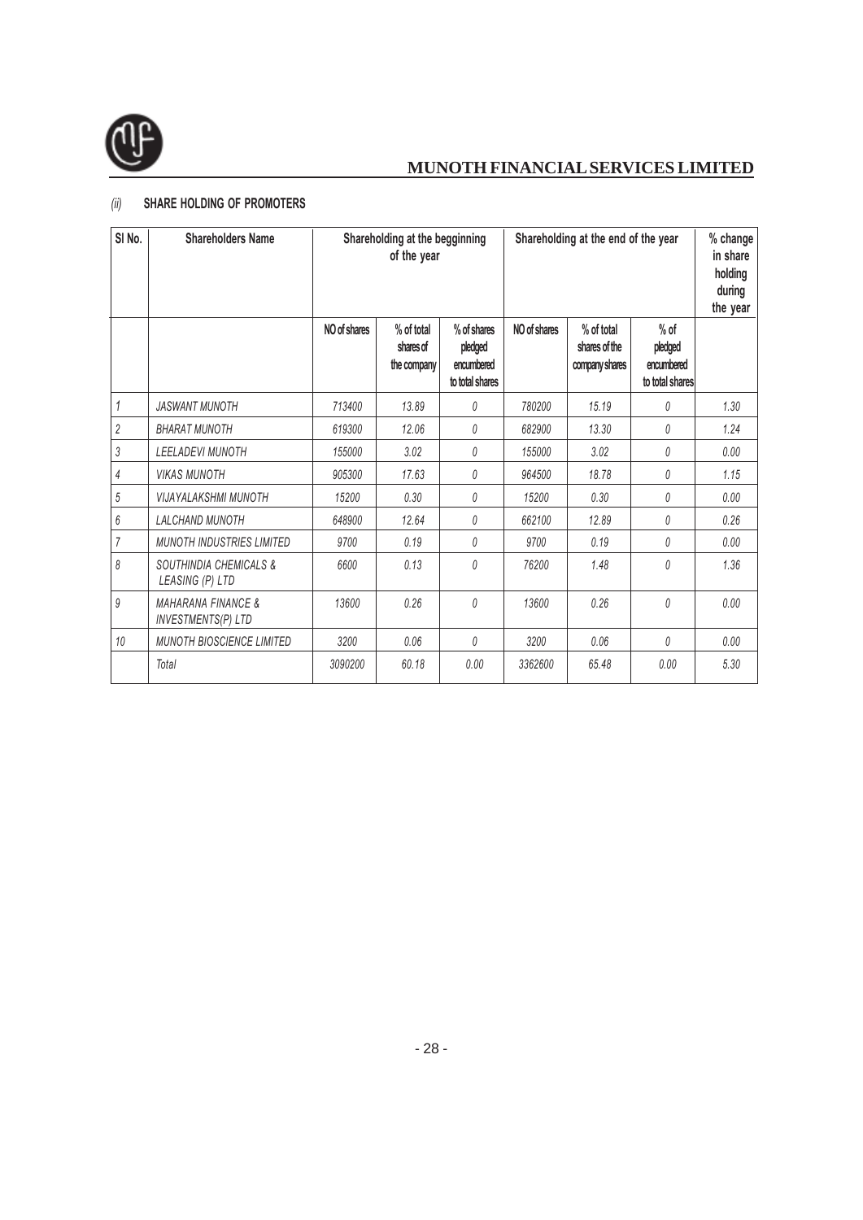*(ii)* **SHARE HOLDING OF PROMOTERS**

| Sl No. | Shareholders Name | Shareholding at the begginning of the year | | | Shareholding at the end of the year | | | % change in share holding during the year |
|---|---|---|---|---|---|---|---|---|
| | | NO of shares | % of total shares of the company | % of shares pledged encumbered to total shares | NO of shares | % of total shares of the company shares | % of pledged encumbered to total shares | |
| *1* | *JASWANT MUNOTH* | *713400* | *13.89* | *0* | *780200* | *15.19* | *0* | *1.30* |
| *2* | *BHARAT MUNOTH* | *619300* | *12.06* | *0* | *682900* | *13.30* | *0* | *1.24* |
| *3* | *LEELADEVI MUNOTH* | *155000* | *3.02* | *0* | *155000* | *3.02* | *0* | *0.00* |
| *4* | *VIKAS MUNOTH* | *905300* | *17.63* | *0* | *964500* | *18.78* | *0* | *1.15* |
| *5* | *VIJAYALAKSHMI MUNOTH* | *15200* | *0.30* | *0* | *15200* | *0.30* | *0* | *0.00* |
| *6* | *LALCHAND MUNOTH* | *648900* | *12.64* | *0* | *662100* | *12.89* | *0* | *0.26* |
| *7* | *MUNOTH INDUSTRIES LIMITED* | *9700* | *0.19* | *0* | *9700* | *0.19* | *0* | *0.00* |
| *8* | *SOUTHINDIA CHEMICALS & LEASING (P) LTD* | *6600* | *0.13* | *0* | *76200* | *1.48* | *0* | *1.36* |
| *9* | *MAHARANA FINANCE & INVESTMENTS(P) LTD* | *13600* | *0.26* | *0* | *13600* | *0.26* | *0* | *0.00* |
| *10* | *MUNOTH BIOSCIENCE LIMITED* | *3200* | *0.06* | *0* | *3200* | *0.06* | *0* | *0.00* |
| | *Total* | *3090200* | *60.18* | *0.00* | *3362600* | *65.48* | *0.00* | *5.30* |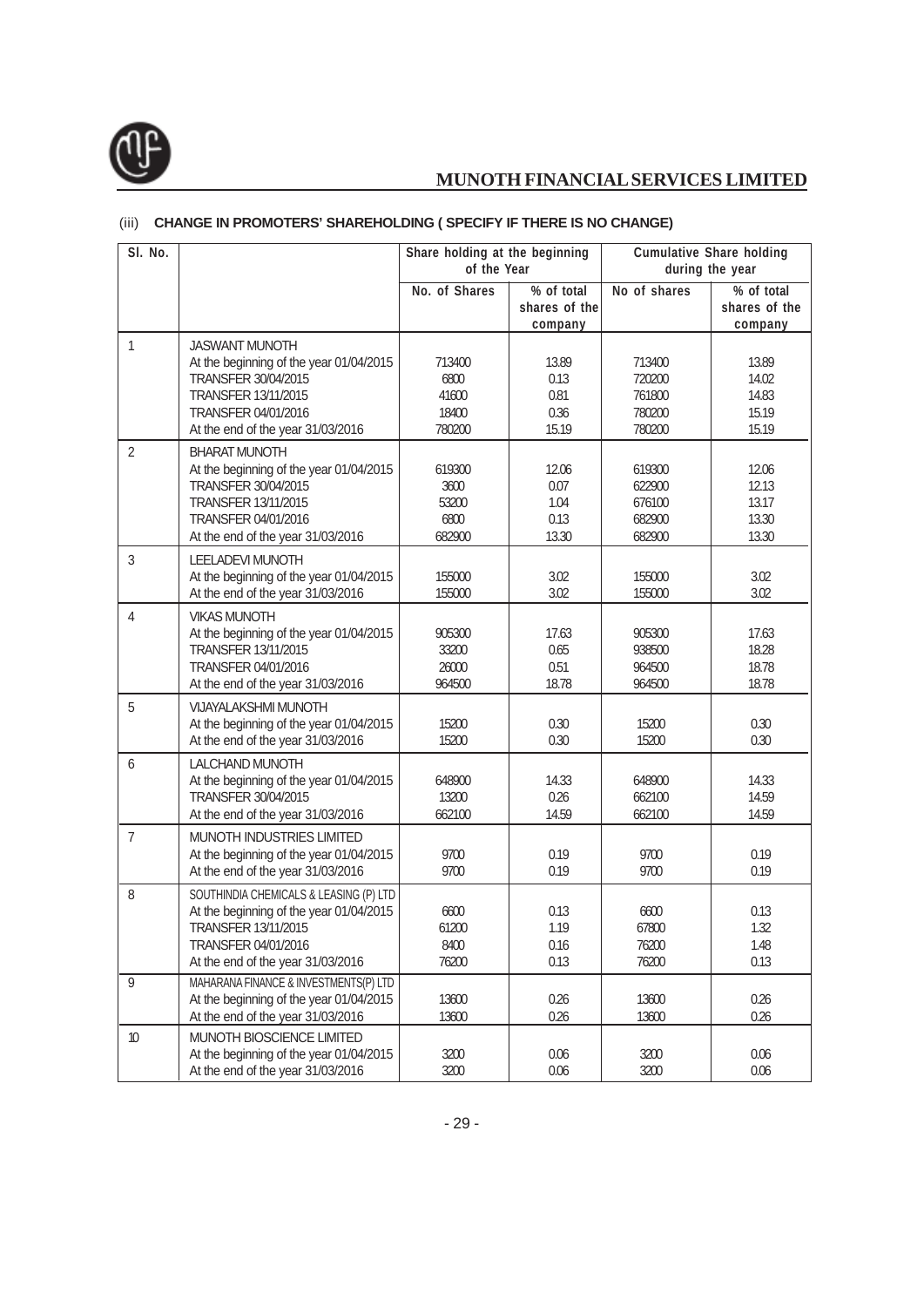### (iii) CHANGE IN PROMOTERS' SHAREHOLDING ( SPECIFY IF THERE IS NO CHANGE)

| Sl. No. | | Share holding at the beginning of the Year | | Cumulative Share holding during the year | |
|---|---|---|---|---|---|
| | | No. of Shares | % of total shares of the company | No of shares | % of total shares of the company |
| 1 | JASWANT MUNOTH | | | | |
| | At the beginning of the year 01/04/2015 | 713400 | 13.89 | 713400 | 13.89 |
| | TRANSFER 30/04/2015 | 6800 | 0.13 | 720200 | 14.02 |
| | TRANSFER 13/11/2015 | 41600 | 0.81 | 761800 | 14.83 |
| | TRANSFER 04/01/2016 | 18400 | 0.36 | 780200 | 15.19 |
| | At the end of the year 31/03/2016 | 780200 | 15.19 | 780200 | 15.19 |
| 2 | BHARAT MUNOTH | | | | |
| | At the beginning of the year 01/04/2015 | 619300 | 12.06 | 619300 | 12.06 |
| | TRANSFER 30/04/2015 | 3600 | 0.07 | 622900 | 12.13 |
| | TRANSFER 13/11/2015 | 53200 | 1.04 | 676100 | 13.17 |
| | TRANSFER 04/01/2016 | 6800 | 0.13 | 682900 | 13.30 |
| | At the end of the year 31/03/2016 | 682900 | 13.30 | 682900 | 13.30 |
| 3 | LEELADEVI MUNOTH | | | | |
| | At the beginning of the year 01/04/2015 | 155000 | 3.02 | 155000 | 3.02 |
| | At the end of the year 31/03/2016 | 155000 | 3.02 | 155000 | 3.02 |
| 4 | VIKAS MUNOTH | | | | |
| | At the beginning of the year 01/04/2015 | 905300 | 17.63 | 905300 | 17.63 |
| | TRANSFER 13/11/2015 | 33200 | 0.65 | 938500 | 18.28 |
| | TRANSFER 04/01/2016 | 26000 | 0.51 | 964500 | 18.78 |
| | At the end of the year 31/03/2016 | 964500 | 18.78 | 964500 | 18.78 |
| 5 | VIJAYALAKSHMI MUNOTH | | | | |
| | At the beginning of the year 01/04/2015 | 15200 | 0.30 | 15200 | 0.30 |
| | At the end of the year 31/03/2016 | 15200 | 0.30 | 15200 | 0.30 |
| 6 | LALCHAND MUNOTH | | | | |
| | At the beginning of the year 01/04/2015 | 648900 | 14.33 | 648900 | 14.33 |
| | TRANSFER 30/04/2015 | 13200 | 0.26 | 662100 | 14.59 |
| | At the end of the year 31/03/2016 | 662100 | 14.59 | 662100 | 14.59 |
| 7 | MUNOTH INDUSTRIES LIMITED | | | | |
| | At the beginning of the year 01/04/2015 | 9700 | 0.19 | 9700 | 0.19 |
| | At the end of the year 31/03/2016 | 9700 | 0.19 | 9700 | 0.19 |
| 8 | SOUTHINDIA CHEMICALS & LEASING (P) LTD | | | | |
| | At the beginning of the year 01/04/2015 | 6600 | 0.13 | 6600 | 0.13 |
| | TRANSFER 13/11/2015 | 61200 | 1.19 | 67800 | 1.32 |
| | TRANSFER 04/01/2016 | 8400 | 0.16 | 76200 | 1.48 |
| | At the end of the year 31/03/2016 | 76200 | 0.13 | 76200 | 0.13 |
| 9 | MAHARANA FINANCE & INVESTMENTS(P) LTD | | | | |
| | At the beginning of the year 01/04/2015 | 13600 | 0.26 | 13600 | 0.26 |
| | At the end of the year 31/03/2016 | 13600 | 0.26 | 13600 | 0.26 |
| 10 | MUNOTH BIOSCIENCE LIMITED | | | | |
| | At the beginning of the year 01/04/2015 | 3200 | 0.06 | 3200 | 0.06 |
| | At the end of the year 31/03/2016 | 3200 | 0.06 | 3200 | 0.06 |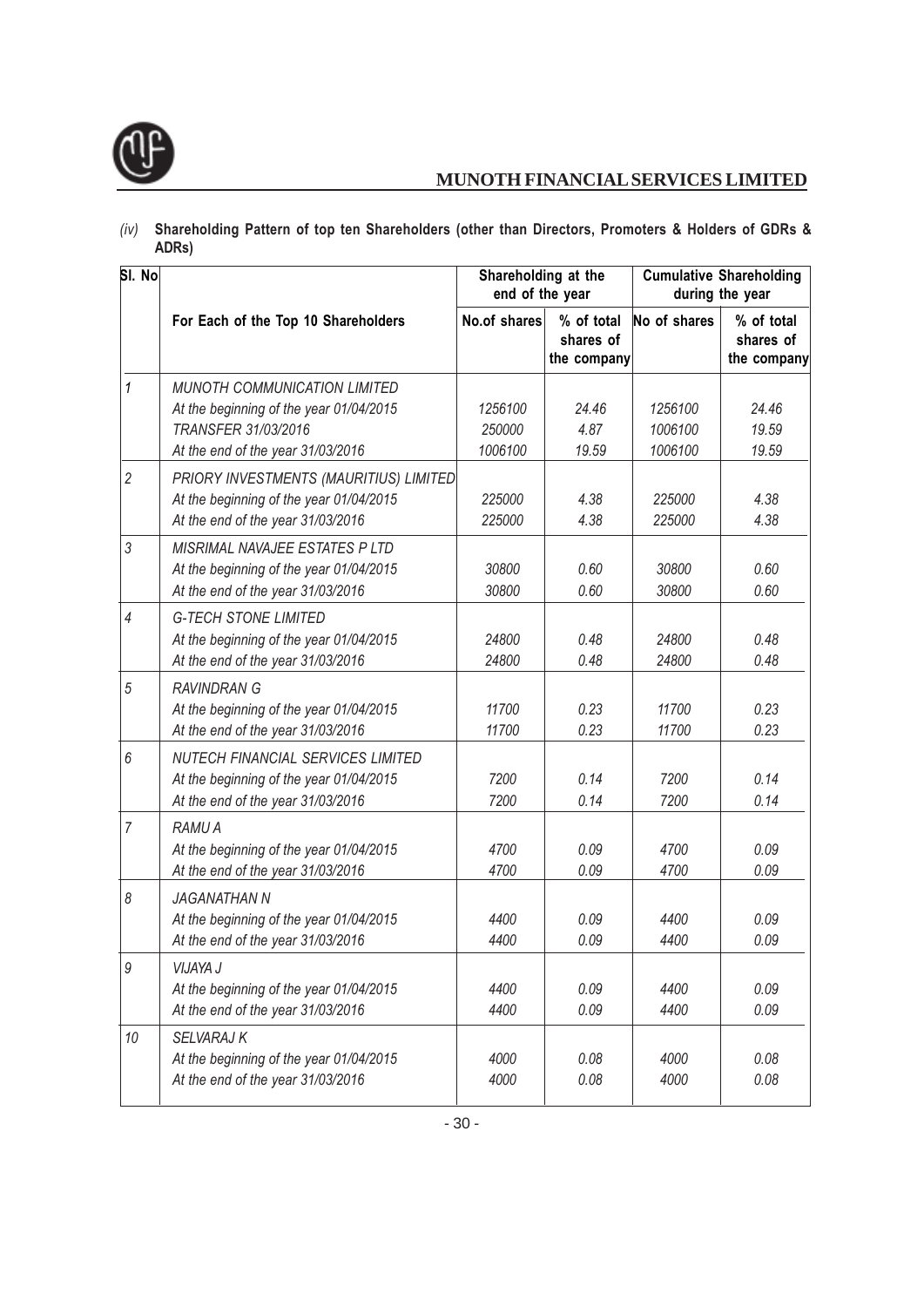*(iv)* **Shareholding Pattern of top ten Shareholders (other than Directors, Promoters & Holders of GDRs & ADRs)**

| Sl. No | | Shareholding at the end of the year | | Cumulative Shareholding during the year | |
|---|---|---|---|---|---|
| | For Each of the Top 10 Shareholders | No.of shares | % of total shares of the company | No of shares | % of total shares of the company |
| 1 | *MUNOTH COMMUNICATION LIMITED* | | | | |
| | *At the beginning of the year 01/04/2015* | *1256100* | *24.46* | *1256100* | *24.46* |
| | *TRANSFER 31/03/2016* | *250000* | *4.87* | *1006100* | *19.59* |
| | *At the end of the year 31/03/2016* | *1006100* | *19.59* | *1006100* | *19.59* |
| 2 | *PRIORY INVESTMENTS (MAURITIUS) LIMITED* | | | | |
| | *At the beginning of the year 01/04/2015* | *225000* | *4.38* | *225000* | *4.38* |
| | *At the end of the year 31/03/2016* | *225000* | *4.38* | *225000* | *4.38* |
| 3 | *MISRIMAL NAVAJEE ESTATES P LTD* | | | | |
| | *At the beginning of the year 01/04/2015* | *30800* | *0.60* | *30800* | *0.60* |
| | *At the end of the year 31/03/2016* | *30800* | *0.60* | *30800* | *0.60* |
| 4 | *G-TECH STONE LIMITED* | | | | |
| | *At the beginning of the year 01/04/2015* | *24800* | *0.48* | *24800* | *0.48* |
| | *At the end of the year 31/03/2016* | *24800* | *0.48* | *24800* | *0.48* |
| 5 | *RAVINDRAN G* | | | | |
| | *At the beginning of the year 01/04/2015* | *11700* | *0.23* | *11700* | *0.23* |
| | *At the end of the year 31/03/2016* | *11700* | *0.23* | *11700* | *0.23* |
| 6 | *NUTECH FINANCIAL SERVICES LIMITED* | | | | |
| | *At the beginning of the year 01/04/2015* | *7200* | *0.14* | *7200* | *0.14* |
| | *At the end of the year 31/03/2016* | *7200* | *0.14* | *7200* | *0.14* |
| 7 | *RAMU A* | | | | |
| | *At the beginning of the year 01/04/2015* | *4700* | *0.09* | *4700* | *0.09* |
| | *At the end of the year 31/03/2016* | *4700* | *0.09* | *4700* | *0.09* |
| 8 | *JAGANATHAN N* | | | | |
| | *At the beginning of the year 01/04/2015* | *4400* | *0.09* | *4400* | *0.09* |
| | *At the end of the year 31/03/2016* | *4400* | *0.09* | *4400* | *0.09* |
| 9 | *VIJAYA J* | | | | |
| | *At the beginning of the year 01/04/2015* | *4400* | *0.09* | *4400* | *0.09* |
| | *At the end of the year 31/03/2016* | *4400* | *0.09* | *4400* | *0.09* |
| 10 | *SELVARAJ K* | | | | |
| | *At the beginning of the year 01/04/2015* | *4000* | *0.08* | *4000* | *0.08* |
| | *At the end of the year 31/03/2016* | *4000* | *0.08* | *4000* | *0.08* |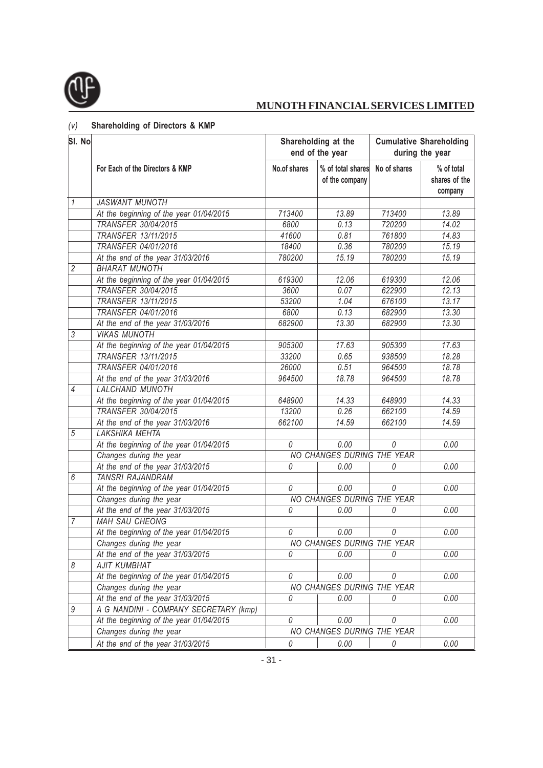*(v)* **Shareholding of Directors & KMP**

| Sl. No | For Each of the Directors & KMP | Shareholding at the end of the year | | Cumulative Shareholding during the year | |
|---|---|---|---|---|---|
| | | No.of shares | % of total shares of the company | No of shares | % of total shares of the company |
| 1 | JASWANT MUNOTH | | | | |
| | At the beginning of the year 01/04/2015 | 713400 | 13.89 | 713400 | 13.89 |
| | TRANSFER 30/04/2015 | 6800 | 0.13 | 720200 | 14.02 |
| | TRANSFER 13/11/2015 | 41600 | 0.81 | 761800 | 14.83 |
| | TRANSFER 04/01/2016 | 18400 | 0.36 | 780200 | 15.19 |
| | At the end of the year 31/03/2016 | 780200 | 15.19 | 780200 | 15.19 |
| 2 | BHARAT MUNOTH | | | | |
| | At the beginning of the year 01/04/2015 | 619300 | 12.06 | 619300 | 12.06 |
| | TRANSFER 30/04/2015 | 3600 | 0.07 | 622900 | 12.13 |
| | TRANSFER 13/11/2015 | 53200 | 1.04 | 676100 | 13.17 |
| | TRANSFER 04/01/2016 | 6800 | 0.13 | 682900 | 13.30 |
| | At the end of the year 31/03/2016 | 682900 | 13.30 | 682900 | 13.30 |
| 3 | VIKAS MUNOTH | | | | |
| | At the beginning of the year 01/04/2015 | 905300 | 17.63 | 905300 | 17.63 |
| | TRANSFER 13/11/2015 | 33200 | 0.65 | 938500 | 18.28 |
| | TRANSFER 04/01/2016 | 26000 | 0.51 | 964500 | 18.78 |
| | At the end of the year 31/03/2016 | 964500 | 18.78 | 964500 | 18.78 |
| 4 | LALCHAND MUNOTH | | | | |
| | At the beginning of the year 01/04/2015 | 648900 | 14.33 | 648900 | 14.33 |
| | TRANSFER 30/04/2015 | 13200 | 0.26 | 662100 | 14.59 |
| | At the end of the year 31/03/2016 | 662100 | 14.59 | 662100 | 14.59 |
| 5 | LAKSHIKA MEHTA | | | | |
| | At the beginning of the year 01/04/2015 | 0 | 0.00 | 0 | 0.00 |
| | Changes during the year | NO CHANGES DURING THE YEAR | | | |
| | At the end of the year 31/03/2015 | 0 | 0.00 | 0 | 0.00 |
| 6 | TANSRI RAJANDRAM | | | | |
| | At the beginning of the year 01/04/2015 | 0 | 0.00 | 0 | 0.00 |
| | Changes during the year | NO CHANGES DURING THE YEAR | | | |
| | At the end of the year 31/03/2015 | 0 | 0.00 | 0 | 0.00 |
| 7 | MAH SAU CHEONG | | | | |
| | At the beginning of the year 01/04/2015 | 0 | 0.00 | 0 | 0.00 |
| | Changes during the year | NO CHANGES DURING THE YEAR | | | |
| | At the end of the year 31/03/2015 | 0 | 0.00 | 0 | 0.00 |
| 8 | AJIT KUMBHAT | | | | |
| | At the beginning of the year 01/04/2015 | 0 | 0.00 | 0 | 0.00 |
| | Changes during the year | NO CHANGES DURING THE YEAR | | | |
| | At the end of the year 31/03/2015 | 0 | 0.00 | 0 | 0.00 |
| 9 | A G NANDINI - COMPANY SECRETARY (kmp) | | | | |
| | At the beginning of the year 01/04/2015 | 0 | 0.00 | 0 | 0.00 |
| | Changes during the year | NO CHANGES DURING THE YEAR | | | |
| | At the end of the year 31/03/2015 | 0 | 0.00 | 0 | 0.00 |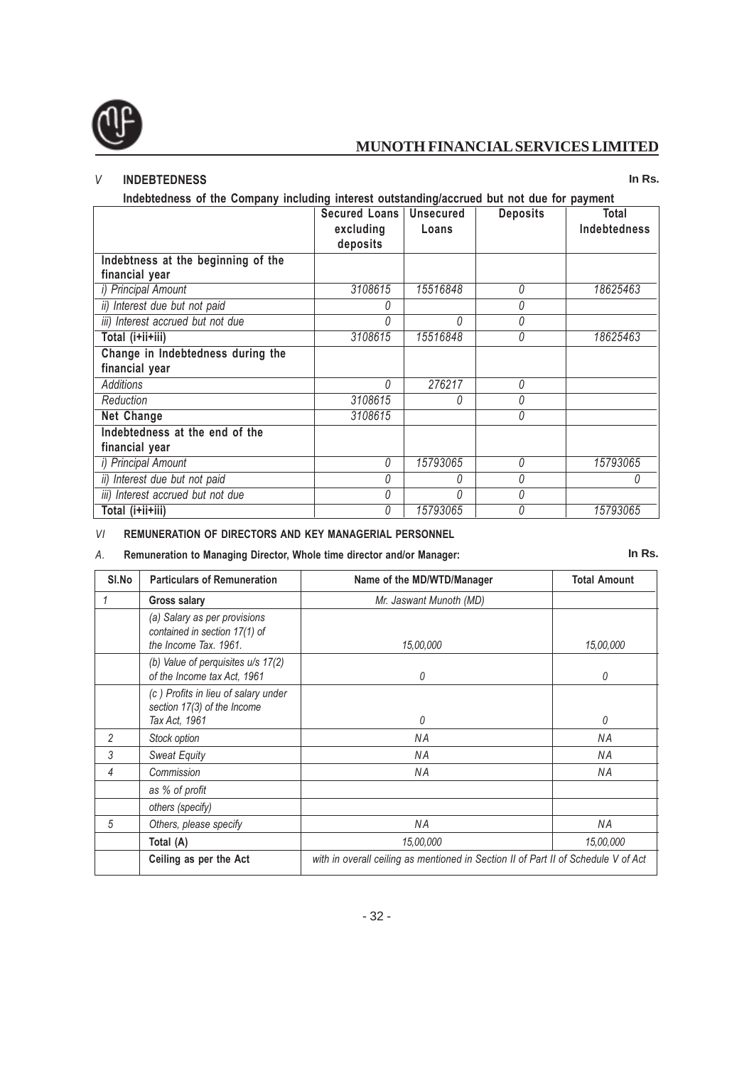## V INDEBTEDNESS

In Rs.

**Indebtedness of the Company including interest outstanding/accrued but not due for payment**

| | Secured Loans excluding deposits | Unsecured Loans | Deposits | Total Indebtedness |
|---|---|---|---|---|
| **Indebtness at the beginning of the financial year** | | | | |
| *i) Principal Amount* | *3108615* | *15516848* | *0* | *18625463* |
| *ii) Interest due but not paid* | *0* | | *0* | |
| *iii) Interest accrued but not due* | *0* | *0* | *0* | |
| **Total (i+ii+iii)** | *3108615* | *15516848* | *0* | *18625463* |
| **Change in Indebtedness during the financial year** | | | | |
| *Additions* | *0* | *276217* | *0* | |
| *Reduction* | *3108615* | *0* | *0* | |
| **Net Change** | *3108615* | | *0* | |
| **Indebtedness at the end of the financial year** | | | | |
| *i) Principal Amount* | *0* | *15793065* | *0* | *15793065* |
| *ii) Interest due but not paid* | *0* | *0* | *0* | *0* |
| *iii) Interest accrued but not due* | *0* | *0* | *0* | |
| **Total (i+ii+iii)** | *0* | *15793065* | *0* | *15793065* |

## VI REMUNERATION OF DIRECTORS AND KEY MANAGERIAL PERSONNEL

### A. Remuneration to Managing Director, Whole time director and/or Manager:

In Rs.

| Sl.No | Particulars of Remuneration | Name of the MD/WTD/Manager | Total Amount |
|---|---|---|---|
| *1* | **Gross salary** | *Mr. Jaswant Munoth (MD)* | |
| | *(a) Salary as per provisions contained in section 17(1) of the Income Tax. 1961.* | *15,00,000* | *15,00,000* |
| | *(b) Value of perquisites u/s 17(2) of the Income tax Act, 1961* | *0* | *0* |
| | *(c ) Profits in lieu of salary under section 17(3) of the Income Tax Act, 1961* | *0* | *0* |
| *2* | *Stock option* | *NA* | *NA* |
| *3* | *Sweat Equity* | *NA* | *NA* |
| *4* | *Commission* | *NA* | *NA* |
| | *as % of profit* | | |
| | *others (specify)* | | |
| *5* | *Others, please specify* | *NA* | *NA* |
| | **Total (A)** | *15,00,000* | *15,00,000* |
| | **Ceiling as per the Act** | *with in overall ceiling as mentioned in Section II of Part II of Schedule V of Act* | |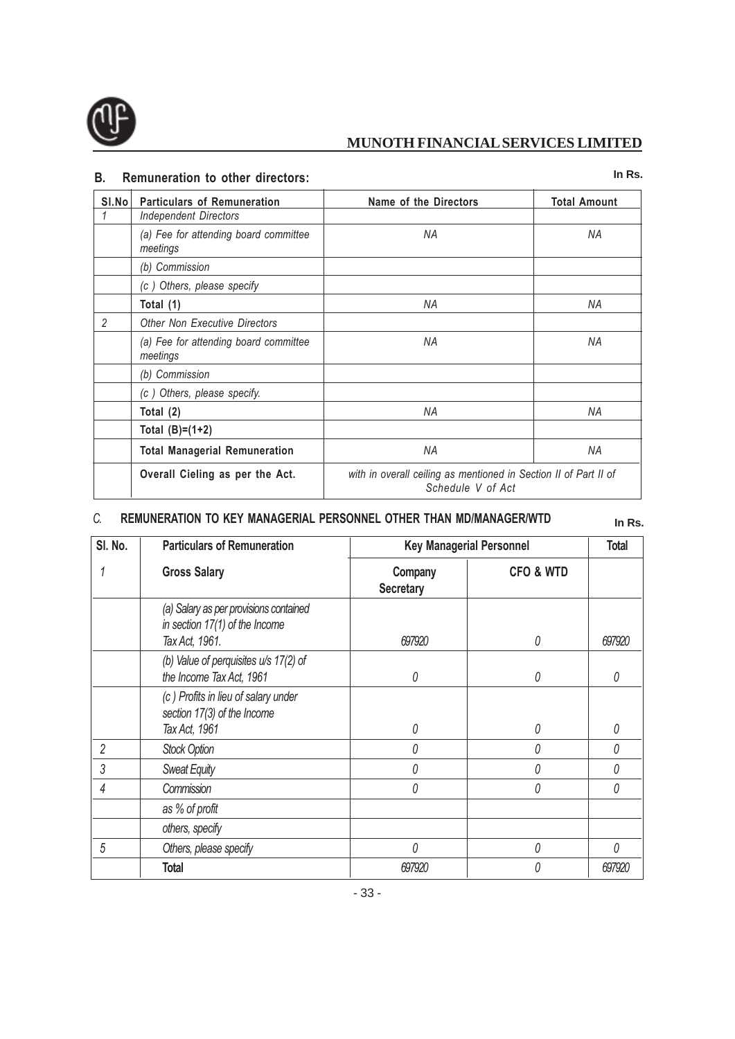## B. Remuneration to other directors:

In Rs.

| Sl.No | Particulars of Remuneration | Name of the Directors | Total Amount |
|---|---|---|---|
| 1 | *Independent Directors* | | |
| | *(a) Fee for attending board committee meetings* | *NA* | *NA* |
| | *(b) Commission* | | |
| | *(c ) Others, please specify* | | |
| | **Total (1)** | *NA* | *NA* |
| 2 | *Other Non Executive Directors* | | |
| | *(a) Fee for attending board committee meetings* | *NA* | *NA* |
| | *(b) Commission* | | |
| | *(c ) Others, please specify.* | | |
| | **Total (2)** | *NA* | *NA* |
| | **Total (B)=(1+2)** | | |
| | **Total Managerial Remuneration** | *NA* | *NA* |
| | **Overall Cieling as per the Act.** | *with in overall ceiling as mentioned in Section II of Part II of Schedule V of Act* | |

## C. REMUNERATION TO KEY MANAGERIAL PERSONNEL OTHER THAN MD/MANAGER/WTD

In Rs.

| Sl. No. | Particulars of Remuneration | Key Managerial Personnel | | Total |
|---|---|---|---|---|
| *1* | **Gross Salary** | **Company Secretary** | **CFO & WTD** | |
| | *(a) Salary as per provisions contained in section 17(1) of the Income Tax Act, 1961.* | *697920* | *0* | *697920* |
| | *(b) Value of perquisites u/s 17(2) of the Income Tax Act, 1961* | *0* | *0* | *0* |
| | *(c ) Profits in lieu of salary under section 17(3) of the Income Tax Act, 1961* | *0* | *0* | *0* |
| *2* | *Stock Option* | *0* | *0* | *0* |
| *3* | *Sweat Equity* | *0* | *0* | *0* |
| *4* | *Commission* | *0* | *0* | *0* |
| | *as % of profit* | | | |
| | *others, specify* | | | |
| *5* | *Others, please specify* | *0* | *0* | *0* |
| | **Total** | *697920* | *0* | *697920* |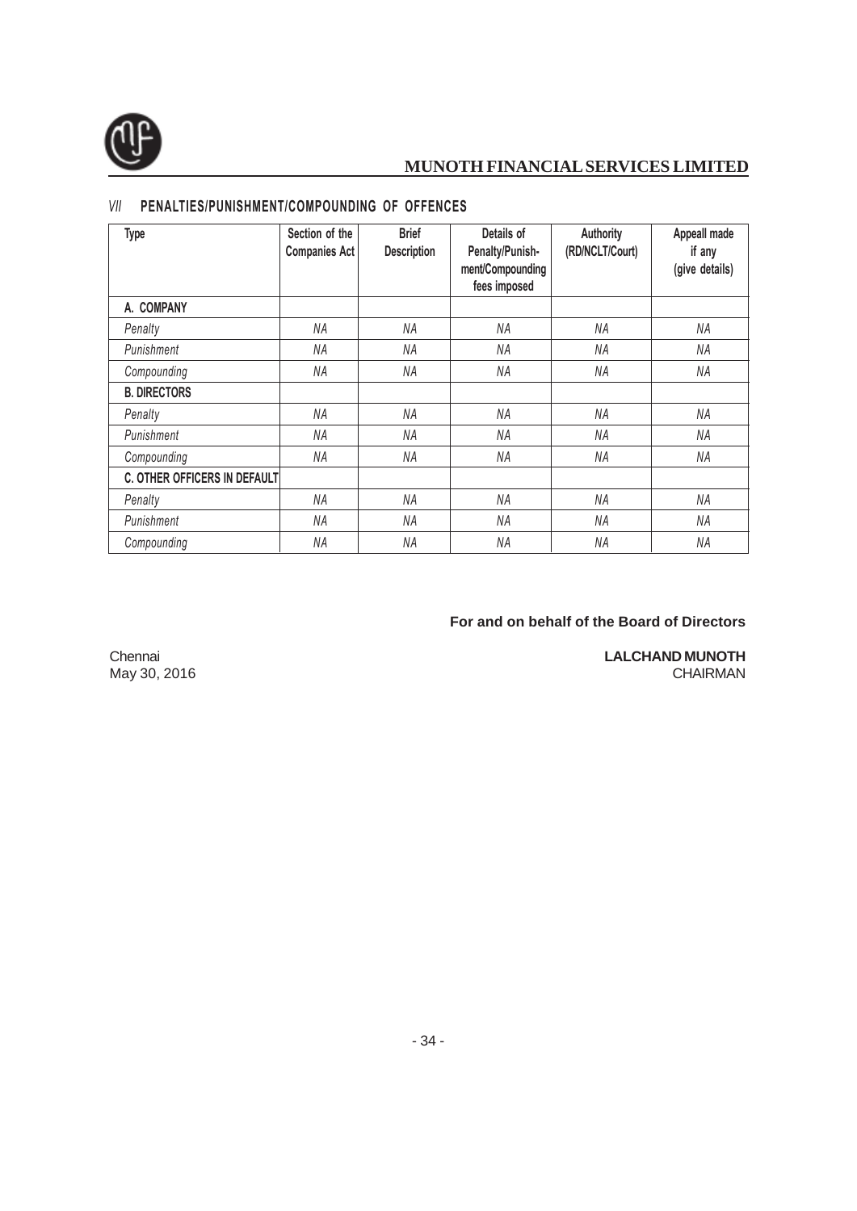## *VII* PENALTIES/PUNISHMENT/COMPOUNDING OF OFFENCES

| Type | Section of the Companies Act | Brief Description | Details of Penalty/Punish-ment/Compounding fees imposed | Authority (RD/NCLT/Court) | Appeall made if any (give details) |
|---|---|---|---|---|---|
| **A. COMPANY** | | | | | |
| *Penalty* | *NA* | *NA* | *NA* | *NA* | *NA* |
| *Punishment* | *NA* | *NA* | *NA* | *NA* | *NA* |
| *Compounding* | *NA* | *NA* | *NA* | *NA* | *NA* |
| **B. DIRECTORS** | | | | | |
| *Penalty* | *NA* | *NA* | *NA* | *NA* | *NA* |
| *Punishment* | *NA* | *NA* | *NA* | *NA* | *NA* |
| *Compounding* | *NA* | *NA* | *NA* | *NA* | *NA* |
| **C. OTHER OFFICERS IN DEFAULT** | | | | | |
| *Penalty* | *NA* | *NA* | *NA* | *NA* | *NA* |
| *Punishment* | *NA* | *NA* | *NA* | *NA* | *NA* |
| *Compounding* | *NA* | *NA* | *NA* | *NA* | *NA* |

**For and on behalf of the Board of Directors**

Chennai
May 30, 2016

**LALCHAND MUNOTH**
CHAIRMAN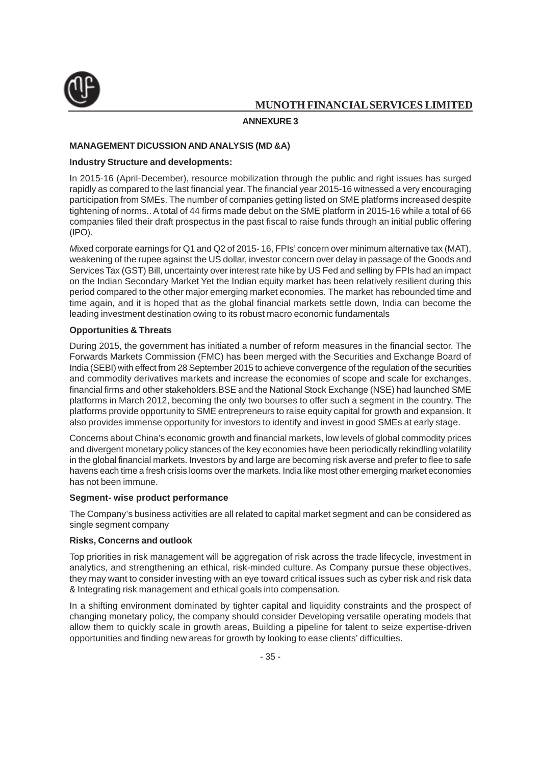## ANNEXURE 3

### MANAGEMENT DICUSSION AND ANALYSIS (MD &A)

**Industry Structure and developments:**

In 2015-16 (April-December), resource mobilization through the public and right issues has surged rapidly as compared to the last financial year. The financial year 2015-16 witnessed a very encouraging participation from SMEs. The number of companies getting listed on SME platforms increased despite tightening of norms.. A total of 44 firms made debut on the SME platform in 2015-16 while a total of 66 companies filed their draft prospectus in the past fiscal to raise funds through an initial public offering (IPO).

*M*ixed corporate earnings for Q1 and Q2 of 2015- 16, FPIs' concern over minimum alternative tax (MAT), weakening of the rupee against the US dollar, investor concern over delay in passage of the Goods and Services Tax (GST) Bill, uncertainty over interest rate hike by US Fed and selling by FPIs had an impact on the Indian Secondary Market Yet the Indian equity market has been relatively resilient during this period compared to the other major emerging market economies. The market has rebounded time and time again, and it is hoped that as the global financial markets settle down, India can become the leading investment destination owing to its robust macro economic fundamentals

**Opportunities & Threats**

During 2015, the government has initiated a number of reform measures in the financial sector. The Forwards Markets Commission (FMC) has been merged with the Securities and Exchange Board of India (SEBI) with effect from 28 September 2015 to achieve convergence of the regulation of the securities and commodity derivatives markets and increase the economies of scope and scale for exchanges, financial firms and other stakeholders.BSE and the National Stock Exchange (NSE) had launched SME platforms in March 2012, becoming the only two bourses to offer such a segment in the country. The platforms provide opportunity to SME entrepreneurs to raise equity capital for growth and expansion. It also provides immense opportunity for investors to identify and invest in good SMEs at early stage.

Concerns about China's economic growth and financial markets, low levels of global commodity prices and divergent monetary policy stances of the key economies have been periodically rekindling volatility in the global financial markets. Investors by and large are becoming risk averse and prefer to flee to safe havens each time a fresh crisis looms over the markets. India like most other emerging market economies has not been immune.

**Segment- wise product performance**

The Company's business activities are all related to capital market segment and can be considered as single segment company

**Risks, Concerns and outlook**

Top priorities in risk management will be aggregation of risk across the trade lifecycle, investment in analytics, and strengthening an ethical, risk-minded culture. As Company pursue these objectives, they may want to consider investing with an eye toward critical issues such as cyber risk and risk data & Integrating risk management and ethical goals into compensation.

In a shifting environment dominated by tighter capital and liquidity constraints and the prospect of changing monetary policy, the company should consider Developing versatile operating models that allow them to quickly scale in growth areas, Building a pipeline for talent to seize expertise-driven opportunities and finding new areas for growth by looking to ease clients' difficulties.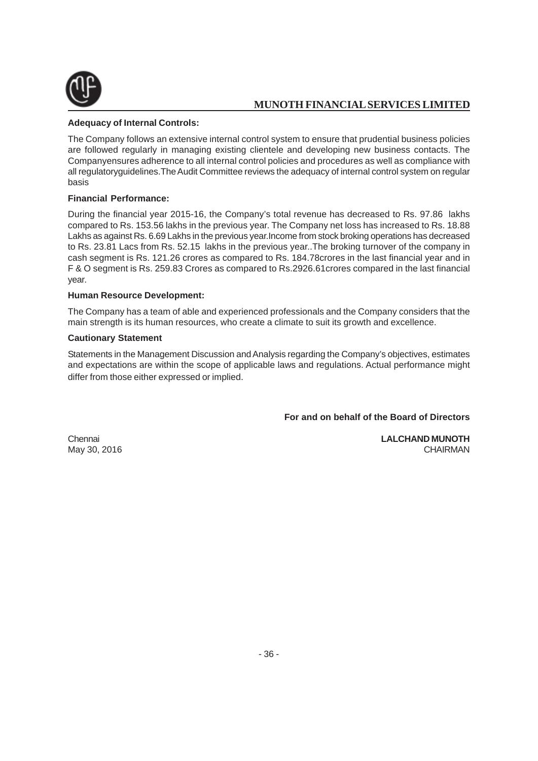**Adequacy of Internal Controls:**

The Company follows an extensive internal control system to ensure that prudential business policies are followed regularly in managing existing clientele and developing new business contacts. The Companyensures adherence to all internal control policies and procedures as well as compliance with all regulatoryguidelines.The Audit Committee reviews the adequacy of internal control system on regular basis

**Financial Performance:**

During the financial year 2015-16, the Company's total revenue has decreased to Rs. 97.86 lakhs compared to Rs. 153.56 lakhs in the previous year. The Company net loss has increased to Rs. 18.88 Lakhs as against Rs. 6.69 Lakhs in the previous year.Income from stock broking operations has decreased to Rs. 23.81 Lacs from Rs. 52.15 lakhs in the previous year..The broking turnover of the company in cash segment is Rs. 121.26 crores as compared to Rs. 184.78crores in the last financial year and in F & O segment is Rs. 259.83 Crores as compared to Rs.2926.61crores compared in the last financial year.

**Human Resource Development:**

The Company has a team of able and experienced professionals and the Company considers that the main strength is its human resources, who create a climate to suit its growth and excellence.

**Cautionary Statement**

Statements in the Management Discussion and Analysis regarding the Company's objectives, estimates and expectations are within the scope of applicable laws and regulations. Actual performance might differ from those either expressed or implied.

**For and on behalf of the Board of Directors**

Chennai
May 30, 2016

**LALCHAND MUNOTH**
CHAIRMAN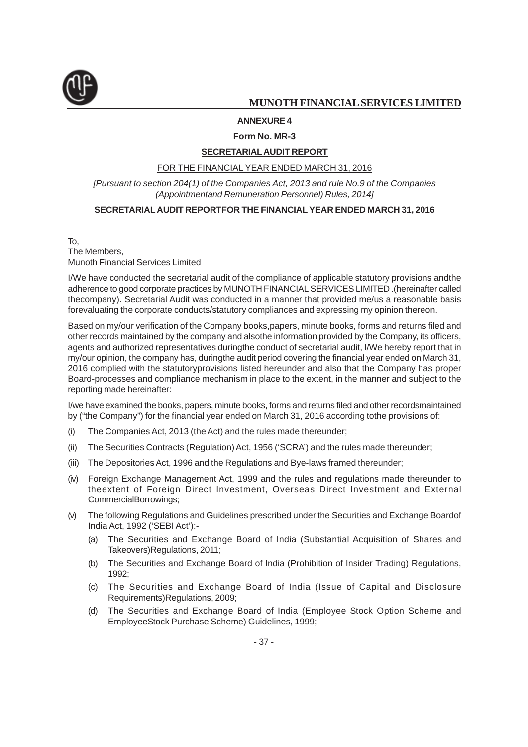**ANNEXURE 4**

**Form No. MR-3**

**SECRETARIAL AUDIT REPORT**

FOR THE FINANCIAL YEAR ENDED MARCH 31, 2016

*[Pursuant to section 204(1) of the Companies Act, 2013 and rule No.9 of the Companies (Appointmentand Remuneration Personnel) Rules, 2014]*

**SECRETARIAL AUDIT REPORTFOR THE FINANCIAL YEAR ENDED MARCH 31, 2016**

To,
The Members,
Munoth Financial Services Limited

I/We have conducted the secretarial audit of the compliance of applicable statutory provisions andthe adherence to good corporate practices by MUNOTH FINANCIAL SERVICES LIMITED .(hereinafter called thecompany). Secretarial Audit was conducted in a manner that provided me/us a reasonable basis forevaluating the corporate conducts/statutory compliances and expressing my opinion thereon.

Based on my/our verification of the Company books,papers, minute books, forms and returns filed and other records maintained by the company and alsothe information provided by the Company, its officers, agents and authorized representatives duringthe conduct of secretarial audit, I/We hereby report that in my/our opinion, the company has, duringthe audit period covering the financial year ended on March 31, 2016 complied with the statutoryprovisions listed hereunder and also that the Company has proper Board-processes and compliance mechanism in place to the extent, in the manner and subject to the reporting made hereinafter:

I/we have examined the books, papers, minute books, forms and returns filed and other recordsmaintained by ("the Company") for the financial year ended on March 31, 2016 according tothe provisions of:

(i) The Companies Act, 2013 (the Act) and the rules made thereunder;

(ii) The Securities Contracts (Regulation) Act, 1956 ('SCRA') and the rules made thereunder;

(iii) The Depositories Act, 1996 and the Regulations and Bye-laws framed thereunder;

(iv) Foreign Exchange Management Act, 1999 and the rules and regulations made thereunder to theextent of Foreign Direct Investment, Overseas Direct Investment and External CommercialBorrowings;

(v) The following Regulations and Guidelines prescribed under the Securities and Exchange Boardof India Act, 1992 ('SEBI Act'):-

   (a) The Securities and Exchange Board of India (Substantial Acquisition of Shares and Takeovers)Regulations, 2011;

   (b) The Securities and Exchange Board of India (Prohibition of Insider Trading) Regulations, 1992;

   (c) The Securities and Exchange Board of India (Issue of Capital and Disclosure Requirements)Regulations, 2009;

   (d) The Securities and Exchange Board of India (Employee Stock Option Scheme and EmployeeStock Purchase Scheme) Guidelines, 1999;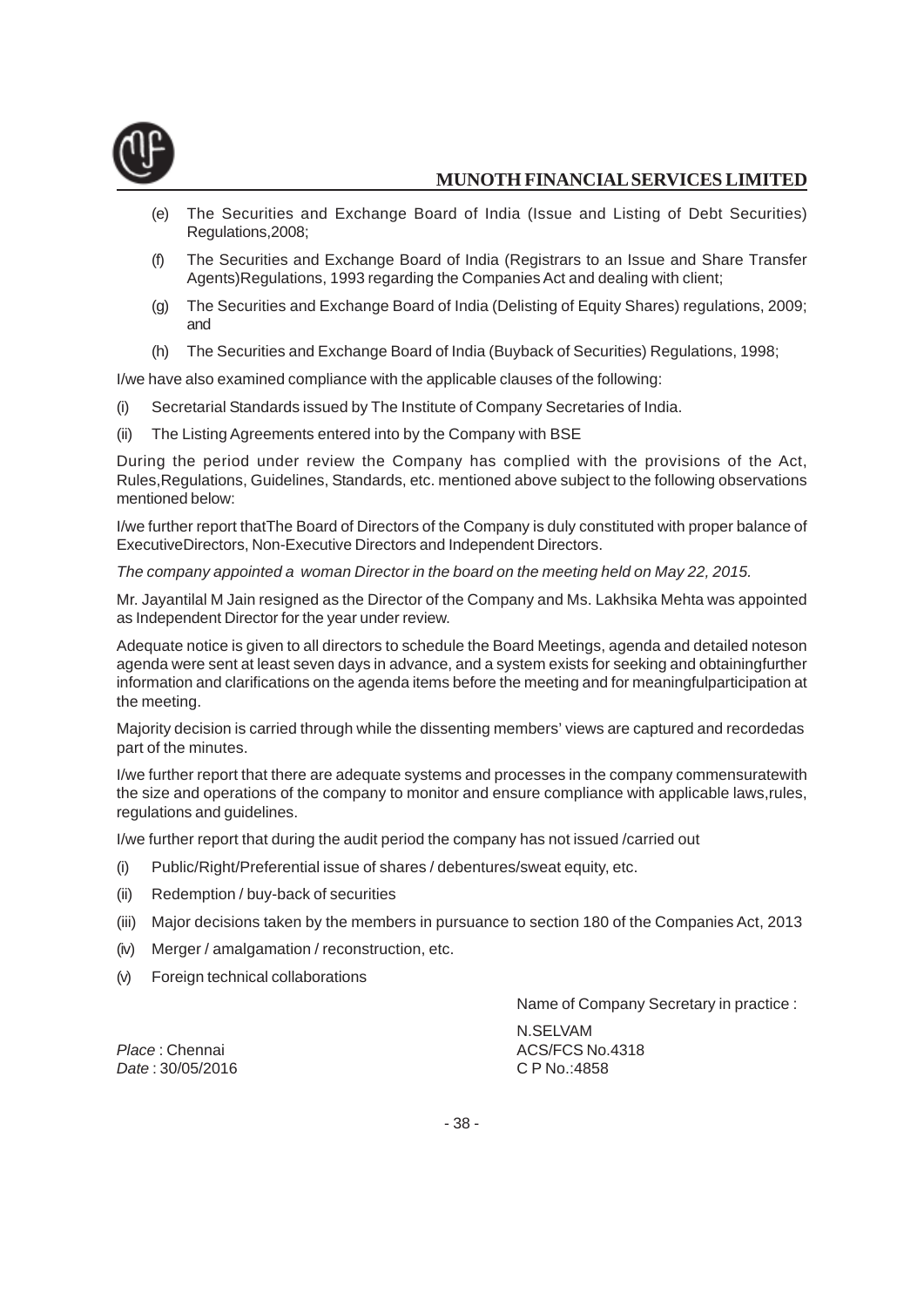(e) The Securities and Exchange Board of India (Issue and Listing of Debt Securities) Regulations,2008;

(f) The Securities and Exchange Board of India (Registrars to an Issue and Share Transfer Agents)Regulations, 1993 regarding the Companies Act and dealing with client;

(g) The Securities and Exchange Board of India (Delisting of Equity Shares) regulations, 2009; and

(h) The Securities and Exchange Board of India (Buyback of Securities) Regulations, 1998;

I/we have also examined compliance with the applicable clauses of the following:

(i) Secretarial Standards issued by The Institute of Company Secretaries of India.

(ii) The Listing Agreements entered into by the Company with BSE

During the period under review the Company has complied with the provisions of the Act, Rules,Regulations, Guidelines, Standards, etc. mentioned above subject to the following observations mentioned below:

I/we further report thatThe Board of Directors of the Company is duly constituted with proper balance of ExecutiveDirectors, Non-Executive Directors and Independent Directors.

*The company appointed a woman Director in the board on the meeting held on May 22, 2015.*

Mr. Jayantilal M Jain resigned as the Director of the Company and Ms. Lakhsika Mehta was appointed as Independent Director for the year under review.

Adequate notice is given to all directors to schedule the Board Meetings, agenda and detailed noteson agenda were sent at least seven days in advance, and a system exists for seeking and obtainingfurther information and clarifications on the agenda items before the meeting and for meaningfulparticipation at the meeting.

Majority decision is carried through while the dissenting members' views are captured and recordedas part of the minutes.

I/we further report that there are adequate systems and processes in the company commensuratewith the size and operations of the company to monitor and ensure compliance with applicable laws,rules, regulations and guidelines.

I/we further report that during the audit period the company has not issued /carried out

(i) Public/Right/Preferential issue of shares / debentures/sweat equity, etc.

(ii) Redemption / buy-back of securities

(iii) Major decisions taken by the members in pursuance to section 180 of the Companies Act, 2013

(iv) Merger / amalgamation / reconstruction, etc.

(v) Foreign technical collaborations

Name of Company Secretary in practice :

N.SELVAM
ACS/FCS No.4318
C P No.:4858

*Place* : Chennai
*Date* : 30/05/2016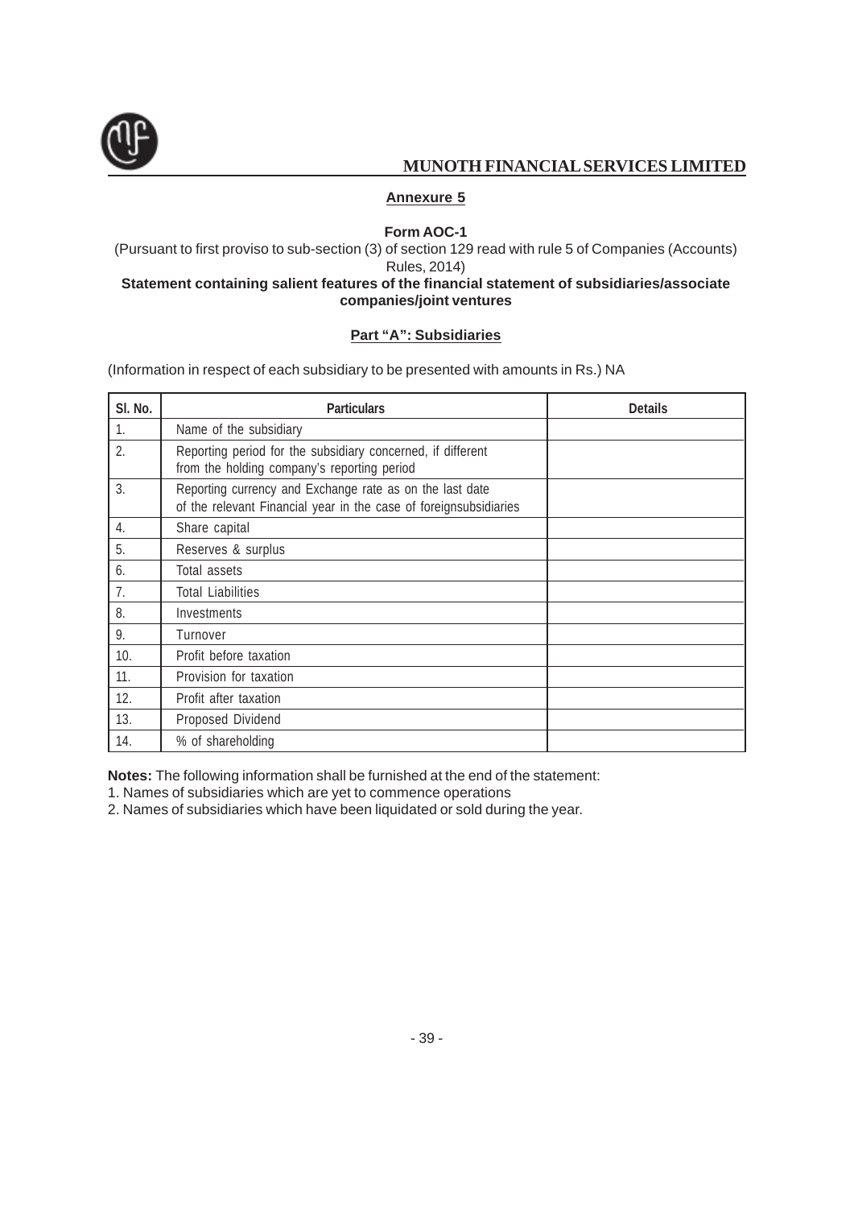## Annexure 5

### Form AOC-1

(Pursuant to first proviso to sub-section (3) of section 129 read with rule 5 of Companies (Accounts) Rules, 2014)

**Statement containing salient features of the financial statement of subsidiaries/associate companies/joint ventures**

### Part "A": Subsidiaries

(Information in respect of each subsidiary to be presented with amounts in Rs.) NA

| Sl. No. | Particulars | Details |
|---|---|---|
| 1. | Name of the subsidiary | |
| 2. | Reporting period for the subsidiary concerned, if different from the holding company's reporting period | |
| 3. | Reporting currency and Exchange rate as on the last date of the relevant Financial year in the case of foreignsubsidiaries | |
| 4. | Share capital | |
| 5. | Reserves & surplus | |
| 6. | Total assets | |
| 7. | Total Liabilities | |
| 8. | Investments | |
| 9. | Turnover | |
| 10. | Profit before taxation | |
| 11. | Provision for taxation | |
| 12. | Profit after taxation | |
| 13. | Proposed Dividend | |
| 14. | % of shareholding | |

**Notes:** The following information shall be furnished at the end of the statement:

1. Names of subsidiaries which are yet to commence operations
2. Names of subsidiaries which have been liquidated or sold during the year.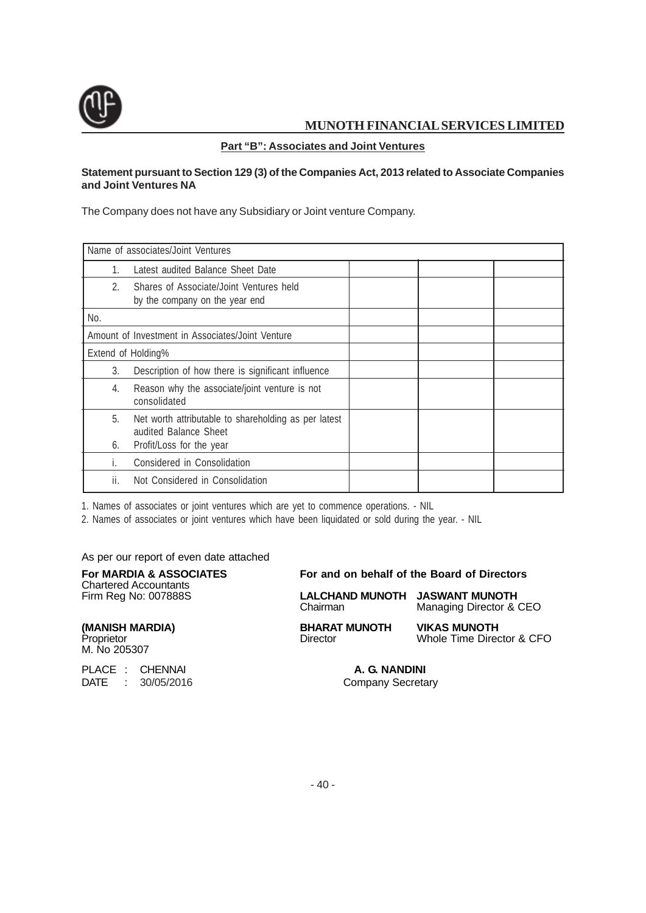## Part "B": Associates and Joint Ventures

**Statement pursuant to Section 129 (3) of the Companies Act, 2013 related to Associate Companies and Joint Ventures NA**

The Company does not have any Subsidiary or Joint venture Company.

| Name of associates/Joint Ventures | | | |
|---|---|---|---|
| 1. Latest audited Balance Sheet Date | | | |
| 2. Shares of Associate/Joint Ventures held by the company on the year end | | | |
| No. | | | |
| Amount of Investment in Associates/Joint Venture | | | |
| Extend of Holding% | | | |
| 3. Description of how there is significant influence | | | |
| 4. Reason why the associate/joint venture is not consolidated | | | |
| 5. Net worth attributable to shareholding as per latest audited Balance Sheet<br>6. Profit/Loss for the year | | | |
| i. Considered in Consolidation | | | |
| ii. Not Considered in Consolidation | | | |

1. Names of associates or joint ventures which are yet to commence operations. - NIL

2. Names of associates or joint ventures which have been liquidated or sold during the year. - NIL

As per our report of even date attached

**For MARDIA & ASSOCIATES**
Chartered Accountants
Firm Reg No: 007888S

**(MANISH MARDIA)**
Proprietor
M. No 205307

PLACE : CHENNAI
DATE : 30/05/2016

**For and on behalf of the Board of Directors**

**LALCHAND MUNOTH**
Chairman

**JASWANT MUNOTH**
Managing Director & CEO

**BHARAT MUNOTH**
Director

**VIKAS MUNOTH**
Whole Time Director & CFO

**A. G. NANDINI**
Company Secretary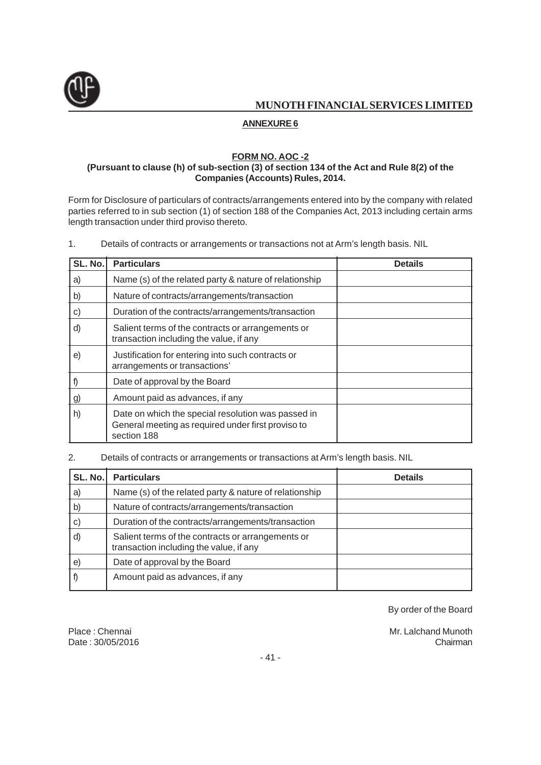## ANNEXURE 6

### FORM NO. AOC -2

**(Pursuant to clause (h) of sub-section (3) of section 134 of the Act and Rule 8(2) of the Companies (Accounts) Rules, 2014.**

Form for Disclosure of particulars of contracts/arrangements entered into by the company with related parties referred to in sub section (1) of section 188 of the Companies Act, 2013 including certain arms length transaction under third proviso thereto.

1. Details of contracts or arrangements or transactions not at Arm's length basis. NIL

| SL. No. | Particulars | Details |
|---|---|---|
| a) | Name (s) of the related party & nature of relationship | |
| b) | Nature of contracts/arrangements/transaction | |
| c) | Duration of the contracts/arrangements/transaction | |
| d) | Salient terms of the contracts or arrangements or transaction including the value, if any | |
| e) | Justification for entering into such contracts or arrangements or transactions' | |
| f) | Date of approval by the Board | |
| g) | Amount paid as advances, if any | |
| h) | Date on which the special resolution was passed in General meeting as required under first proviso to section 188 | |

2. Details of contracts or arrangements or transactions at Arm's length basis. NIL

| SL. No. | Particulars | Details |
|---|---|---|
| a) | Name (s) of the related party & nature of relationship | |
| b) | Nature of contracts/arrangements/transaction | |
| c) | Duration of the contracts/arrangements/transaction | |
| d) | Salient terms of the contracts or arrangements or transaction including the value, if any | |
| e) | Date of approval by the Board | |
| f) | Amount paid as advances, if any | |

By order of the Board

Place : Chennai
Date : 30/05/2016

Mr. Lalchand Munoth
Chairman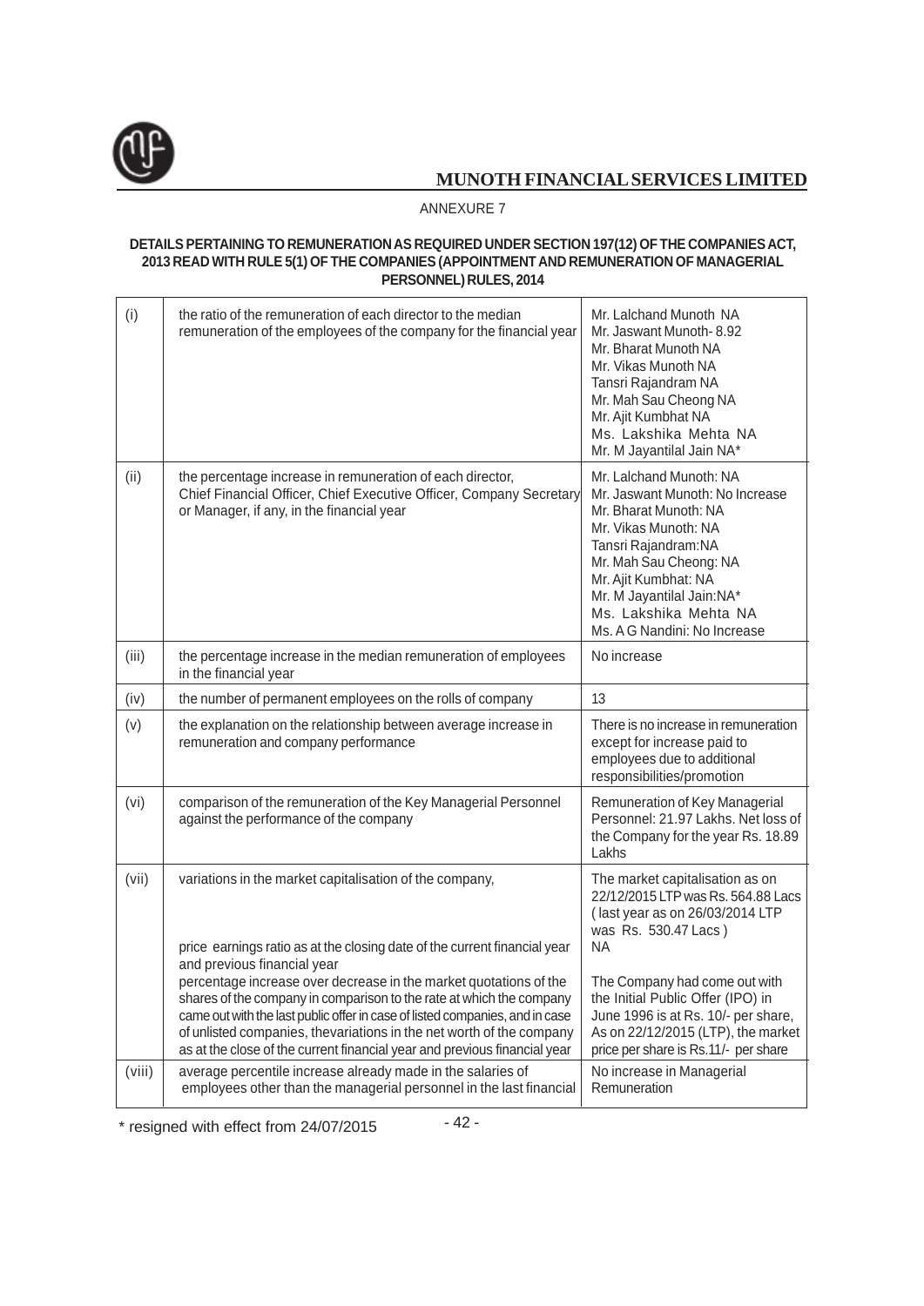## ANNEXURE 7

**DETAILS PERTAINING TO REMUNERATION AS REQUIRED UNDER SECTION 197(12) OF THE COMPANIES ACT, 2013 READ WITH RULE 5(1) OF THE COMPANIES (APPOINTMENT AND REMUNERATION OF MANAGERIAL PERSONNEL) RULES, 2014**

| | | |
|---|---|---|
| (i) | the ratio of the remuneration of each director to the median remuneration of the employees of the company for the financial year | Mr. Lalchand Munoth NA<br>Mr. Jaswant Munoth- 8.92<br>Mr. Bharat Munoth NA<br>Mr. Vikas Munoth NA<br>Tansri Rajandram NA<br>Mr. Mah Sau Cheong NA<br>Mr. Ajit Kumbhat NA<br>Ms. Lakshika Mehta NA<br>Mr. M Jayantilal Jain NA* |
| (ii) | the percentage increase in remuneration of each director, Chief Financial Officer, Chief Executive Officer, Company Secretary or Manager, if any, in the financial year | Mr. Lalchand Munoth: NA<br>Mr. Jaswant Munoth: No Increase<br>Mr. Bharat Munoth: NA<br>Mr. Vikas Munoth: NA<br>Tansri Rajandram:NA<br>Mr. Mah Sau Cheong: NA<br>Mr. Ajit Kumbhat: NA<br>Mr. M Jayantilal Jain:NA*<br>Ms. Lakshika Mehta NA<br>Ms. A G Nandini: No Increase |
| (iii) | the percentage increase in the median remuneration of employees in the financial year | No increase |
| (iv) | the number of permanent employees on the rolls of company | 13 |
| (v) | the explanation on the relationship between average increase in remuneration and company performance | There is no increase in remuneration except for increase paid to employees due to additional responsibilities/promotion |
| (vi) | comparison of the remuneration of the Key Managerial Personnel against the performance of the company | Remuneration of Key Managerial Personnel: 21.97 Lakhs. Net loss of the Company for the year Rs. 18.89 Lakhs |
| (vii) | variations in the market capitalisation of the company,<br><br>price earnings ratio as at the closing date of the current financial year and previous financial year<br><br>percentage increase over decrease in the market quotations of the shares of the company in comparison to the rate at which the company came out with the last public offer in case of listed companies, and in case of unlisted companies, thevariations in the net worth of the company as at the close of the current financial year and previous financial year | The market capitalisation as on 22/12/2015 LTP was Rs. 564.88 Lacs ( last year as on 26/03/2014 LTP was Rs. 530.47 Lacs )<br><br>NA<br><br>The Company had come out with the Initial Public Offer (IPO) in June 1996 is at Rs. 10/- per share, As on 22/12/2015 (LTP), the market price per share is Rs.11/- per share |
| (viii) | average percentile increase already made in the salaries of employees other than the managerial personnel in the last financial | No increase in Managerial Remuneration |

\* resigned with effect from 24/07/2015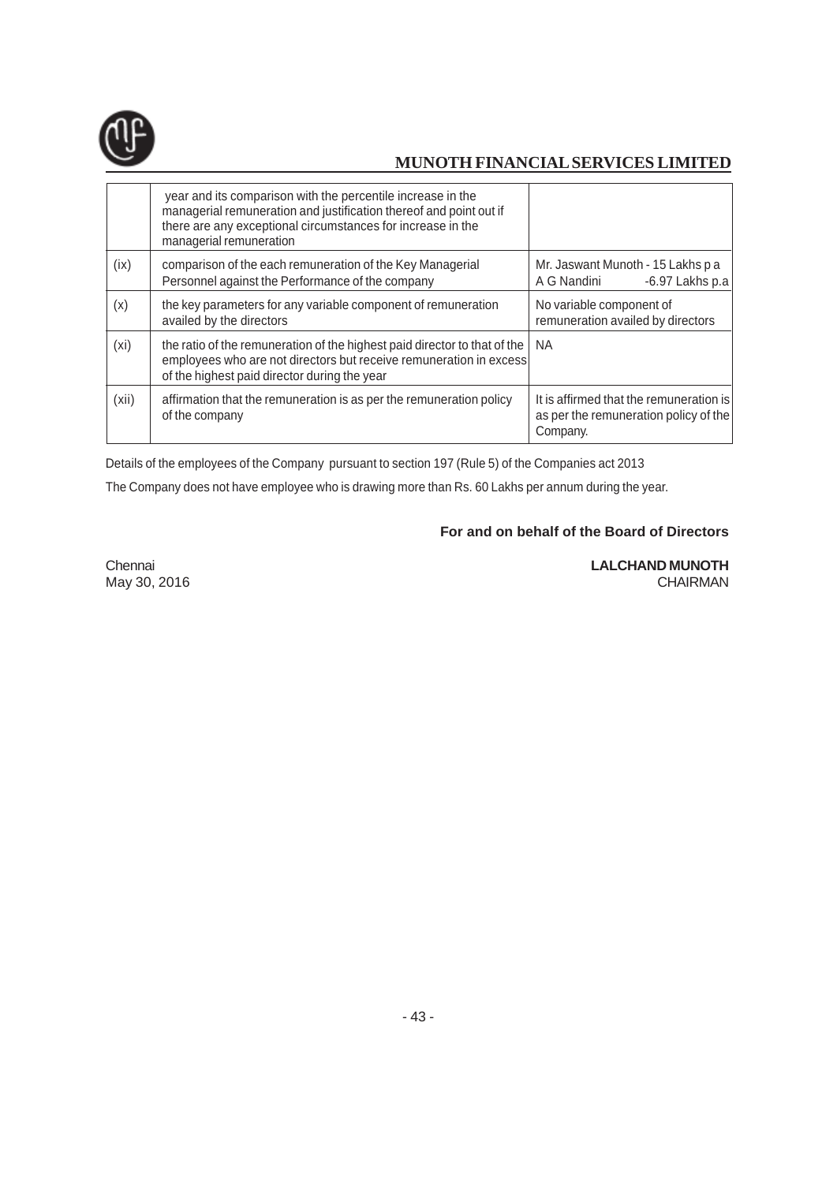|  | year and its comparison with the percentile increase in the managerial remuneration and justification thereof and point out if there are any exceptional circumstances for increase in the managerial remuneration |  |
|---|---|---|
| (ix) | comparison of the each remuneration of the Key Managerial Personnel against the Performance of the company | Mr. Jaswant Munoth - 15 Lakhs p a<br>A G Nandini -6.97 Lakhs p.a |
| (x) | the key parameters for any variable component of remuneration availed by the directors | No variable component of remuneration availed by directors |
| (xi) | the ratio of the remuneration of the highest paid director to that of the employees who are not directors but receive remuneration in excess of the highest paid director during the year | NA |
| (xii) | affirmation that the remuneration is as per the remuneration policy of the company | It is affirmed that the remuneration is as per the remuneration policy of the Company. |

Details of the employees of the Company pursuant to section 197 (Rule 5) of the Companies act 2013

The Company does not have employee who is drawing more than Rs. 60 Lakhs per annum during the year.

**For and on behalf of the Board of Directors**

Chennai
May 30, 2016

**LALCHAND MUNOTH**
CHAIRMAN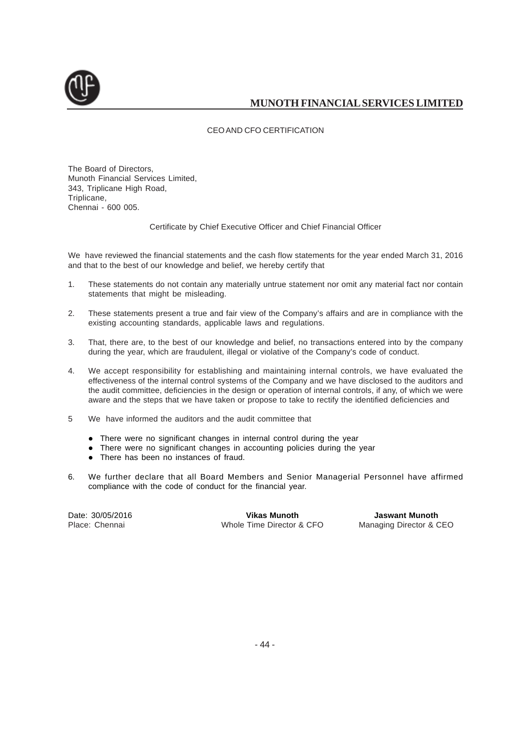## CEO AND CFO CERTIFICATION

The Board of Directors,
Munoth Financial Services Limited,
343, Triplicane High Road,
Triplicane,
Chennai - 600 005.

Certificate by Chief Executive Officer and Chief Financial Officer

We have reviewed the financial statements and the cash flow statements for the year ended March 31, 2016 and that to the best of our knowledge and belief, we hereby certify that

1. These statements do not contain any materially untrue statement nor omit any material fact nor contain statements that might be misleading.

2. These statements present a true and fair view of the Company's affairs and are in compliance with the existing accounting standards, applicable laws and regulations.

3. That, there are, to the best of our knowledge and belief, no transactions entered into by the company during the year, which are fraudulent, illegal or violative of the Company's code of conduct.

4. We accept responsibility for establishing and maintaining internal controls, we have evaluated the effectiveness of the internal control systems of the Company and we have disclosed to the auditors and the audit committee, deficiencies in the design or operation of internal controls, if any, of which we were aware and the steps that we have taken or propose to take to rectify the identified deficiencies and

5 We have informed the auditors and the audit committee that

- There were no significant changes in internal control during the year
- There were no significant changes in accounting policies during the year
- There has been no instances of fraud.

6. We further declare that all Board Members and Senior Managerial Personnel have affirmed compliance with the code of conduct for the financial year.

Date: 30/05/2016
Place: Chennai

**Vikas Munoth**
Whole Time Director & CFO

**Jaswant Munoth**
Managing Director & CEO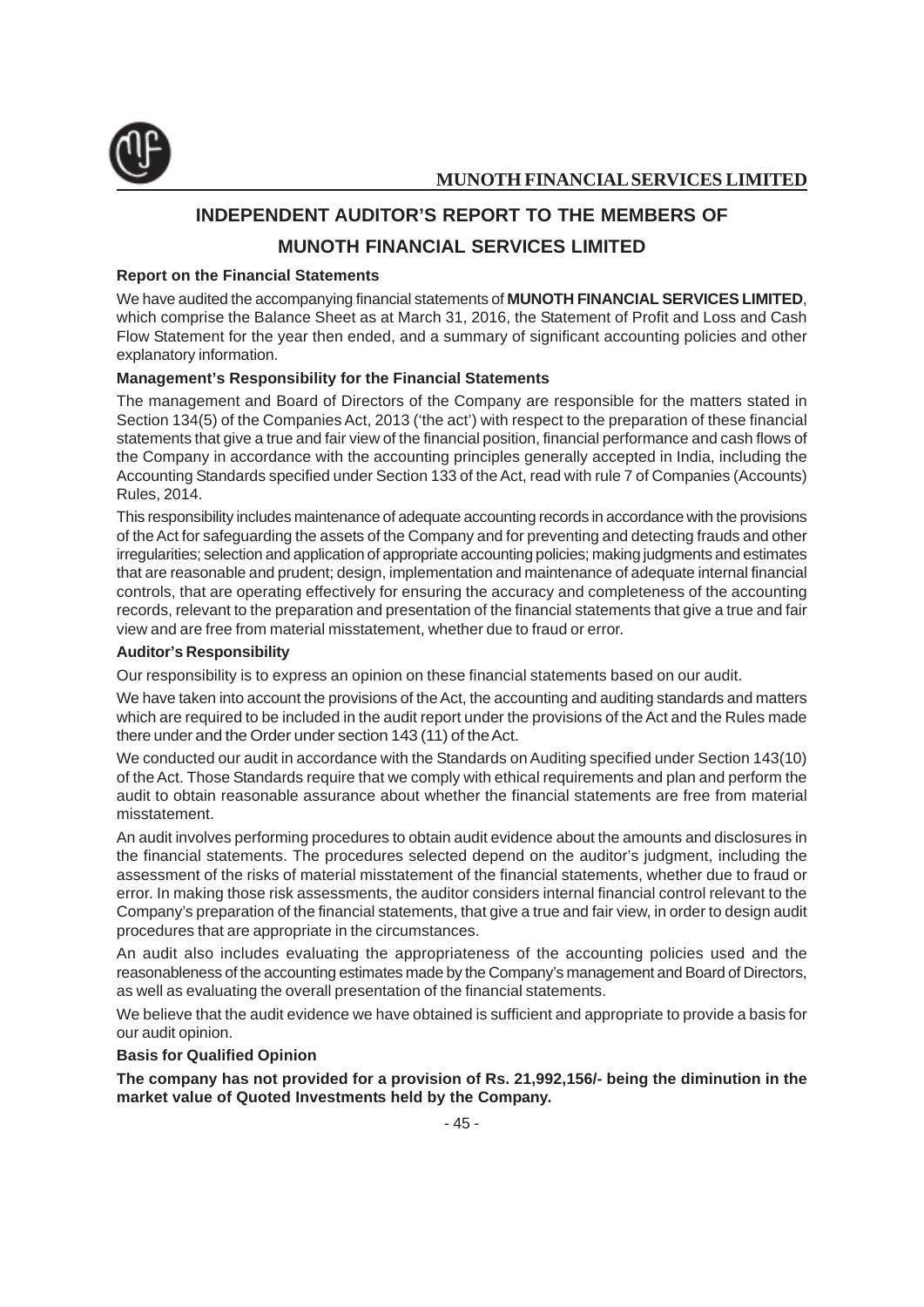# INDEPENDENT AUDITOR'S REPORT TO THE MEMBERS OF MUNOTH FINANCIAL SERVICES LIMITED

### Report on the Financial Statements

We have audited the accompanying financial statements of **MUNOTH FINANCIAL SERVICES LIMITED**, which comprise the Balance Sheet as at March 31, 2016, the Statement of Profit and Loss and Cash Flow Statement for the year then ended, and a summary of significant accounting policies and other explanatory information.

### Management's Responsibility for the Financial Statements

The management and Board of Directors of the Company are responsible for the matters stated in Section 134(5) of the Companies Act, 2013 ('the act') with respect to the preparation of these financial statements that give a true and fair view of the financial position, financial performance and cash flows of the Company in accordance with the accounting principles generally accepted in India, including the Accounting Standards specified under Section 133 of the Act, read with rule 7 of Companies (Accounts) Rules, 2014.

This responsibility includes maintenance of adequate accounting records in accordance with the provisions of the Act for safeguarding the assets of the Company and for preventing and detecting frauds and other irregularities; selection and application of appropriate accounting policies; making judgments and estimates that are reasonable and prudent; design, implementation and maintenance of adequate internal financial controls, that are operating effectively for ensuring the accuracy and completeness of the accounting records, relevant to the preparation and presentation of the financial statements that give a true and fair view and are free from material misstatement, whether due to fraud or error.

### Auditor's Responsibility

Our responsibility is to express an opinion on these financial statements based on our audit.

We have taken into account the provisions of the Act, the accounting and auditing standards and matters which are required to be included in the audit report under the provisions of the Act and the Rules made there under and the Order under section 143 (11) of the Act.

We conducted our audit in accordance with the Standards on Auditing specified under Section 143(10) of the Act. Those Standards require that we comply with ethical requirements and plan and perform the audit to obtain reasonable assurance about whether the financial statements are free from material misstatement.

An audit involves performing procedures to obtain audit evidence about the amounts and disclosures in the financial statements. The procedures selected depend on the auditor's judgment, including the assessment of the risks of material misstatement of the financial statements, whether due to fraud or error. In making those risk assessments, the auditor considers internal financial control relevant to the Company's preparation of the financial statements, that give a true and fair view, in order to design audit procedures that are appropriate in the circumstances.

An audit also includes evaluating the appropriateness of the accounting policies used and the reasonableness of the accounting estimates made by the Company's management and Board of Directors, as well as evaluating the overall presentation of the financial statements.

We believe that the audit evidence we have obtained is sufficient and appropriate to provide a basis for our audit opinion.

### Basis for Qualified Opinion

**The company has not provided for a provision of Rs. 21,992,156/- being the diminution in the market value of Quoted Investments held by the Company.**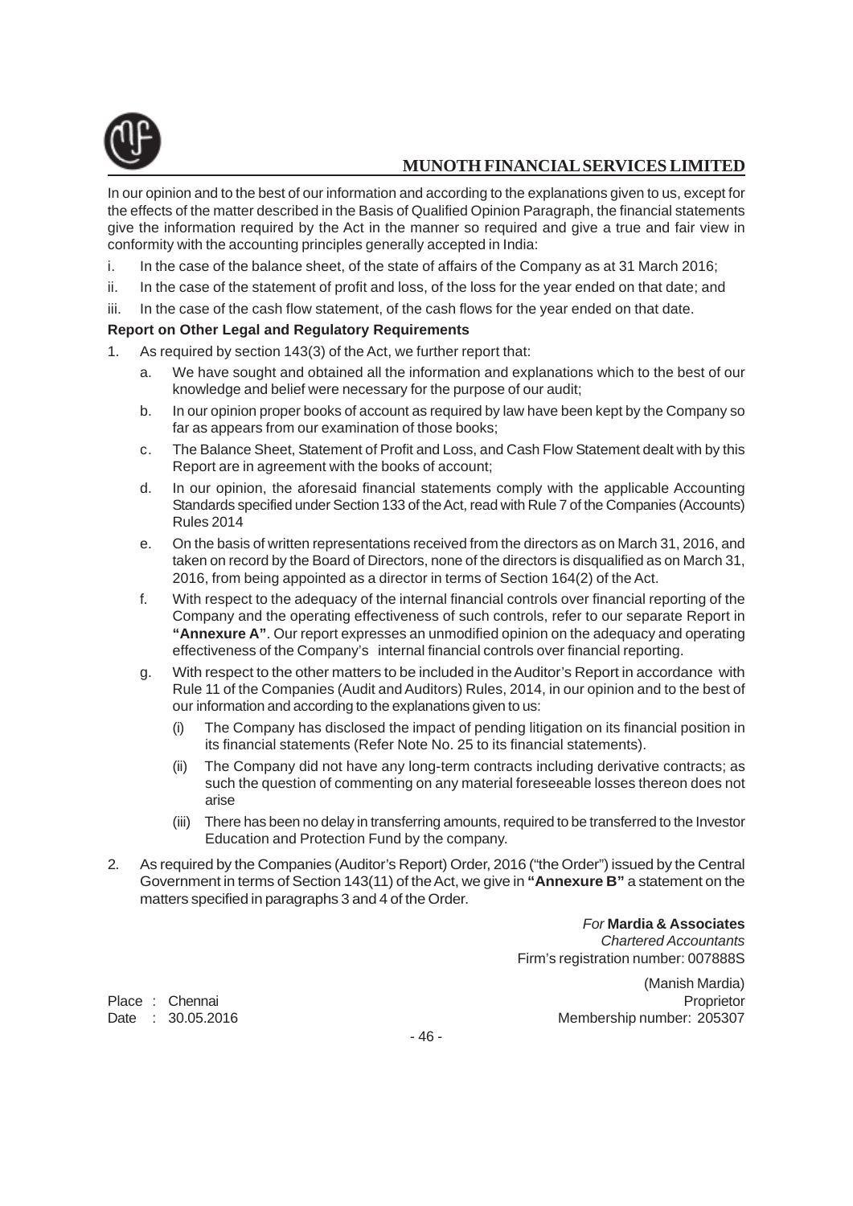In our opinion and to the best of our information and according to the explanations given to us, except for the effects of the matter described in the Basis of Qualified Opinion Paragraph, the financial statements give the information required by the Act in the manner so required and give a true and fair view in conformity with the accounting principles generally accepted in India:

i. In the case of the balance sheet, of the state of affairs of the Company as at 31 March 2016;

ii. In the case of the statement of profit and loss, of the loss for the year ended on that date; and

iii. In the case of the cash flow statement, of the cash flows for the year ended on that date.

**Report on Other Legal and Regulatory Requirements**

1. As required by section 143(3) of the Act, we further report that:

   a. We have sought and obtained all the information and explanations which to the best of our knowledge and belief were necessary for the purpose of our audit;

   b. In our opinion proper books of account as required by law have been kept by the Company so far as appears from our examination of those books;

   c. The Balance Sheet, Statement of Profit and Loss, and Cash Flow Statement dealt with by this Report are in agreement with the books of account;

   d. In our opinion, the aforesaid financial statements comply with the applicable Accounting Standards specified under Section 133 of the Act, read with Rule 7 of the Companies (Accounts) Rules 2014

   e. On the basis of written representations received from the directors as on March 31, 2016, and taken on record by the Board of Directors, none of the directors is disqualified as on March 31, 2016, from being appointed as a director in terms of Section 164(2) of the Act.

   f. With respect to the adequacy of the internal financial controls over financial reporting of the Company and the operating effectiveness of such controls, refer to our separate Report in **"Annexure A"**. Our report expresses an unmodified opinion on the adequacy and operating effectiveness of the Company's internal financial controls over financial reporting.

   g. With respect to the other matters to be included in the Auditor's Report in accordance with Rule 11 of the Companies (Audit and Auditors) Rules, 2014, in our opinion and to the best of our information and according to the explanations given to us:

      (i) The Company has disclosed the impact of pending litigation on its financial position in its financial statements (Refer Note No. 25 to its financial statements).

      (ii) The Company did not have any long-term contracts including derivative contracts; as such the question of commenting on any material foreseeable losses thereon does not arise

      (iii) There has been no delay in transferring amounts, required to be transferred to the Investor Education and Protection Fund by the company.

2. As required by the Companies (Auditor's Report) Order, 2016 ("the Order") issued by the Central Government in terms of Section 143(11) of the Act, we give in **"Annexure B"** a statement on the matters specified in paragraphs 3 and 4 of the Order.

*For* **Mardia & Associates**
*Chartered Accountants*
Firm's registration number: 007888S

(Manish Mardia)
Proprietor
Membership number: 205307

Place : Chennai
Date : 30.05.2016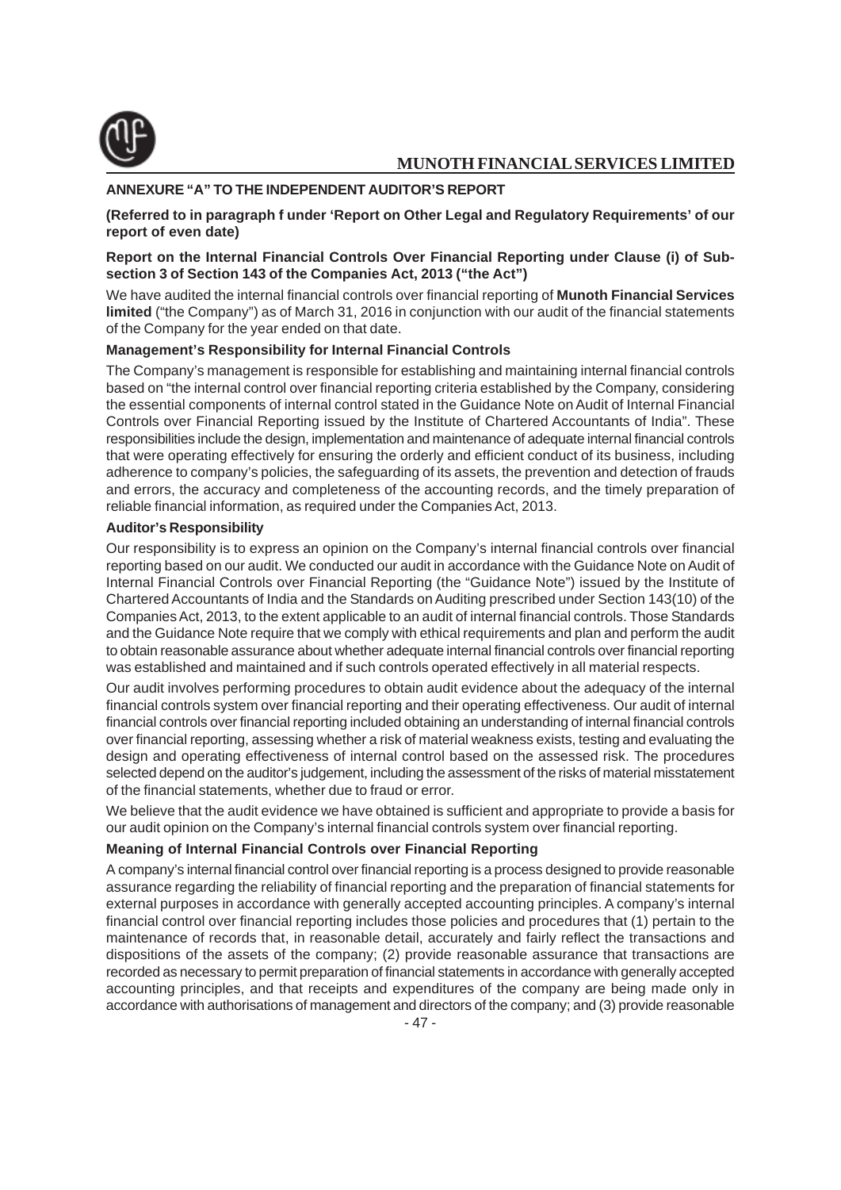## ANNEXURE "A" TO THE INDEPENDENT AUDITOR'S REPORT

**(Referred to in paragraph f under 'Report on Other Legal and Regulatory Requirements' of our report of even date)**

**Report on the Internal Financial Controls Over Financial Reporting under Clause (i) of Sub-section 3 of Section 143 of the Companies Act, 2013 ("the Act")**

We have audited the internal financial controls over financial reporting of **Munoth Financial Services limited** ("the Company") as of March 31, 2016 in conjunction with our audit of the financial statements of the Company for the year ended on that date.

### Management's Responsibility for Internal Financial Controls

The Company's management is responsible for establishing and maintaining internal financial controls based on "the internal control over financial reporting criteria established by the Company, considering the essential components of internal control stated in the Guidance Note on Audit of Internal Financial Controls over Financial Reporting issued by the Institute of Chartered Accountants of India". These responsibilities include the design, implementation and maintenance of adequate internal financial controls that were operating effectively for ensuring the orderly and efficient conduct of its business, including adherence to company's policies, the safeguarding of its assets, the prevention and detection of frauds and errors, the accuracy and completeness of the accounting records, and the timely preparation of reliable financial information, as required under the Companies Act, 2013.

### Auditor's Responsibility

Our responsibility is to express an opinion on the Company's internal financial controls over financial reporting based on our audit. We conducted our audit in accordance with the Guidance Note on Audit of Internal Financial Controls over Financial Reporting (the "Guidance Note") issued by the Institute of Chartered Accountants of India and the Standards on Auditing prescribed under Section 143(10) of the Companies Act, 2013, to the extent applicable to an audit of internal financial controls. Those Standards and the Guidance Note require that we comply with ethical requirements and plan and perform the audit to obtain reasonable assurance about whether adequate internal financial controls over financial reporting was established and maintained and if such controls operated effectively in all material respects.

Our audit involves performing procedures to obtain audit evidence about the adequacy of the internal financial controls system over financial reporting and their operating effectiveness. Our audit of internal financial controls over financial reporting included obtaining an understanding of internal financial controls over financial reporting, assessing whether a risk of material weakness exists, testing and evaluating the design and operating effectiveness of internal control based on the assessed risk. The procedures selected depend on the auditor's judgement, including the assessment of the risks of material misstatement of the financial statements, whether due to fraud or error.

We believe that the audit evidence we have obtained is sufficient and appropriate to provide a basis for our audit opinion on the Company's internal financial controls system over financial reporting.

### Meaning of Internal Financial Controls over Financial Reporting

A company's internal financial control over financial reporting is a process designed to provide reasonable assurance regarding the reliability of financial reporting and the preparation of financial statements for external purposes in accordance with generally accepted accounting principles. A company's internal financial control over financial reporting includes those policies and procedures that (1) pertain to the maintenance of records that, in reasonable detail, accurately and fairly reflect the transactions and dispositions of the assets of the company; (2) provide reasonable assurance that transactions are recorded as necessary to permit preparation of financial statements in accordance with generally accepted accounting principles, and that receipts and expenditures of the company are being made only in accordance with authorisations of management and directors of the company; and (3) provide reasonable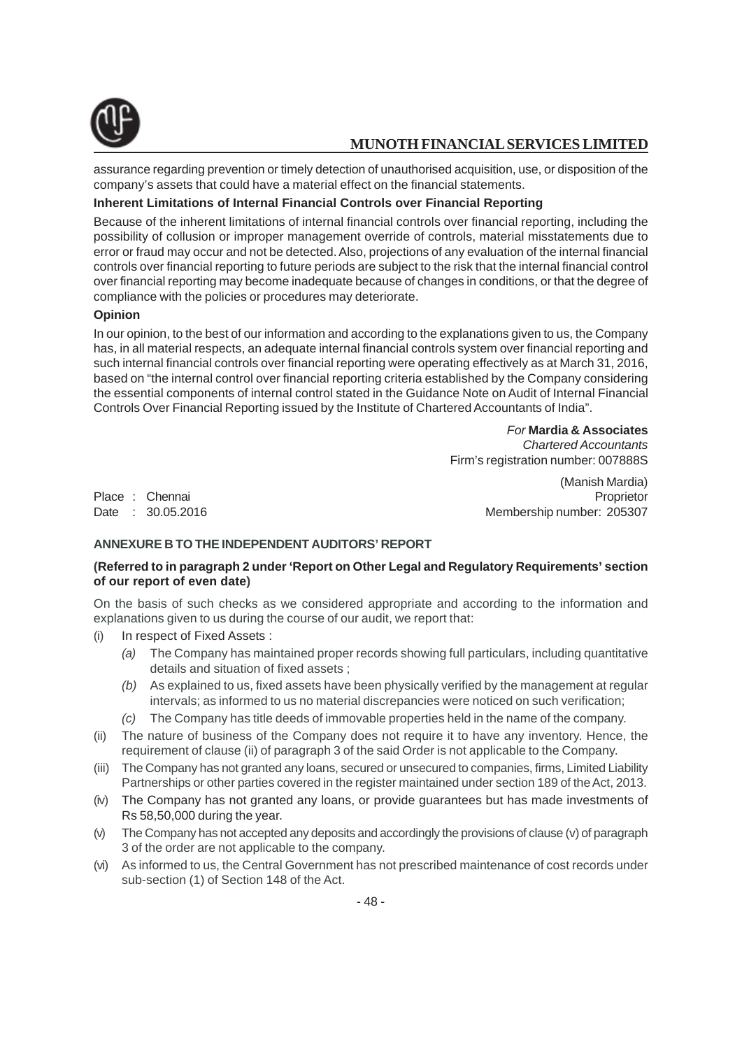assurance regarding prevention or timely detection of unauthorised acquisition, use, or disposition of the company's assets that could have a material effect on the financial statements.

**Inherent Limitations of Internal Financial Controls over Financial Reporting**

Because of the inherent limitations of internal financial controls over financial reporting, including the possibility of collusion or improper management override of controls, material misstatements due to error or fraud may occur and not be detected. Also, projections of any evaluation of the internal financial controls over financial reporting to future periods are subject to the risk that the internal financial control over financial reporting may become inadequate because of changes in conditions, or that the degree of compliance with the policies or procedures may deteriorate.

**Opinion**

In our opinion, to the best of our information and according to the explanations given to us, the Company has, in all material respects, an adequate internal financial controls system over financial reporting and such internal financial controls over financial reporting were operating effectively as at March 31, 2016, based on "the internal control over financial reporting criteria established by the Company considering the essential components of internal control stated in the Guidance Note on Audit of Internal Financial Controls Over Financial Reporting issued by the Institute of Chartered Accountants of India".

*For* **Mardia & Associates**
*Chartered Accountants*
Firm's registration number: 007888S

(Manish Mardia)
Proprietor
Membership number: 205307

Place : Chennai
Date : 30.05.2016

**ANNEXURE B TO THE INDEPENDENT AUDITORS' REPORT**

**(Referred to in paragraph 2 under 'Report on Other Legal and Regulatory Requirements' section of our report of even date)**

On the basis of such checks as we considered appropriate and according to the information and explanations given to us during the course of our audit, we report that:

(i) In respect of Fixed Assets :
  *(a)* The Company has maintained proper records showing full particulars, including quantitative details and situation of fixed assets ;
  *(b)* As explained to us, fixed assets have been physically verified by the management at regular intervals; as informed to us no material discrepancies were noticed on such verification;
  *(c)* The Company has title deeds of immovable properties held in the name of the company.

(ii) The nature of business of the Company does not require it to have any inventory. Hence, the requirement of clause (ii) of paragraph 3 of the said Order is not applicable to the Company.

(iii) The Company has not granted any loans, secured or unsecured to companies, firms, Limited Liability Partnerships or other parties covered in the register maintained under section 189 of the Act, 2013.

(iv) The Company has not granted any loans, or provide guarantees but has made investments of Rs 58,50,000 during the year.

(v) The Company has not accepted any deposits and accordingly the provisions of clause (v) of paragraph 3 of the order are not applicable to the company.

(vi) As informed to us, the Central Government has not prescribed maintenance of cost records under sub-section (1) of Section 148 of the Act.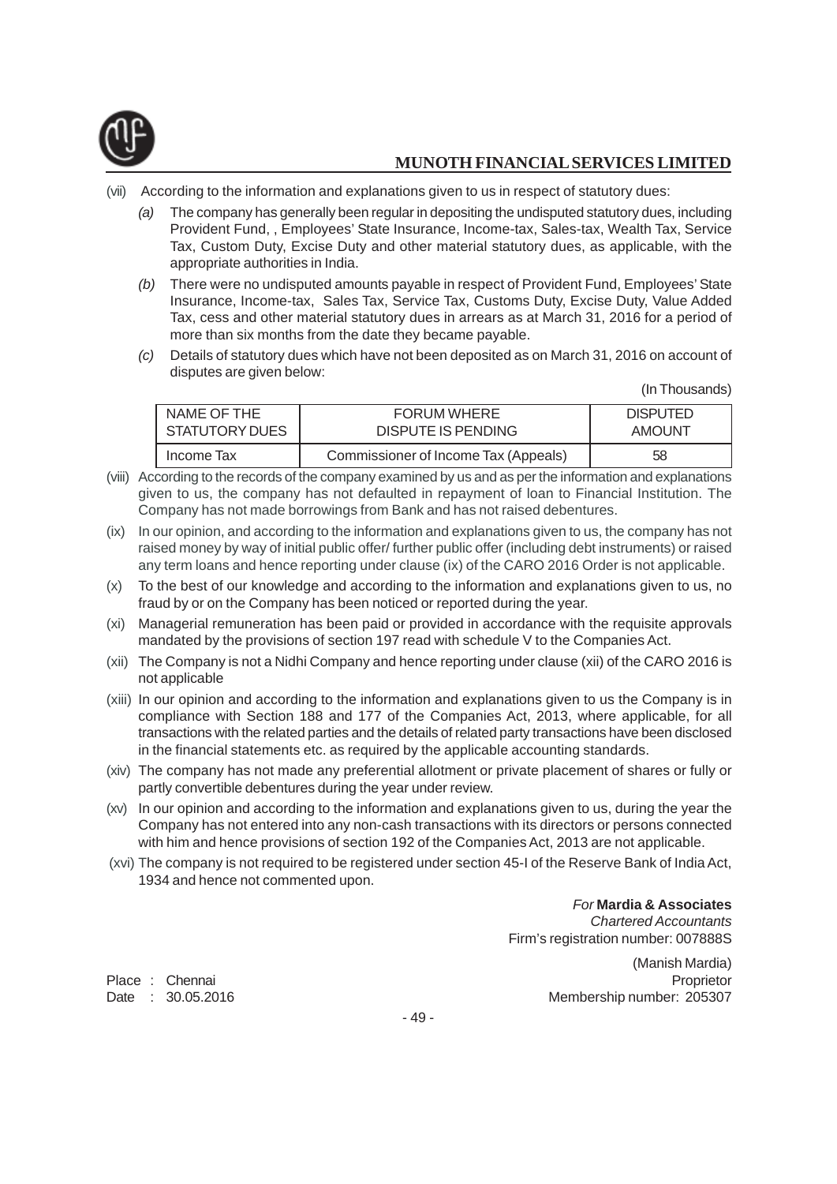(vii) According to the information and explanations given to us in respect of statutory dues:

*(a)* The company has generally been regular in depositing the undisputed statutory dues, including Provident Fund, , Employees' State Insurance, Income-tax, Sales-tax, Wealth Tax, Service Tax, Custom Duty, Excise Duty and other material statutory dues, as applicable, with the appropriate authorities in India.

*(b)* There were no undisputed amounts payable in respect of Provident Fund, Employees' State Insurance, Income-tax, Sales Tax, Service Tax, Customs Duty, Excise Duty, Value Added Tax, cess and other material statutory dues in arrears as at March 31, 2016 for a period of more than six months from the date they became payable.

*(c)* Details of statutory dues which have not been deposited as on March 31, 2016 on account of disputes are given below:

(In Thousands)

| NAME OF THE STATUTORY DUES | FORUM WHERE DISPUTE IS PENDING | DISPUTED AMOUNT |
|---|---|---|
| Income Tax | Commissioner of Income Tax (Appeals) | 58 |

(viii) According to the records of the company examined by us and as per the information and explanations given to us, the company has not defaulted in repayment of loan to Financial Institution. The Company has not made borrowings from Bank and has not raised debentures.

(ix) In our opinion, and according to the information and explanations given to us, the company has not raised money by way of initial public offer/ further public offer (including debt instruments) or raised any term loans and hence reporting under clause (ix) of the CARO 2016 Order is not applicable.

(x) To the best of our knowledge and according to the information and explanations given to us, no fraud by or on the Company has been noticed or reported during the year.

(xi) Managerial remuneration has been paid or provided in accordance with the requisite approvals mandated by the provisions of section 197 read with schedule V to the Companies Act.

(xii) The Company is not a Nidhi Company and hence reporting under clause (xii) of the CARO 2016 is not applicable

(xiii) In our opinion and according to the information and explanations given to us the Company is in compliance with Section 188 and 177 of the Companies Act, 2013, where applicable, for all transactions with the related parties and the details of related party transactions have been disclosed in the financial statements etc. as required by the applicable accounting standards.

(xiv) The company has not made any preferential allotment or private placement of shares or fully or partly convertible debentures during the year under review.

(xv) In our opinion and according to the information and explanations given to us, during the year the Company has not entered into any non-cash transactions with its directors or persons connected with him and hence provisions of section 192 of the Companies Act, 2013 are not applicable.

(xvi) The company is not required to be registered under section 45-I of the Reserve Bank of India Act, 1934 and hence not commented upon.

*For* **Mardia & Associates**
*Chartered Accountants*
Firm's registration number: 007888S

(Manish Mardia)
Proprietor
Membership number: 205307

Place : Chennai
Date : 30.05.2016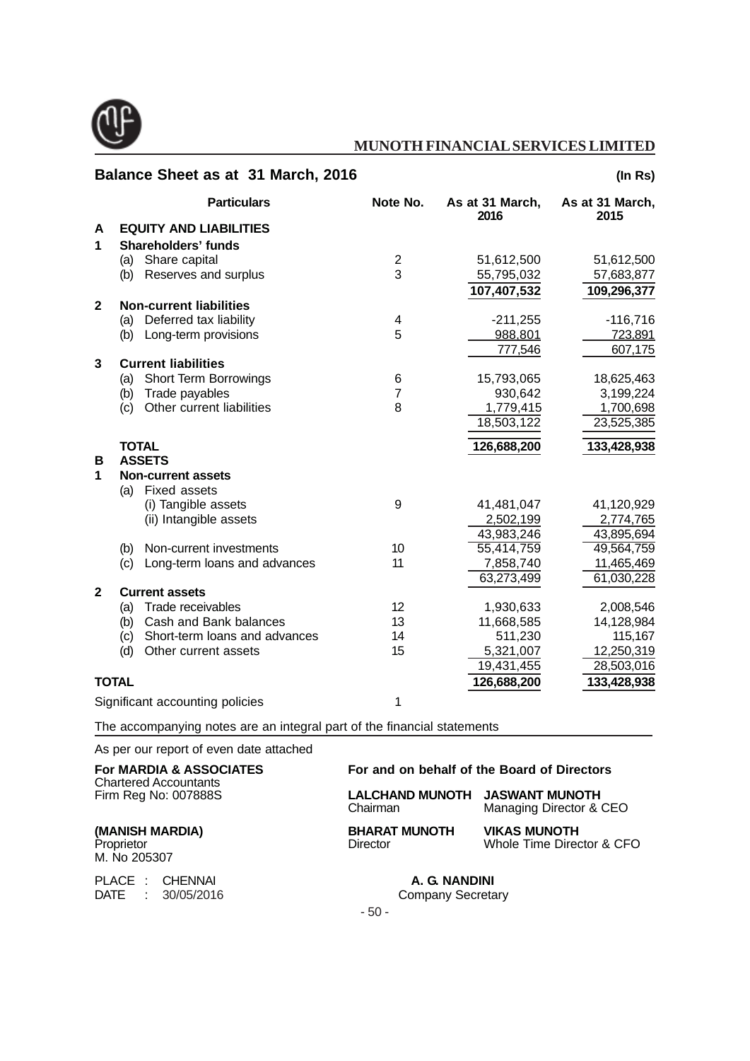## MUNOTH FINANCIAL SERVICES LIMITED

### Balance Sheet as at 31 March, 2016

**(In Rs)**

| | Particulars | Note No. | As at 31 March, 2016 | As at 31 March, 2015 |
|---|---|---|---|---|
| **A** | **EQUITY AND LIABILITIES** | | | |
| **1** | **Shareholders' funds** | | | |
| | (a) Share capital | 2 | 51,612,500 | 51,612,500 |
| | (b) Reserves and surplus | 3 | 55,795,032 | 57,683,877 |
| | | | **107,407,532** | **109,296,377** |
| **2** | **Non-current liabilities** | | | |
| | (a) Deferred tax liability | 4 | -211,255 | -116,716 |
| | (b) Long-term provisions | 5 | 988,801 | 723,891 |
| | | | 777,546 | 607,175 |
| **3** | **Current liabilities** | | | |
| | (a) Short Term Borrowings | 6 | 15,793,065 | 18,625,463 |
| | (b) Trade payables | 7 | 930,642 | 3,199,224 |
| | (c) Other current liabilities | 8 | 1,779,415 | 1,700,698 |
| | | | 18,503,122 | 23,525,385 |
| | **TOTAL** | | **126,688,200** | **133,428,938** |
| **B** | **ASSETS** | | | |
| **1** | **Non-current assets** | | | |
| | (a) Fixed assets | | | |
| | (i) Tangible assets | 9 | 41,481,047 | 41,120,929 |
| | (ii) Intangible assets | | 2,502,199 | 2,774,765 |
| | | | 43,983,246 | 43,895,694 |
| | (b) Non-current investments | 10 | 55,414,759 | 49,564,759 |
| | (c) Long-term loans and advances | 11 | 7,858,740 | 11,465,469 |
| | | | 63,273,499 | 61,030,228 |
| **2** | **Current assets** | | | |
| | (a) Trade receivables | 12 | 1,930,633 | 2,008,546 |
| | (b) Cash and Bank balances | 13 | 11,668,585 | 14,128,984 |
| | (c) Short-term loans and advances | 14 | 511,230 | 115,167 |
| | (d) Other current assets | 15 | 5,321,007 | 12,250,319 |
| | | | 19,431,455 | 28,503,016 |
| **TOTAL** | | | **126,688,200** | **133,428,938** |
| | Significant accounting policies | 1 | | |

The accompanying notes are an integral part of the financial statements

As per our report of even date attached

**For MARDIA & ASSOCIATES**
Chartered Accountants
Firm Reg No: 007888S

**(MANISH MARDIA)**
Proprietor
M. No 205307

PLACE : CHENNAI
DATE : 30/05/2016

**For and on behalf of the Board of Directors**

**LALCHAND MUNOTH**
Chairman

**JASWANT MUNOTH**
Managing Director & CEO

**BHARAT MUNOTH**
Director

**VIKAS MUNOTH**
Whole Time Director & CFO

**A. G. NANDINI**
Company Secretary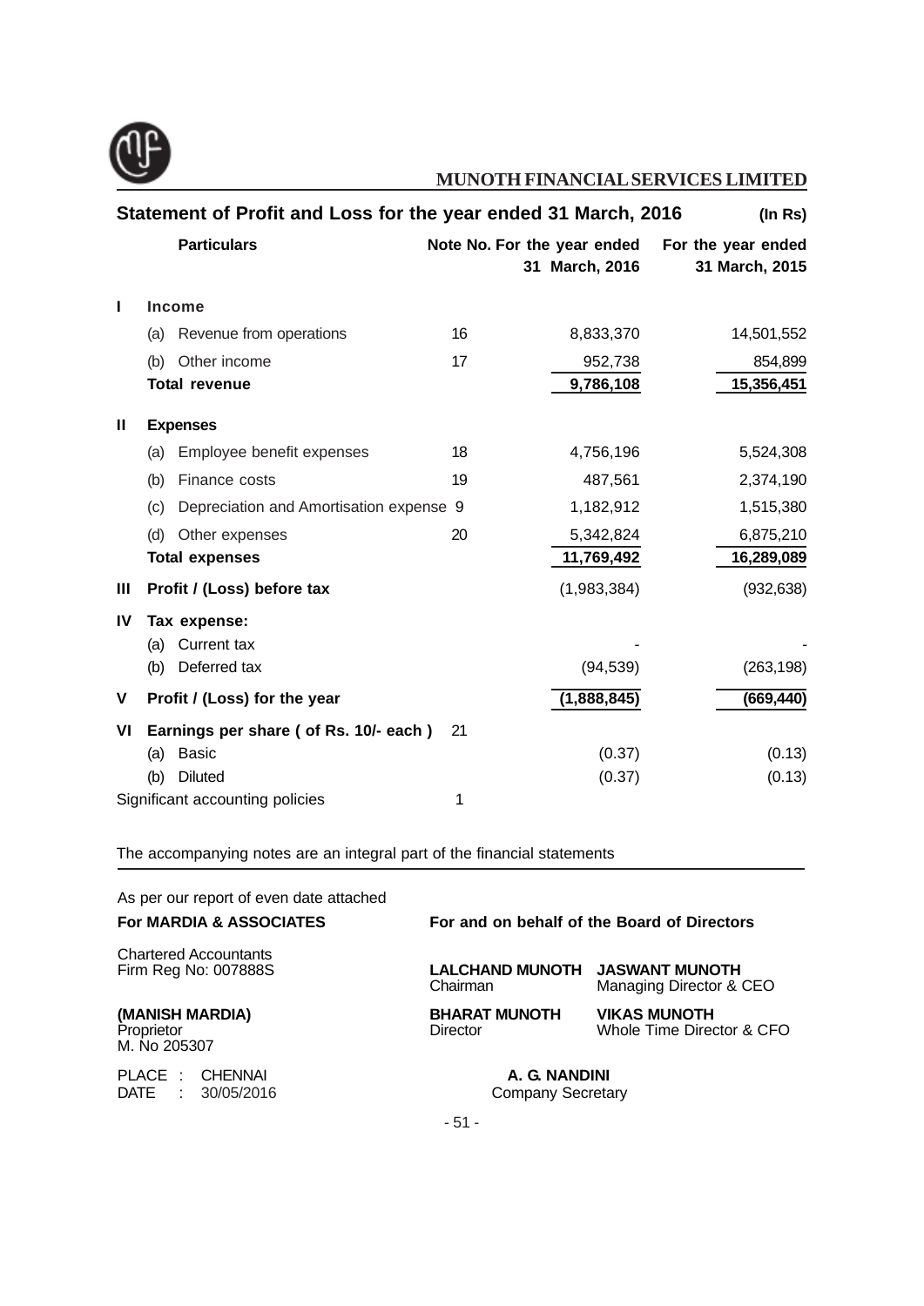## Statement of Profit and Loss for the year ended 31 March, 2016

(In Rs)

| | Particulars | Note No. | For the year ended 31 March, 2016 | For the year ended 31 March, 2015 |
|---|---|---|---|---|
| **I** | **Income** | | | |
| | (a) Revenue from operations | 16 | 8,833,370 | 14,501,552 |
| | (b) Other income | 17 | 952,738 | 854,899 |
| | **Total revenue** | | **9,786,108** | **15,356,451** |
| **II** | **Expenses** | | | |
| | (a) Employee benefit expenses | 18 | 4,756,196 | 5,524,308 |
| | (b) Finance costs | 19 | 487,561 | 2,374,190 |
| | (c) Depreciation and Amortisation expense | 9 | 1,182,912 | 1,515,380 |
| | (d) Other expenses | 20 | 5,342,824 | 6,875,210 |
| | **Total expenses** | | **11,769,492** | **16,289,089** |
| **III** | **Profit / (Loss) before tax** | | (1,983,384) | (932,638) |
| **IV** | **Tax expense:** | | | |
| | (a) Current tax | | - | - |
| | (b) Deferred tax | | (94,539) | (263,198) |
| **V** | **Profit / (Loss) for the year** | | **(1,888,845)** | **(669,440)** |
| **VI** | **Earnings per share ( of Rs. 10/- each )** | 21 | | |
| | (a) Basic | | (0.37) | (0.13) |
| | (b) Diluted | | (0.37) | (0.13) |
| | Significant accounting policies | 1 | | |

The accompanying notes are an integral part of the financial statements

As per our report of even date attached

**For MARDIA & ASSOCIATES**
Chartered Accountants
Firm Reg No: 007888S

**(MANISH MARDIA)**
Proprietor
M. No 205307

PLACE : CHENNAI
DATE : 30/05/2016

**For and on behalf of the Board of Directors**

**LALCHAND MUNOTH**
Chairman

**JASWANT MUNOTH**
Managing Director & CEO

**BHARAT MUNOTH**
Director

**VIKAS MUNOTH**
Whole Time Director & CFO

**A. G. NANDINI**
Company Secretary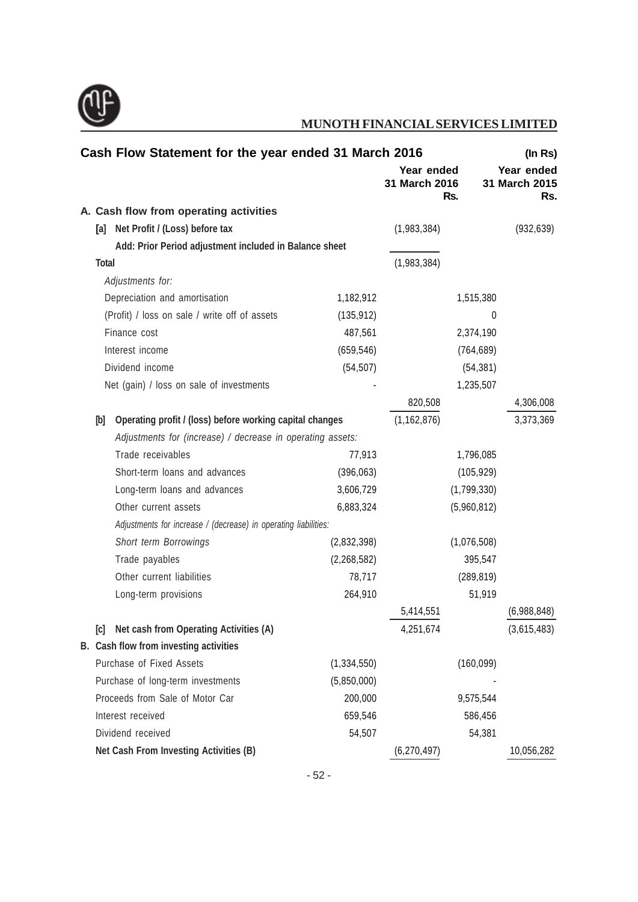## Cash Flow Statement for the year ended 31 March 2016

(In Rs)

| | | Year ended 31 March 2016 Rs. | | Year ended 31 March 2015 Rs. |
|---|---|---|---|---|
| **A. Cash flow from operating activities** | | | | |
| **[a] Net Profit / (Loss) before tax** | | (1,983,384) | | (932,639) |
| **Add: Prior Period adjustment included in Balance sheet** | | | | |
| **Total** | | (1,983,384) | | |
| *Adjustments for:* | | | | |
| Depreciation and amortisation | 1,182,912 | | 1,515,380 | |
| (Profit) / loss on sale / write off of assets | (135,912) | | 0 | |
| Finance cost | 487,561 | | 2,374,190 | |
| Interest income | (659,546) | | (764,689) | |
| Dividend income | (54,507) | | (54,381) | |
| Net (gain) / loss on sale of investments | - | | 1,235,507 | |
| | | 820,508 | | 4,306,008 |
| **[b] Operating profit / (loss) before working capital changes** | | (1,162,876) | | 3,373,369 |
| *Adjustments for (increase) / decrease in operating assets:* | | | | |
| Trade receivables | 77,913 | | 1,796,085 | |
| Short-term loans and advances | (396,063) | | (105,929) | |
| Long-term loans and advances | 3,606,729 | | (1,799,330) | |
| Other current assets | 6,883,324 | | (5,960,812) | |
| *Adjustments for increase / (decrease) in operating liabilities:* | | | | |
| *Short term Borrowings* | (2,832,398) | | (1,076,508) | |
| Trade payables | (2,268,582) | | 395,547 | |
| Other current liabilities | 78,717 | | (289,819) | |
| Long-term provisions | 264,910 | | 51,919 | |
| | | 5,414,551 | | (6,988,848) |
| **[c] Net cash from Operating Activities (A)** | | 4,251,674 | | (3,615,483) |
| **B. Cash flow from investing activities** | | | | |
| Purchase of Fixed Assets | (1,334,550) | | (160,099) | |
| Purchase of long-term investments | (5,850,000) | | - | |
| Proceeds from Sale of Motor Car | 200,000 | | 9,575,544 | |
| Interest received | 659,546 | | 586,456 | |
| Dividend received | 54,507 | | 54,381 | |
| **Net Cash From Investing Activities (B)** | | (6,270,497) | | 10,056,282 |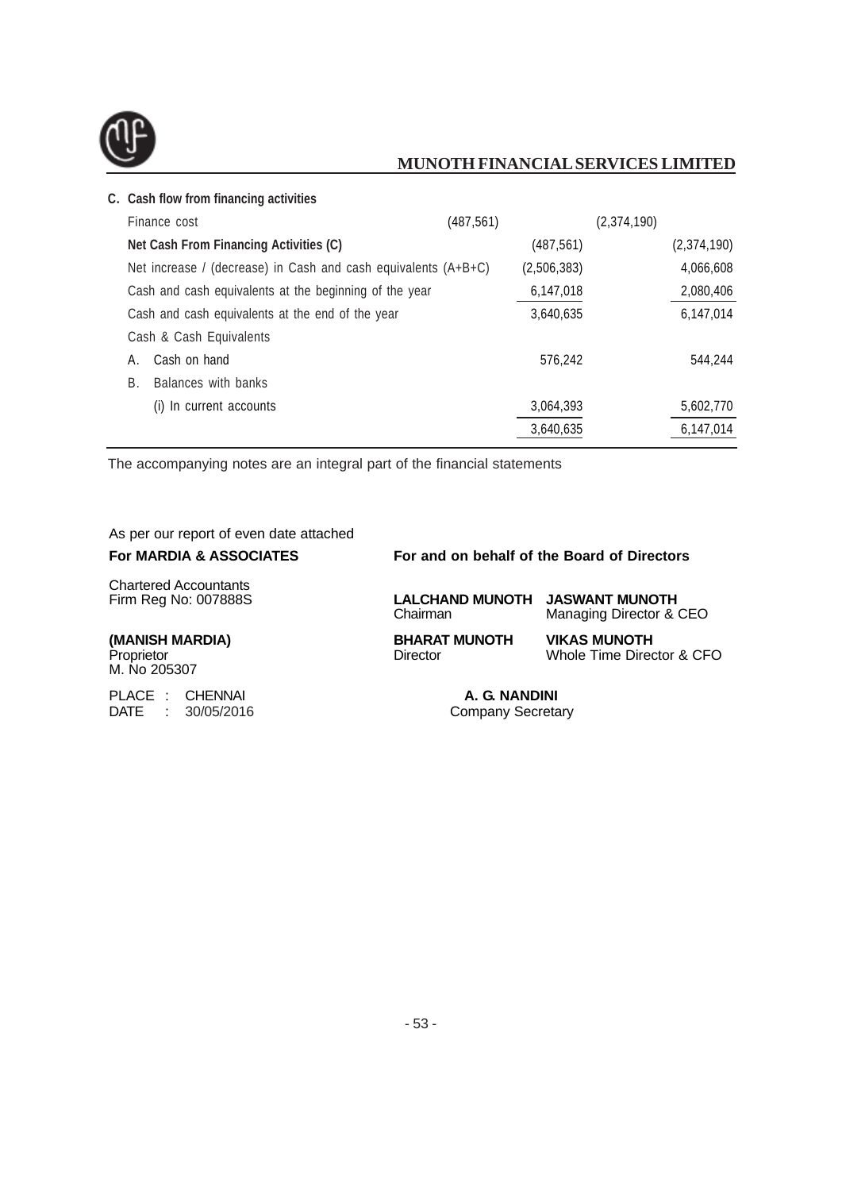| C. Cash flow from financing activities | | | | |
|---|---|---|---|---|
| Finance cost | (487,561) | | (2,374,190) | |
| **Net Cash From Financing Activities (C)** | | (487,561) | | (2,374,190) |
| Net increase / (decrease) in Cash and cash equivalents (A+B+C) | | (2,506,383) | | 4,066,608 |
| Cash and cash equivalents at the beginning of the year | | 6,147,018 | | 2,080,406 |
| Cash and cash equivalents at the end of the year | | 3,640,635 | | 6,147,014 |
| Cash & Cash Equivalents | | | | |
| A. Cash on hand | | 576,242 | | 544,244 |
| B. Balances with banks | | | | |
| (i) In current accounts | | 3,064,393 | | 5,602,770 |
| | | 3,640,635 | | 6,147,014 |

The accompanying notes are an integral part of the financial statements

As per our report of even date attached

**For MARDIA & ASSOCIATES**

Chartered Accountants
Firm Reg No: 007888S

**(MANISH MARDIA)**
Proprietor
M. No 205307

PLACE : CHENNAI
DATE : 30/05/2016

**For and on behalf of the Board of Directors**

**LALCHAND MUNOTH**
Chairman

**JASWANT MUNOTH**
Managing Director & CEO

**BHARAT MUNOTH**
Director

**VIKAS MUNOTH**
Whole Time Director & CFO

**A. G. NANDINI**
Company Secretary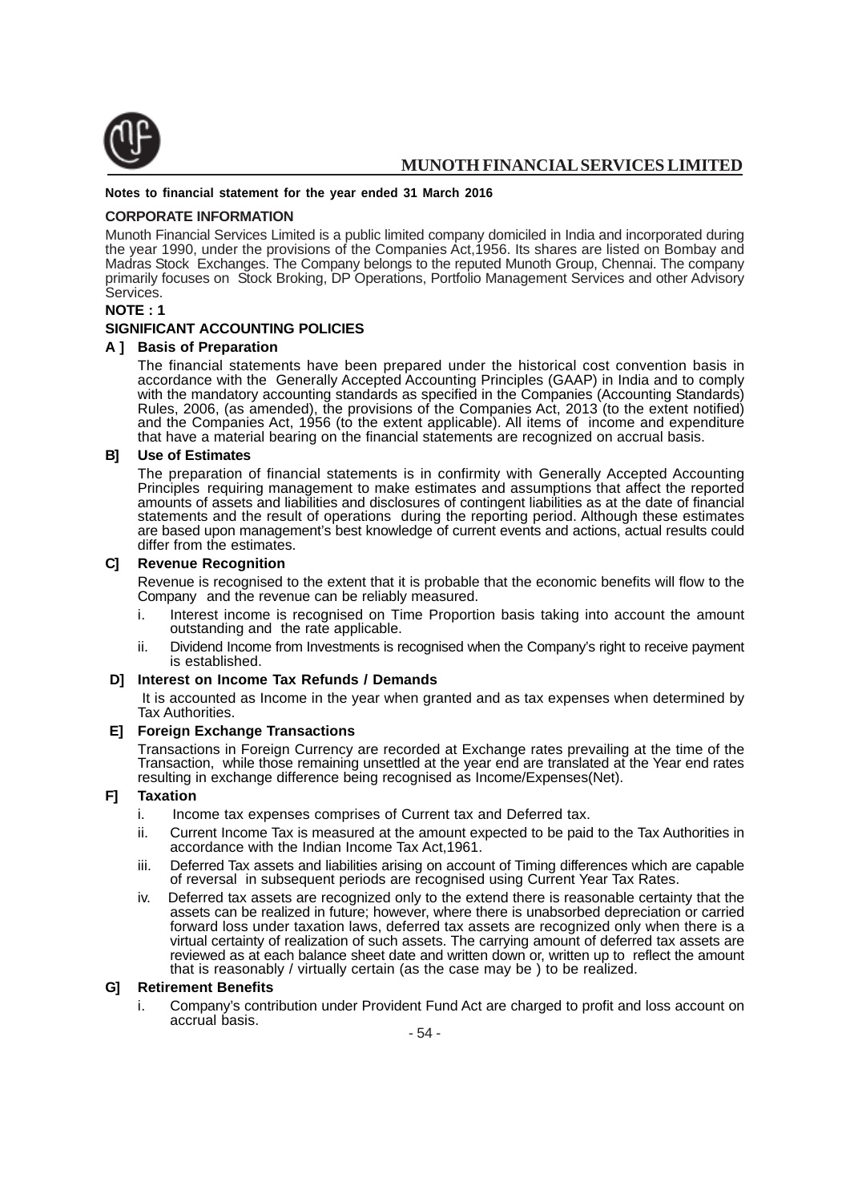**Notes to financial statement for the year ended 31 March 2016**

## CORPORATE INFORMATION

Munoth Financial Services Limited is a public limited company domiciled in India and incorporated during the year 1990, under the provisions of the Companies Act,1956. Its shares are listed on Bombay and Madras Stock Exchanges. The Company belongs to the reputed Munoth Group, Chennai. The company primarily focuses on Stock Broking, DP Operations, Portfolio Management Services and other Advisory Services.

## NOTE : 1

## SIGNIFICANT ACCOUNTING POLICIES

### A ] Basis of Preparation

The financial statements have been prepared under the historical cost convention basis in accordance with the Generally Accepted Accounting Principles (GAAP) in India and to comply with the mandatory accounting standards as specified in the Companies (Accounting Standards) Rules, 2006, (as amended), the provisions of the Companies Act, 2013 (to the extent notified) and the Companies Act, 1956 (to the extent applicable). All items of income and expenditure that have a material bearing on the financial statements are recognized on accrual basis.

### B] Use of Estimates

The preparation of financial statements is in confirmity with Generally Accepted Accounting Principles requiring management to make estimates and assumptions that affect the reported amounts of assets and liabilities and disclosures of contingent liabilities as at the date of financial statements and the result of operations during the reporting period. Although these estimates are based upon management's best knowledge of current events and actions, actual results could differ from the estimates.

### C] Revenue Recognition

Revenue is recognised to the extent that it is probable that the economic benefits will flow to the Company and the revenue can be reliably measured.

i. Interest income is recognised on Time Proportion basis taking into account the amount outstanding and the rate applicable.

ii. Dividend Income from Investments is recognised when the Company's right to receive payment is established.

### D] Interest on Income Tax Refunds / Demands

It is accounted as Income in the year when granted and as tax expenses when determined by Tax Authorities.

### E] Foreign Exchange Transactions

Transactions in Foreign Currency are recorded at Exchange rates prevailing at the time of the Transaction, while those remaining unsettled at the year end are translated at the Year end rates resulting in exchange difference being recognised as Income/Expenses(Net).

### F] Taxation

i. Income tax expenses comprises of Current tax and Deferred tax.

ii. Current Income Tax is measured at the amount expected to be paid to the Tax Authorities in accordance with the Indian Income Tax Act,1961.

iii. Deferred Tax assets and liabilities arising on account of Timing differences which are capable of reversal in subsequent periods are recognised using Current Year Tax Rates.

iv. Deferred tax assets are recognized only to the extend there is reasonable certainty that the assets can be realized in future; however, where there is unabsorbed depreciation or carried forward loss under taxation laws, deferred tax assets are recognized only when there is a virtual certainty of realization of such assets. The carrying amount of deferred tax assets are reviewed as at each balance sheet date and written down or, written up to reflect the amount that is reasonably / virtually certain (as the case may be ) to be realized.

### G] Retirement Benefits

i. Company's contribution under Provident Fund Act are charged to profit and loss account on accrual basis.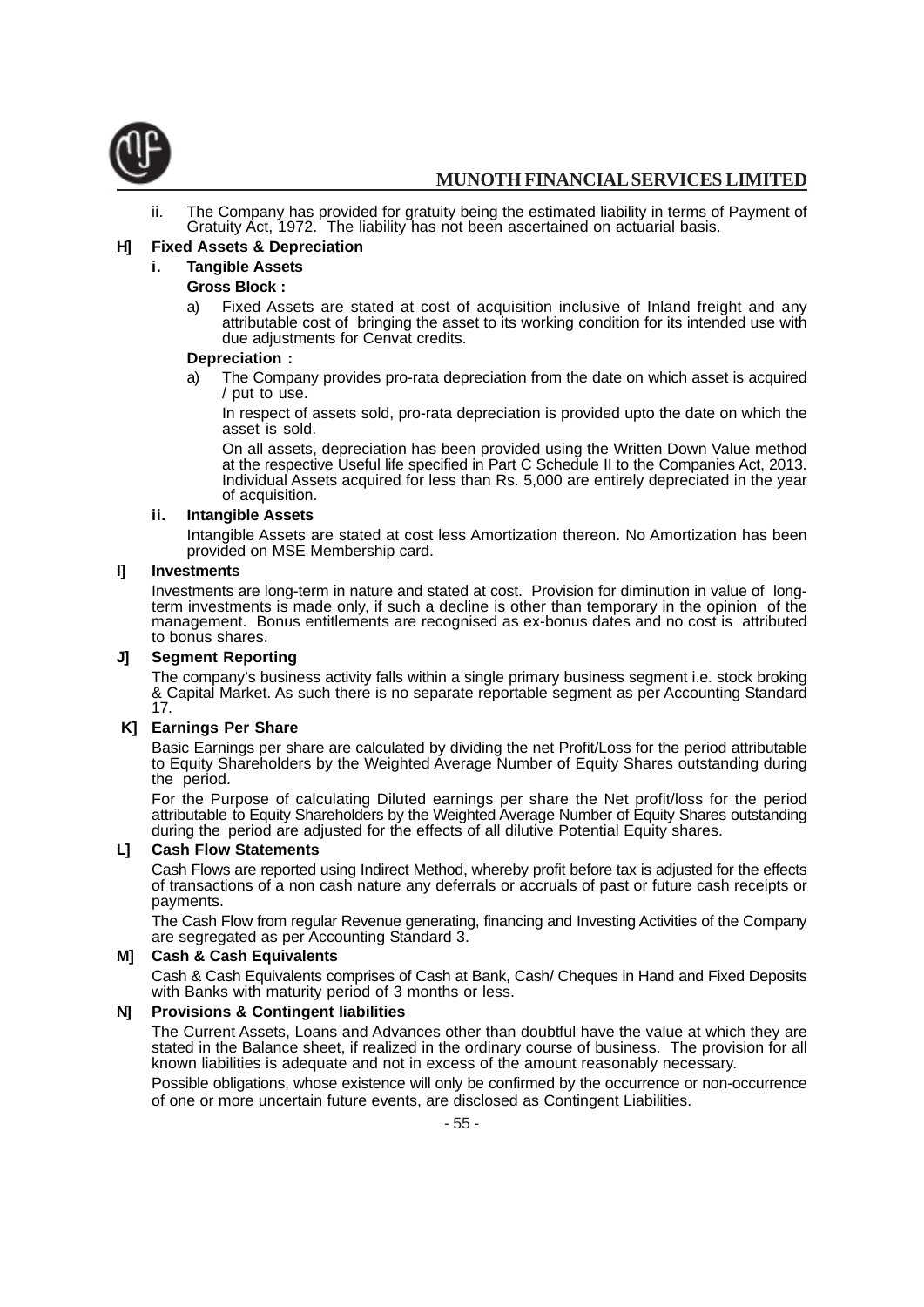ii. The Company has provided for gratuity being the estimated liability in terms of Payment of Gratuity Act, 1972. The liability has not been ascertained on actuarial basis.

**H] Fixed Assets & Depreciation**

**i. Tangible Assets**

**Gross Block :**

a) Fixed Assets are stated at cost of acquisition inclusive of Inland freight and any attributable cost of bringing the asset to its working condition for its intended use with due adjustments for Cenvat credits.

**Depreciation :**

a) The Company provides pro-rata depreciation from the date on which asset is acquired / put to use.

In respect of assets sold, pro-rata depreciation is provided upto the date on which the asset is sold.

On all assets, depreciation has been provided using the Written Down Value method at the respective Useful life specified in Part C Schedule II to the Companies Act, 2013. Individual Assets acquired for less than Rs. 5,000 are entirely depreciated in the year of acquisition.

**ii. Intangible Assets**

Intangible Assets are stated at cost less Amortization thereon. No Amortization has been provided on MSE Membership card.

**I] Investments**

Investments are long-term in nature and stated at cost. Provision for diminution in value of long-term investments is made only, if such a decline is other than temporary in the opinion of the management. Bonus entitlements are recognised as ex-bonus dates and no cost is attributed to bonus shares.

**J] Segment Reporting**

The company's business activity falls within a single primary business segment i.e. stock broking & Capital Market. As such there is no separate reportable segment as per Accounting Standard 17.

**K] Earnings Per Share**

Basic Earnings per share are calculated by dividing the net Profit/Loss for the period attributable to Equity Shareholders by the Weighted Average Number of Equity Shares outstanding during the period.

For the Purpose of calculating Diluted earnings per share the Net profit/loss for the period attributable to Equity Shareholders by the Weighted Average Number of Equity Shares outstanding during the period are adjusted for the effects of all dilutive Potential Equity shares.

**L] Cash Flow Statements**

Cash Flows are reported using Indirect Method, whereby profit before tax is adjusted for the effects of transactions of a non cash nature any deferrals or accruals of past or future cash receipts or payments.

The Cash Flow from regular Revenue generating, financing and Investing Activities of the Company are segregated as per Accounting Standard 3.

**M] Cash & Cash Equivalents**

Cash & Cash Equivalents comprises of Cash at Bank, Cash/ Cheques in Hand and Fixed Deposits with Banks with maturity period of 3 months or less.

**N] Provisions & Contingent liabilities**

The Current Assets, Loans and Advances other than doubtful have the value at which they are stated in the Balance sheet, if realized in the ordinary course of business. The provision for all known liabilities is adequate and not in excess of the amount reasonably necessary.

Possible obligations, whose existence will only be confirmed by the occurrence or non-occurrence of one or more uncertain future events, are disclosed as Contingent Liabilities.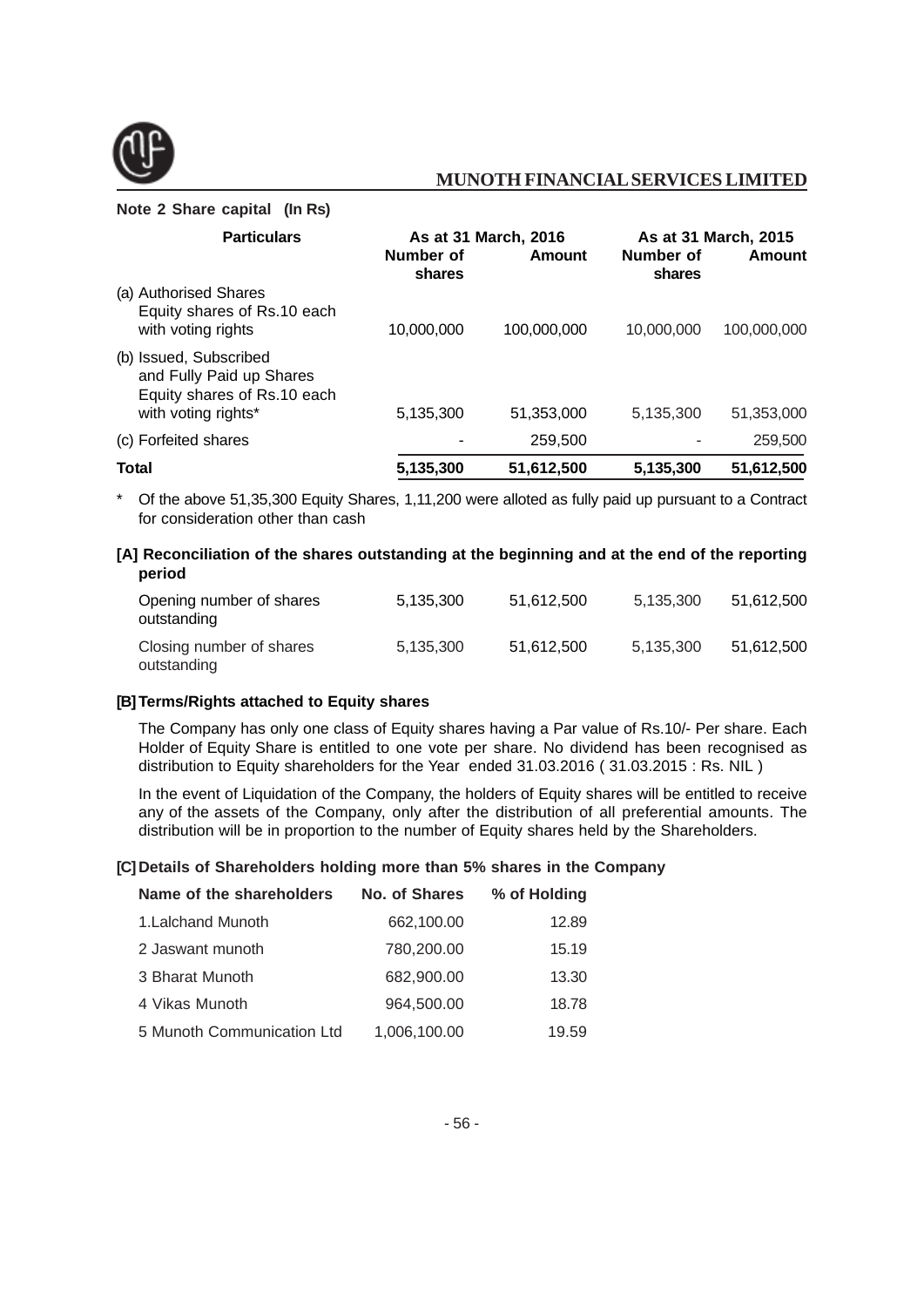**Note 2 Share capital (In Rs)**

| Particulars | As at 31 March, 2016 | | As at 31 March, 2015 | |
|---|---|---|---|---|
| | Number of shares | Amount | Number of shares | Amount |
| (a) Authorised Shares Equity shares of Rs.10 each with voting rights | 10,000,000 | 100,000,000 | 10,000,000 | 100,000,000 |
| (b) Issued, Subscribed and Fully Paid up Shares Equity shares of Rs.10 each with voting rights* | 5,135,300 | 51,353,000 | 5,135,300 | 51,353,000 |
| (c) Forfeited shares | - | 259,500 | - | 259,500 |
| **Total** | **5,135,300** | **51,612,500** | **5,135,300** | **51,612,500** |

\* Of the above 51,35,300 Equity Shares, 1,11,200 were alloted as fully paid up pursuant to a Contract for consideration other than cash

**[A] Reconciliation of the shares outstanding at the beginning and at the end of the reporting period**

| | | | | |
|---|---|---|---|---|
| Opening number of shares outstanding | 5,135,300 | 51,612,500 | 5,135,300 | 51,612,500 |
| Closing number of shares outstanding | 5,135,300 | 51,612,500 | 5,135,300 | 51,612,500 |

**[B] Terms/Rights attached to Equity shares**

The Company has only one class of Equity shares having a Par value of Rs.10/- Per share. Each Holder of Equity Share is entitled to one vote per share. No dividend has been recognised as distribution to Equity shareholders for the Year ended 31.03.2016 ( 31.03.2015 : Rs. NIL )

In the event of Liquidation of the Company, the holders of Equity shares will be entitled to receive any of the assets of the Company, only after the distribution of all preferential amounts. The distribution will be in proportion to the number of Equity shares held by the Shareholders.

**[C] Details of Shareholders holding more than 5% shares in the Company**

| Name of the shareholders | No. of Shares | % of Holding |
|---|---|---|
| 1.Lalchand Munoth | 662,100.00 | 12.89 |
| 2 Jaswant munoth | 780,200.00 | 15.19 |
| 3 Bharat Munoth | 682,900.00 | 13.30 |
| 4 Vikas Munoth | 964,500.00 | 18.78 |
| 5 Munoth Communication Ltd | 1,006,100.00 | 19.59 |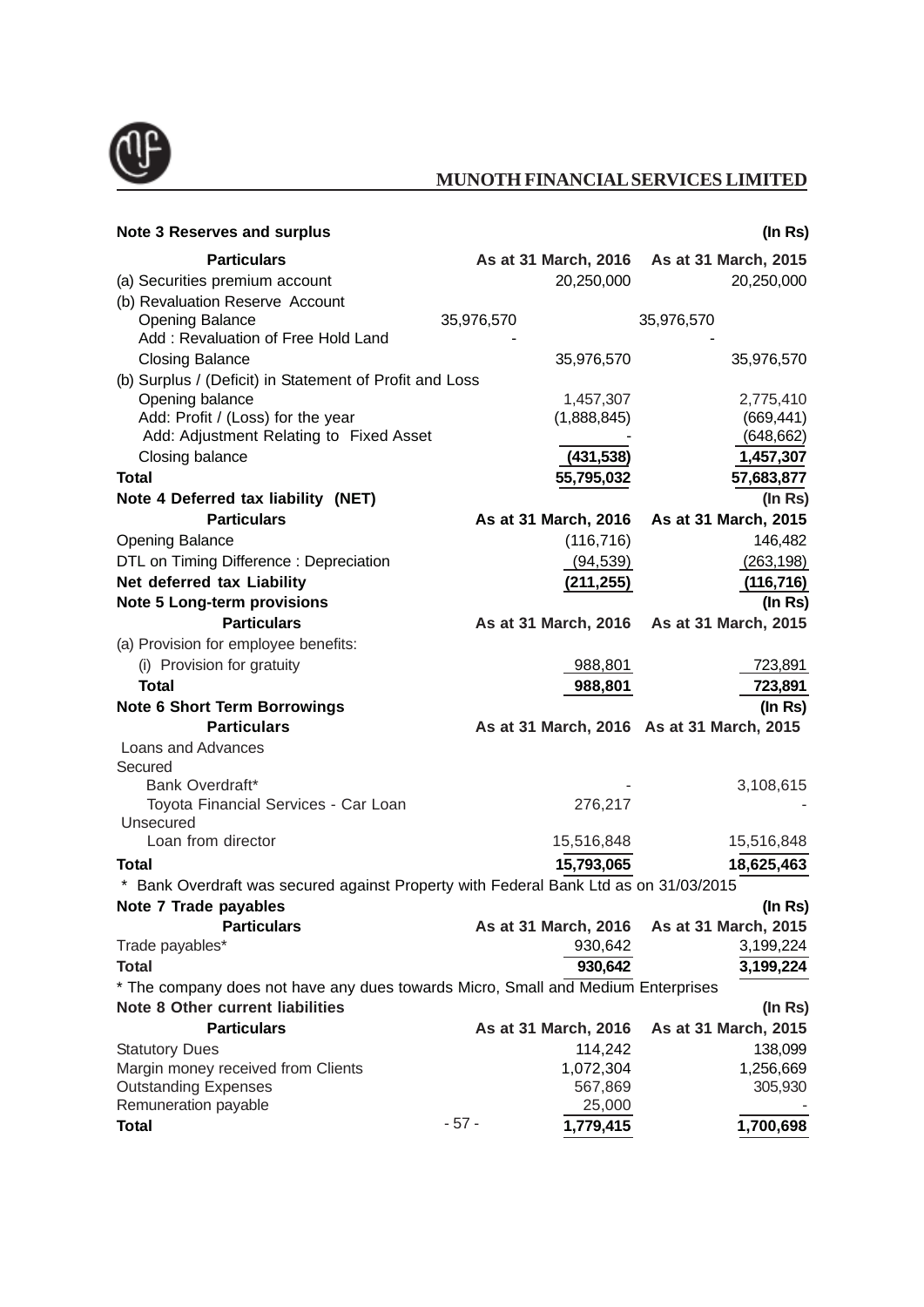### Note 3 Reserves and surplus

(In Rs)

| Particulars | | As at 31 March, 2016 | | As at 31 March, 2015 |
|---|---|---|---|---|
| (a) Securities premium account | | 20,250,000 | | 20,250,000 |
| (b) Revaluation Reserve Account | | | | |
| Opening Balance | 35,976,570 | | 35,976,570 | |
| Add : Revaluation of Free Hold Land | - | | - | |
| Closing Balance | | 35,976,570 | | 35,976,570 |
| (b) Surplus / (Deficit) in Statement of Profit and Loss | | | | |
| Opening balance | | 1,457,307 | | 2,775,410 |
| Add: Profit / (Loss) for the year | | (1,888,845) | | (669,441) |
| Add: Adjustment Relating to Fixed Asset | | - | | (648,662) |
| Closing balance | | (431,538) | | 1,457,307 |
| **Total** | | **55,795,032** | | **57,683,877** |

### Note 4 Deferred tax liability (NET)

(In Rs)

| Particulars | As at 31 March, 2016 | As at 31 March, 2015 |
|---|---|---|
| Opening Balance | (116,716) | 146,482 |
| DTL on Timing Difference : Depreciation | (94,539) | (263,198) |
| **Net deferred tax Liability** | **(211,255)** | **(116,716)** |

### Note 5 Long-term provisions

(In Rs)

| Particulars | As at 31 March, 2016 | As at 31 March, 2015 |
|---|---|---|
| (a) Provision for employee benefits: | | |
| (i) Provision for gratuity | 988,801 | 723,891 |
| **Total** | **988,801** | **723,891** |

### Note 6 Short Term Borrowings

(In Rs)

| Particulars | As at 31 March, 2016 | As at 31 March, 2015 |
|---|---|---|
| Loans and Advances | | |
| Secured | | |
| Bank Overdraft* | - | 3,108,615 |
| Toyota Financial Services - Car Loan | 276,217 | - |
| Unsecured | | |
| Loan from director | 15,516,848 | 15,516,848 |
| **Total** | **15,793,065** | **18,625,463** |

\* Bank Overdraft was secured against Property with Federal Bank Ltd as on 31/03/2015

### Note 7 Trade payables

(In Rs)

| Particulars | As at 31 March, 2016 | As at 31 March, 2015 |
|---|---|---|
| Trade payables* | 930,642 | 3,199,224 |
| **Total** | **930,642** | **3,199,224** |

\* The company does not have any dues towards Micro, Small and Medium Enterprises

### Note 8 Other current liabilities

(In Rs)

| Particulars | As at 31 March, 2016 | As at 31 March, 2015 |
|---|---|---|
| Statutory Dues | 114,242 | 138,099 |
| Margin money received from Clients | 1,072,304 | 1,256,669 |
| Outstanding Expenses | 567,869 | 305,930 |
| Remuneration payable | 25,000 | - |
| **Total** | **1,779,415** | **1,700,698** |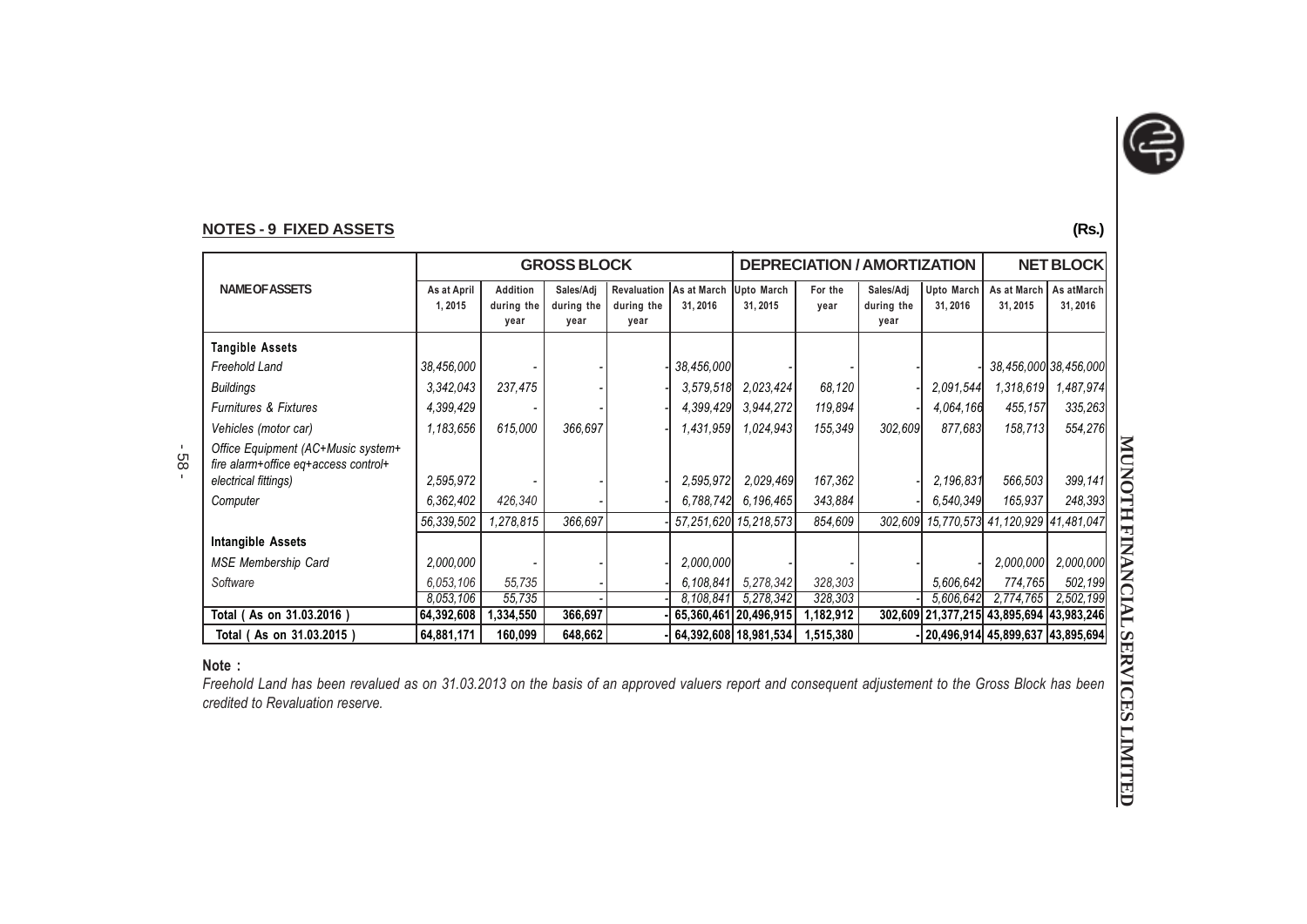## NOTES - 9 FIXED ASSETS

(Rs.)

| NAME OF ASSETS | GROSS BLOCK | | | | | DEPRECIATION / AMORTIZATION | | | | NET BLOCK | |
|---|---|---|---|---|---|---|---|---|---|---|---|
| | As at April 1, 2015 | Addition during the year | Sales/Adj during the year | Revaluation during the year | As at March 31, 2016 | Upto March 31, 2015 | For the year | Sales/Adj during the year | Upto March 31, 2016 | As at March 31, 2015 | As at March 31, 2016 |
| **Tangible Assets** | | | | | | | | | | | |
| *Freehold Land* | 38,456,000 | - | - | - | 38,456,000 | - | - | - | - | 38,456,000 | 38,456,000 |
| *Buildings* | 3,342,043 | 237,475 | - | - | 3,579,518 | 2,023,424 | 68,120 | - | 2,091,544 | 1,318,619 | 1,487,974 |
| *Furnitures & Fixtures* | 4,399,429 | - | - | - | 4,399,429 | 3,944,272 | 119,894 | - | 4,064,166 | 455,157 | 335,263 |
| *Vehicles (motor car)* | 1,183,656 | 615,000 | 366,697 | - | 1,431,959 | 1,024,943 | 155,349 | 302,609 | 877,683 | 158,713 | 554,276 |
| *Office Equipment (AC+Music system+ fire alarm+office eq+access control+ electrical fittings)* | 2,595,972 | - | - | - | 2,595,972 | 2,029,469 | 167,362 | - | 2,196,831 | 566,503 | 399,141 |
| *Computer* | 6,362,402 | 426,340 | - | - | 6,788,742 | 6,196,465 | 343,884 | - | 6,540,349 | 165,937 | 248,393 |
| | 56,339,502 | 1,278,815 | 366,697 | - | 57,251,620 | 15,218,573 | 854,609 | 302,609 | 15,770,573 | 41,120,929 | 41,481,047 |
| **Intangible Assets** | | | | | | | | | | | |
| *MSE Membership Card* | 2,000,000 | - | - | - | 2,000,000 | - | - | - | - | 2,000,000 | 2,000,000 |
| *Software* | 6,053,106 | 55,735 | - | - | 6,108,841 | 5,278,342 | 328,303 | | 5,606,642 | 774,765 | 502,199 |
| | 8,053,106 | 55,735 | - | - | 8,108,841 | 5,278,342 | 328,303 | - | 5,606,642 | 2,774,765 | 2,502,199 |
| **Total ( As on 31.03.2016 )** | **64,392,608** | **1,334,550** | **366,697** | **-** | **65,360,461** | **20,496,915** | **1,182,912** | **302,609** | **21,377,215** | **43,895,694** | **43,983,246** |
| **Total ( As on 31.03.2015 )** | **64,881,171** | **160,099** | **648,662** | **-** | **64,392,608** | **18,981,534** | **1,515,380** | **-** | **20,496,914** | **45,899,637** | **43,895,694** |

**Note :**

*Freehold Land has been revalued as on 31.03.2013 on the basis of an approved valuers report and consequent adjustement to the Gross Block has been credited to Revaluation reserve.*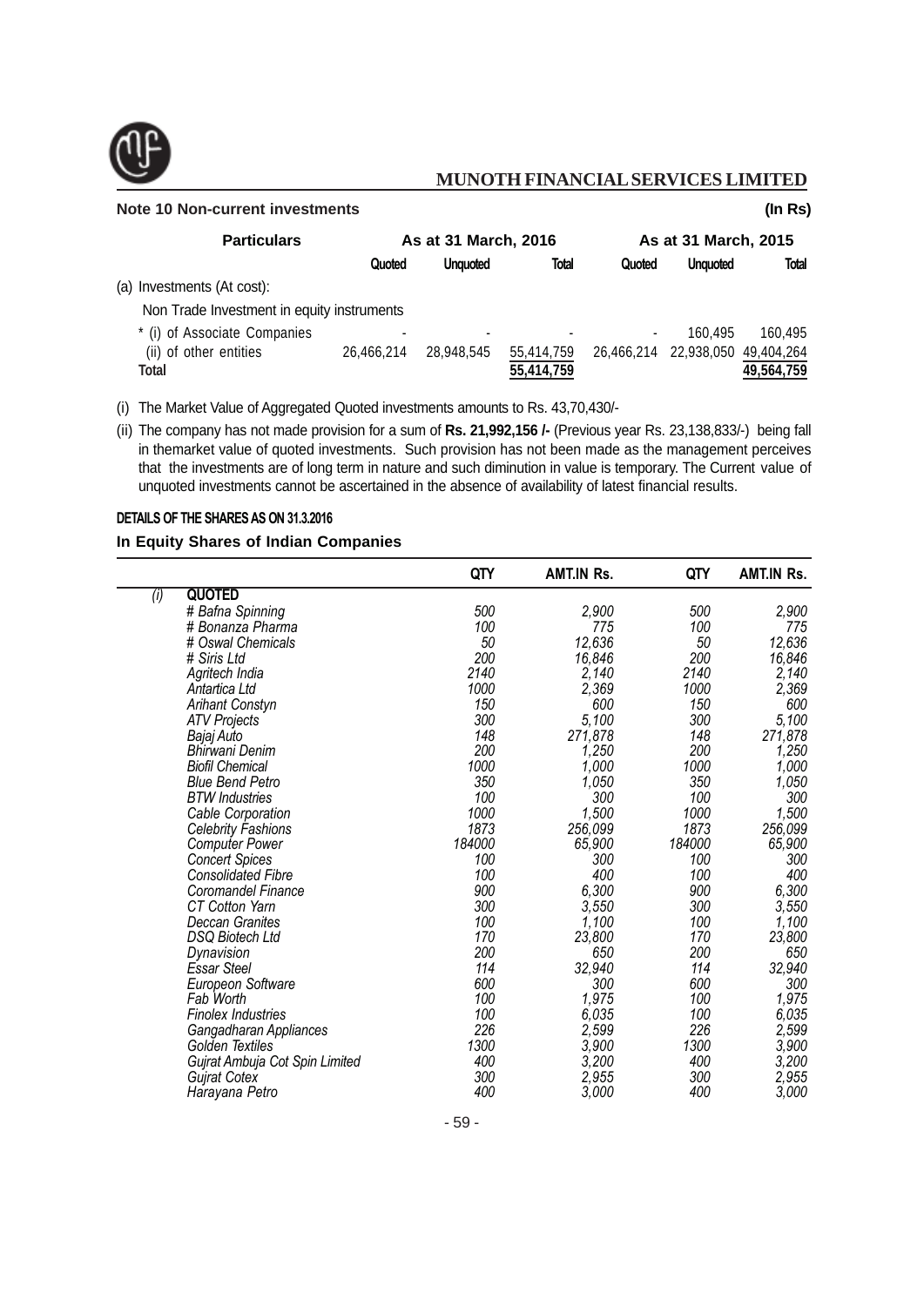## Note 10 Non-current investments

(In Rs)

| Particulars | As at 31 March, 2016 | | | As at 31 March, 2015 | | |
|---|---|---|---|---|---|---|
| | Quoted | Unquoted | Total | Quoted | Unquoted | Total |
| (a) Investments (At cost): | | | | | | |
| Non Trade Investment in equity instruments | | | | | | |
| * (i) of Associate Companies | - | - | - | - | 160,495 | 160,495 |
| (ii) of other entities | 26,466,214 | 28,948,545 | 55,414,759 | 26,466,214 | 22,938,050 | 49,404,264 |
| **Total** | | | 55,414,759 | | | 49,564,759 |

(i) The Market Value of Aggregated Quoted investments amounts to Rs. 43,70,430/-

(ii) The company has not made provision for a sum of **Rs. 21,992,156 /-** (Previous year Rs. 23,138,833/-) being fall in themarket value of quoted investments. Such provision has not been made as the management perceives that the investments are of long term in nature and such diminution in value is temporary. The Current value of unquoted investments cannot be ascertained in the absence of availability of latest financial results.

**DETAILS OF THE SHARES AS ON 31.3.2016**

**In Equity Shares of Indian Companies**

| | | QTY | AMT.IN Rs. | QTY | AMT.IN Rs. |
|---|---|---|---|---|---|
| *(i)* | **QUOTED** | | | | |
| | *# Bafna Spinning* | 500 | 2,900 | 500 | 2,900 |
| | *# Bonanza Pharma* | 100 | 775 | 100 | 775 |
| | *# Oswal Chemicals* | 50 | 12,636 | 50 | 12,636 |
| | *# Siris Ltd* | 200 | 16,846 | 200 | 16,846 |
| | *Agritech India* | 2140 | 2,140 | 2140 | 2,140 |
| | *Antartica Ltd* | 1000 | 2,369 | 1000 | 2,369 |
| | *Arihant Constyn* | 150 | 600 | 150 | 600 |
| | *ATV Projects* | 300 | 5,100 | 300 | 5,100 |
| | *Bajaj Auto* | 148 | 271,878 | 148 | 271,878 |
| | *Bhirwani Denim* | 200 | 1,250 | 200 | 1,250 |
| | *Biofil Chemical* | 1000 | 1,000 | 1000 | 1,000 |
| | *Blue Bend Petro* | 350 | 1,050 | 350 | 1,050 |
| | *BTW Industries* | 100 | 300 | 100 | 300 |
| | *Cable Corporation* | 1000 | 1,500 | 1000 | 1,500 |
| | *Celebrity Fashions* | 1873 | 256,099 | 1873 | 256,099 |
| | *Computer Power* | 184000 | 65,900 | 184000 | 65,900 |
| | *Concert Spices* | 100 | 300 | 100 | 300 |
| | *Consolidated Fibre* | 100 | 400 | 100 | 400 |
| | *Coromandel Finance* | 900 | 6,300 | 900 | 6,300 |
| | *CT Cotton Yarn* | 300 | 3,550 | 300 | 3,550 |
| | *Deccan Granites* | 100 | 1,100 | 100 | 1,100 |
| | *DSQ Biotech Ltd* | 170 | 23,800 | 170 | 23,800 |
| | *Dynavision* | 200 | 650 | 200 | 650 |
| | *Essar Steel* | 114 | 32,940 | 114 | 32,940 |
| | *Europeon Software* | 600 | 300 | 600 | 300 |
| | *Fab Worth* | 100 | 1,975 | 100 | 1,975 |
| | *Finolex Industries* | 100 | 6,035 | 100 | 6,035 |
| | *Gangadharan Appliances* | 226 | 2,599 | 226 | 2,599 |
| | *Golden Textiles* | 1300 | 3,900 | 1300 | 3,900 |
| | *Gujrat Ambuja Cot Spin Limited* | 400 | 3,200 | 400 | 3,200 |
| | *Gujrat Cotex* | 300 | 2,955 | 300 | 2,955 |
| | *Harayana Petro* | 400 | 3,000 | 400 | 3,000 |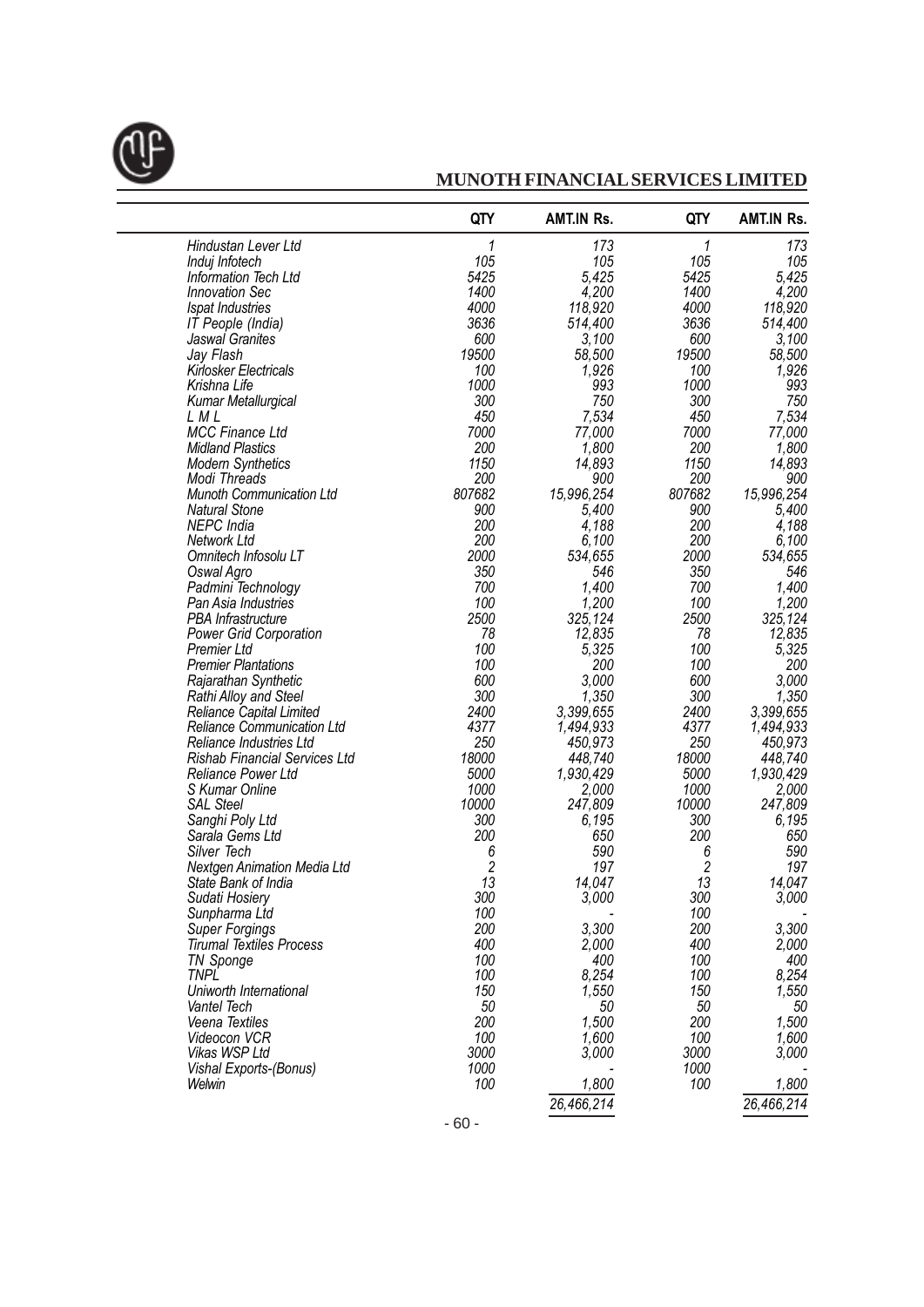| | QTY | AMT.IN Rs. | QTY | AMT.IN Rs. |
|---|---|---|---|---|
| Hindustan Lever Ltd | 1 | 173 | 1 | 173 |
| Induj Infotech | 105 | 105 | 105 | 105 |
| Information Tech Ltd | 5425 | 5,425 | 5425 | 5,425 |
| Innovation Sec | 1400 | 4,200 | 1400 | 4,200 |
| Ispat Industries | 4000 | 118,920 | 4000 | 118,920 |
| IT People (India) | 3636 | 514,400 | 3636 | 514,400 |
| Jaswal Granites | 600 | 3,100 | 600 | 3,100 |
| Jay Flash | 19500 | 58,500 | 19500 | 58,500 |
| Kirlosker Electricals | 100 | 1,926 | 100 | 1,926 |
| Krishna Life | 1000 | 993 | 1000 | 993 |
| Kumar Metallurgical | 300 | 750 | 300 | 750 |
| L M L | 450 | 7,534 | 450 | 7,534 |
| MCC Finance Ltd | 7000 | 77,000 | 7000 | 77,000 |
| Midland Plastics | 200 | 1,800 | 200 | 1,800 |
| Modern Synthetics | 1150 | 14,893 | 1150 | 14,893 |
| Modi Threads | 200 | 900 | 200 | 900 |
| Munoth Communication Ltd | 807682 | 15,996,254 | 807682 | 15,996,254 |
| Natural Stone | 900 | 5,400 | 900 | 5,400 |
| NEPC India | 200 | 4,188 | 200 | 4,188 |
| Network Ltd | 200 | 6,100 | 200 | 6,100 |
| Omnitech Infosolu LT | 2000 | 534,655 | 2000 | 534,655 |
| Oswal Agro | 350 | 546 | 350 | 546 |
| Padmini Technology | 700 | 1,400 | 700 | 1,400 |
| Pan Asia Industries | 100 | 1,200 | 100 | 1,200 |
| PBA Infrastructure | 2500 | 325,124 | 2500 | 325,124 |
| Power Grid Corporation | 78 | 12,835 | 78 | 12,835 |
| Premier Ltd | 100 | 5,325 | 100 | 5,325 |
| Premier Plantations | 100 | 200 | 100 | 200 |
| Rajarathan Synthetic | 600 | 3,000 | 600 | 3,000 |
| Rathi Alloy and Steel | 300 | 1,350 | 300 | 1,350 |
| Reliance Capital Limited | 2400 | 3,399,655 | 2400 | 3,399,655 |
| Reliance Communication Ltd | 4377 | 1,494,933 | 4377 | 1,494,933 |
| Reliance Industries Ltd | 250 | 450,973 | 250 | 450,973 |
| Rishab Financial Services Ltd | 18000 | 448,740 | 18000 | 448,740 |
| Reliance Power Ltd | 5000 | 1,930,429 | 5000 | 1,930,429 |
| S Kumar Online | 1000 | 2,000 | 1000 | 2,000 |
| SAL Steel | 10000 | 247,809 | 10000 | 247,809 |
| Sanghi Poly Ltd | 300 | 6,195 | 300 | 6,195 |
| Sarala Gems Ltd | 200 | 650 | 200 | 650 |
| Silver Tech | 6 | 590 | 6 | 590 |
| Nextgen Animation Media Ltd | 2 | 197 | 2 | 197 |
| State Bank of India | 13 | 14,047 | 13 | 14,047 |
| Sudati Hosiery | 300 | 3,000 | 300 | 3,000 |
| Sunpharma Ltd | 100 | - | 100 | - |
| Super Forgings | 200 | 3,300 | 200 | 3,300 |
| Tirumal Textiles Process | 400 | 2,000 | 400 | 2,000 |
| TN Sponge | 100 | 400 | 100 | 400 |
| TNPL | 100 | 8,254 | 100 | 8,254 |
| Uniworth International | 150 | 1,550 | 150 | 1,550 |
| Vantel Tech | 50 | 50 | 50 | 50 |
| Veena Textiles | 200 | 1,500 | 200 | 1,500 |
| Videocon VCR | 100 | 1,600 | 100 | 1,600 |
| Vikas WSP Ltd | 3000 | 3,000 | 3000 | 3,000 |
| Vishal Exports-(Bonus) | 1000 | - | 1000 | - |
| Welwin | 100 | 1,800 | 100 | 1,800 |
| | | 26,466,214 | | 26,466,214 |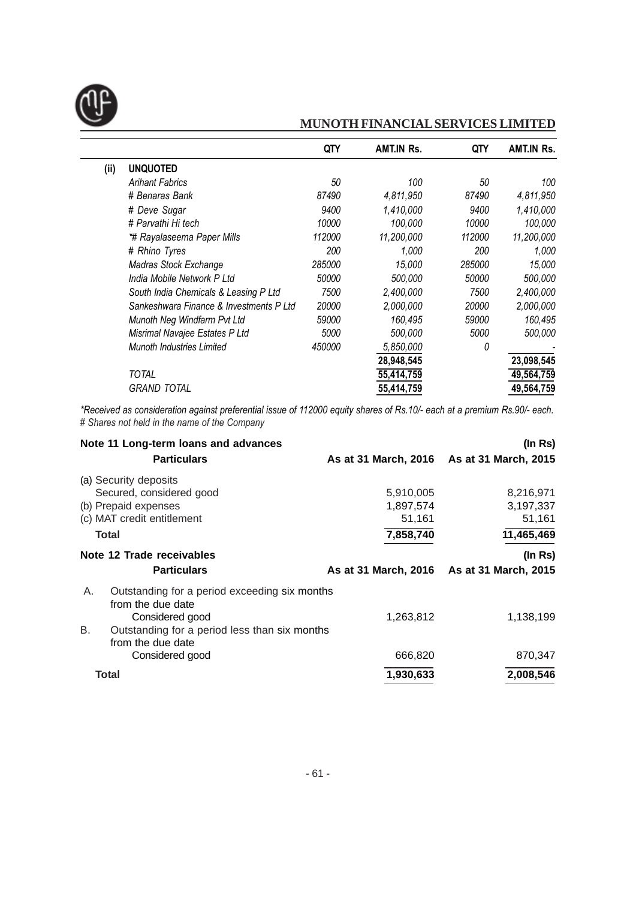| | | QTY | AMT.IN Rs. | QTY | AMT.IN Rs. |
|---|---|---|---|---|---|
| **(ii)** | **UNQUOTED** | | | | |
| | *Arihant Fabrics* | *50* | *100* | *50* | *100* |
| | *# Benaras Bank* | *87490* | *4,811,950* | *87490* | *4,811,950* |
| | *# Deve Sugar* | *9400* | *1,410,000* | *9400* | *1,410,000* |
| | *# Parvathi Hi tech* | *10000* | *100,000* | *10000* | *100,000* |
| | *\*# Rayalaseema Paper Mills* | *112000* | *11,200,000* | *112000* | *11,200,000* |
| | *# Rhino Tyres* | *200* | *1,000* | *200* | *1,000* |
| | *Madras Stock Exchange* | *285000* | *15,000* | *285000* | *15,000* |
| | *India Mobile Network P Ltd* | *50000* | *500,000* | *50000* | *500,000* |
| | *South India Chemicals & Leasing P Ltd* | *7500* | *2,400,000* | *7500* | *2,400,000* |
| | *Sankeshwara Finance & Investments P Ltd* | *20000* | *2,000,000* | *20000* | *2,000,000* |
| | *Munoth Neg Windfarm Pvt Ltd* | *59000* | *160,495* | *59000* | *160,495* |
| | *Misrimal Navajee Estates P Ltd* | *5000* | *500,000* | *5000* | *500,000* |
| | *Munoth Industries Limited* | *450000* | *5,850,000* | *0* | *-* |
| | | | **28,948,545** | | **23,098,545** |
| | *TOTAL* | | **55,414,759** | | **49,564,759** |
| | *GRAND TOTAL* | | **55,414,759** | | **49,564,759** |

*\*Received as consideration against preferential issue of 112000 equity shares of Rs.10/- each at a premium Rs.90/- each.*
*# Shares not held in the name of the Company*

**Note 11 Long-term loans and advances** **(In Rs)**

| Particulars | As at 31 March, 2016 | As at 31 March, 2015 |
|---|---|---|
| (a) Security deposits | | |
| Secured, considered good | 5,910,005 | 8,216,971 |
| (b) Prepaid expenses | 1,897,574 | 3,197,337 |
| (c) MAT credit entitlement | 51,161 | 51,161 |
| **Total** | **7,858,740** | **11,465,469** |

**Note 12 Trade receivables** **(In Rs)**

| Particulars | As at 31 March, 2016 | As at 31 March, 2015 |
|---|---|---|
| A. Outstanding for a period exceeding six months from the due date | | |
| Considered good | 1,263,812 | 1,138,199 |
| B. Outstanding for a period less than six months from the due date | | |
| Considered good | 666,820 | 870,347 |
| **Total** | **1,930,633** | **2,008,546** |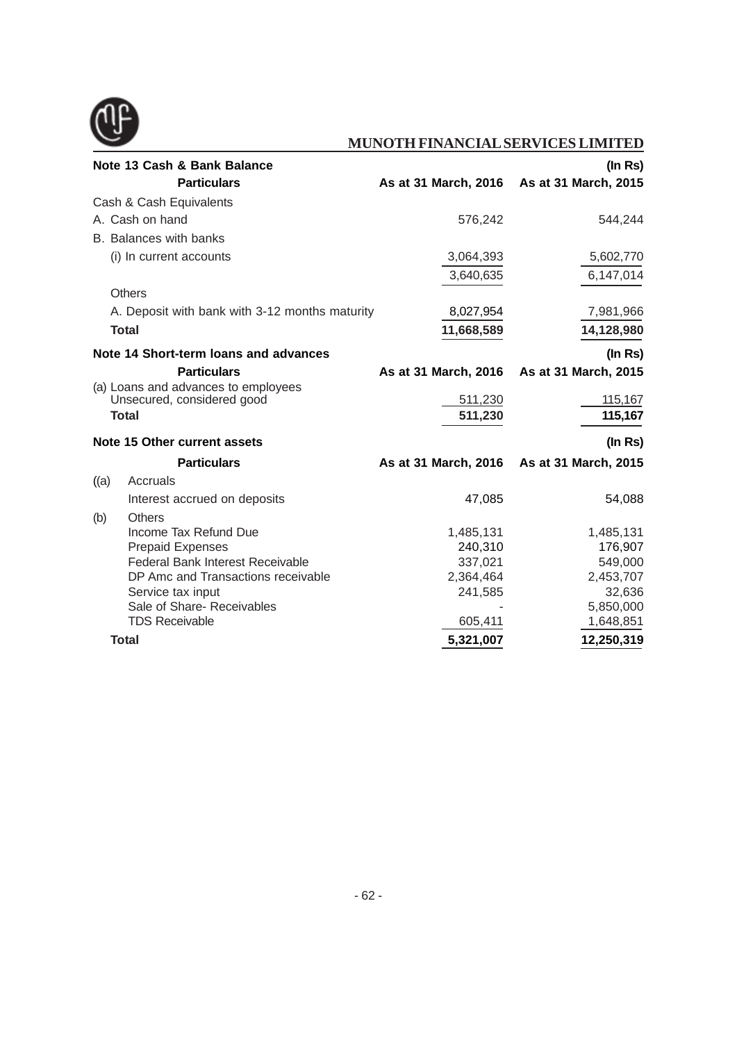### Note 13 Cash & Bank Balance

(In Rs)

| Particulars | As at 31 March, 2016 | As at 31 March, 2015 |
|---|---|---|
| Cash & Cash Equivalents | | |
| A. Cash on hand | 576,242 | 544,244 |
| B. Balances with banks | | |
| (i) In current accounts | 3,064,393 | 5,602,770 |
| | 3,640,635 | 6,147,014 |
| Others | | |
| A. Deposit with bank with 3-12 months maturity | 8,027,954 | 7,981,966 |
| **Total** | **11,668,589** | **14,128,980** |

### Note 14 Short-term loans and advances

(In Rs)

| Particulars | As at 31 March, 2016 | As at 31 March, 2015 |
|---|---|---|
| (a) Loans and advances to employees Unsecured, considered good | 511,230 | 115,167 |
| **Total** | **511,230** | **115,167** |

### Note 15 Other current assets

(In Rs)

| | Particulars | As at 31 March, 2016 | As at 31 March, 2015 |
|---|---|---|---|
| ((a) | Accruals | | |
| | Interest accrued on deposits | 47,085 | 54,088 |
| (b) | Others | | |
| | Income Tax Refund Due | 1,485,131 | 1,485,131 |
| | Prepaid Expenses | 240,310 | 176,907 |
| | Federal Bank Interest Receivable | 337,021 | 549,000 |
| | DP Amc and Transactions receivable | 2,364,464 | 2,453,707 |
| | Service tax input | 241,585 | 32,636 |
| | Sale of Share- Receivables | - | 5,850,000 |
| | TDS Receivable | 605,411 | 1,648,851 |
| | **Total** | **5,321,007** | **12,250,319** |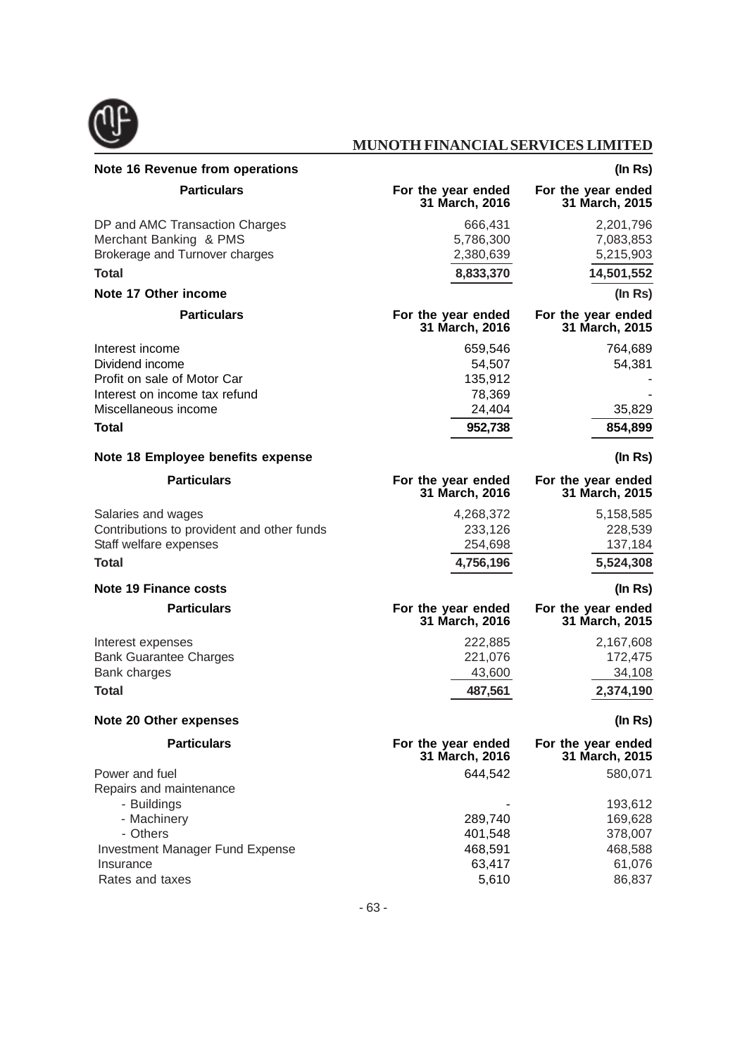### Note 16 Revenue from operations

(In Rs)

| Particulars | For the year ended 31 March, 2016 | For the year ended 31 March, 2015 |
|---|---|---|
| DP and AMC Transaction Charges | 666,431 | 2,201,796 |
| Merchant Banking & PMS | 5,786,300 | 7,083,853 |
| Brokerage and Turnover charges | 2,380,639 | 5,215,903 |
| **Total** | **8,833,370** | **14,501,552** |

### Note 17 Other income

(In Rs)

| Particulars | For the year ended 31 March, 2016 | For the year ended 31 March, 2015 |
|---|---|---|
| Interest income | 659,546 | 764,689 |
| Dividend income | 54,507 | 54,381 |
| Profit on sale of Motor Car | 135,912 | - |
| Interest on income tax refund | 78,369 | - |
| Miscellaneous income | 24,404 | 35,829 |
| **Total** | **952,738** | **854,899** |

### Note 18 Employee benefits expense

(In Rs)

| Particulars | For the year ended 31 March, 2016 | For the year ended 31 March, 2015 |
|---|---|---|
| Salaries and wages | 4,268,372 | 5,158,585 |
| Contributions to provident and other funds | 233,126 | 228,539 |
| Staff welfare expenses | 254,698 | 137,184 |
| **Total** | **4,756,196** | **5,524,308** |

### Note 19 Finance costs

(In Rs)

| Particulars | For the year ended 31 March, 2016 | For the year ended 31 March, 2015 |
|---|---|---|
| Interest expenses | 222,885 | 2,167,608 |
| Bank Guarantee Charges | 221,076 | 172,475 |
| Bank charges | 43,600 | 34,108 |
| **Total** | **487,561** | **2,374,190** |

### Note 20 Other expenses

(In Rs)

| Particulars | For the year ended 31 March, 2016 | For the year ended 31 March, 2015 |
|---|---|---|
| Power and fuel | 644,542 | 580,071 |
| Repairs and maintenance | | |
| - Buildings | - | 193,612 |
| - Machinery | 289,740 | 169,628 |
| - Others | 401,548 | 378,007 |
| Investment Manager Fund Expense | 468,591 | 468,588 |
| Insurance | 63,417 | 61,076 |
| Rates and taxes | 5,610 | 86,837 |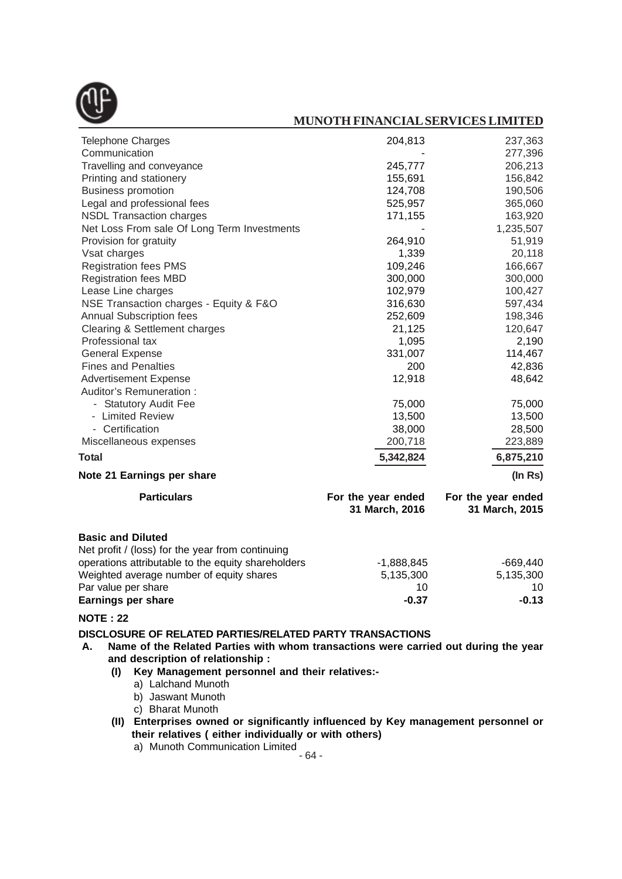| | | |
|---|---|---|
| Telephone Charges | 204,813 | 237,363 |
| Communication | - | 277,396 |
| Travelling and conveyance | 245,777 | 206,213 |
| Printing and stationery | 155,691 | 156,842 |
| Business promotion | 124,708 | 190,506 |
| Legal and professional fees | 525,957 | 365,060 |
| NSDL Transaction charges | 171,155 | 163,920 |
| Net Loss From sale Of Long Term Investments | - | 1,235,507 |
| Provision for gratuity | 264,910 | 51,919 |
| Vsat charges | 1,339 | 20,118 |
| Registration fees PMS | 109,246 | 166,667 |
| Registration fees MBD | 300,000 | 300,000 |
| Lease Line charges | 102,979 | 100,427 |
| NSE Transaction charges - Equity & F&O | 316,630 | 597,434 |
| Annual Subscription fees | 252,609 | 198,346 |
| Clearing & Settlement charges | 21,125 | 120,647 |
| Professional tax | 1,095 | 2,190 |
| General Expense | 331,007 | 114,467 |
| Fines and Penalties | 200 | 42,836 |
| Advertisement Expense | 12,918 | 48,642 |
| Auditor's Remuneration : | | |
| - Statutory Audit Fee | 75,000 | 75,000 |
| - Limited Review | 13,500 | 13,500 |
| - Certification | 38,000 | 28,500 |
| Miscellaneous expenses | 200,718 | 223,889 |
| **Total** | **5,342,824** | **6,875,210** |

**Note 21 Earnings per share** **(In Rs)**

| Particulars | For the year ended 31 March, 2016 | For the year ended 31 March, 2015 |
|---|---|---|
| **Basic and Diluted** | | |
| Net profit / (loss) for the year from continuing operations attributable to the equity shareholders | -1,888,845 | -669,440 |
| Weighted average number of equity shares | 5,135,300 | 5,135,300 |
| Par value per share | 10 | 10 |
| **Earnings per share** | **-0.37** | **-0.13** |

**NOTE : 22**

**DISCLOSURE OF RELATED PARTIES/RELATED PARTY TRANSACTIONS**

**A. Name of the Related Parties with whom transactions were carried out during the year and description of relationship :**

**(I) Key Management personnel and their relatives:-**

a) Lalchand Munoth

b) Jaswant Munoth

c) Bharat Munoth

**(II) Enterprises owned or significantly influenced by Key management personnel or their relatives ( either individually or with others)**

a) Munoth Communication Limited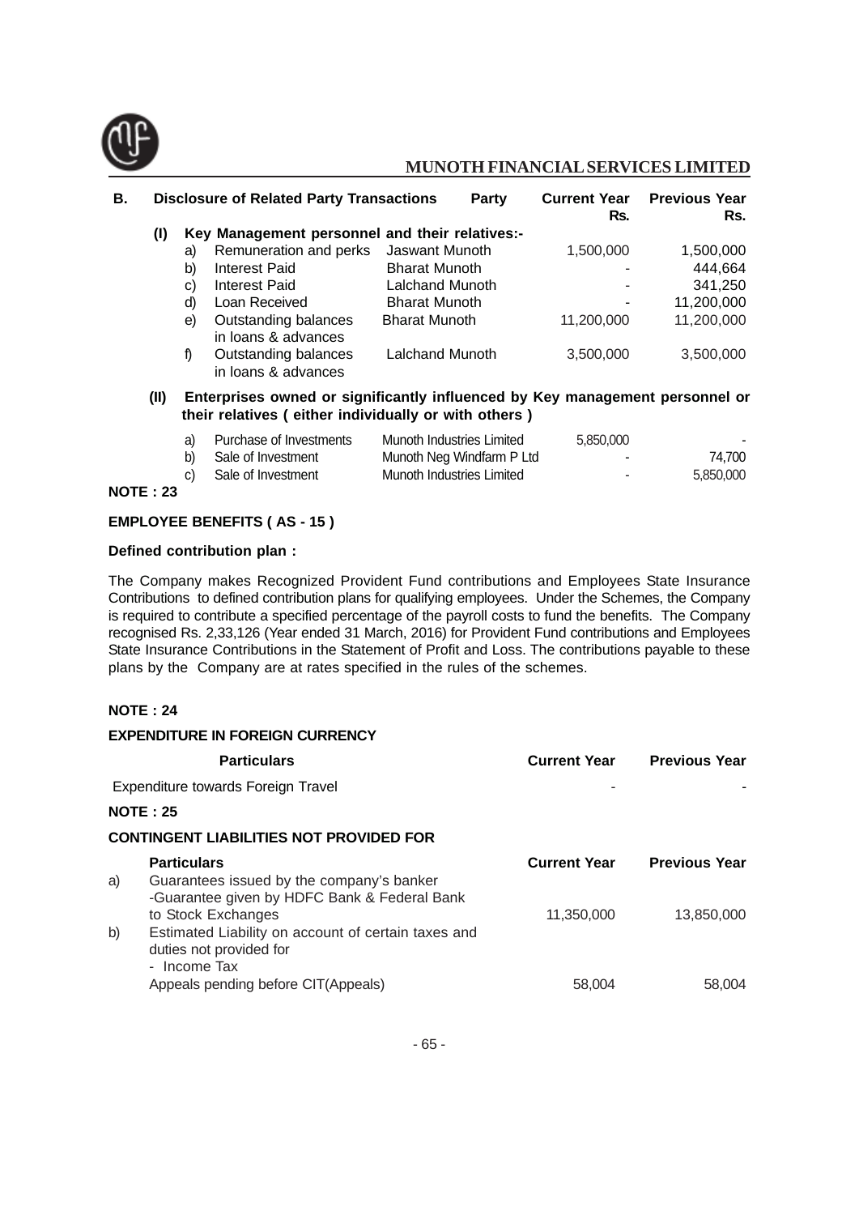| B. | Disclosure of Related Party Transactions | Party | Current Year Rs. | Previous Year Rs. |
|---|---|---|---|---|
| **(I)** | **Key Management personnel and their relatives:-** | | | |
| a) | Remuneration and perks | Jaswant Munoth | 1,500,000 | 1,500,000 |
| b) | Interest Paid | Bharat Munoth | - | 444,664 |
| c) | Interest Paid | Lalchand Munoth | - | 341,250 |
| d) | Loan Received | Bharat Munoth | - | 11,200,000 |
| e) | Outstanding balances in loans & advances | Bharat Munoth | 11,200,000 | 11,200,000 |
| f) | Outstanding balances in loans & advances | Lalchand Munoth | 3,500,000 | 3,500,000 |
| **(II)** | **Enterprises owned or significantly influenced by Key management personnel or their relatives ( either individually or with others )** | | | |
| a) | Purchase of Investments | Munoth Industries Limited | 5,850,000 | - |
| b) | Sale of Investment | Munoth Neg Windfarm P Ltd | - | 74,700 |
| c) | Sale of Investment | Munoth Industries Limited | - | 5,850,000 |

**NOTE : 23**

**EMPLOYEE BENEFITS ( AS - 15 )**

**Defined contribution plan :**

The Company makes Recognized Provident Fund contributions and Employees State Insurance Contributions to defined contribution plans for qualifying employees. Under the Schemes, the Company is required to contribute a specified percentage of the payroll costs to fund the benefits. The Company recognised Rs. 2,33,126 (Year ended 31 March, 2016) for Provident Fund contributions and Employees State Insurance Contributions in the Statement of Profit and Loss. The contributions payable to these plans by the Company are at rates specified in the rules of the schemes.

**NOTE : 24**

**EXPENDITURE IN FOREIGN CURRENCY**

| Particulars | Current Year | Previous Year |
|---|---|---|
| Expenditure towards Foreign Travel | - | - |

**NOTE : 25**

**CONTINGENT LIABILITIES NOT PROVIDED FOR**

| | Particulars | Current Year | Previous Year |
|---|---|---|---|
| a) | Guarantees issued by the company's banker -Guarantee given by HDFC Bank & Federal Bank to Stock Exchanges | 11,350,000 | 13,850,000 |
| b) | Estimated Liability on account of certain taxes and duties not provided for - Income Tax Appeals pending before CIT(Appeals) | 58,004 | 58,004 |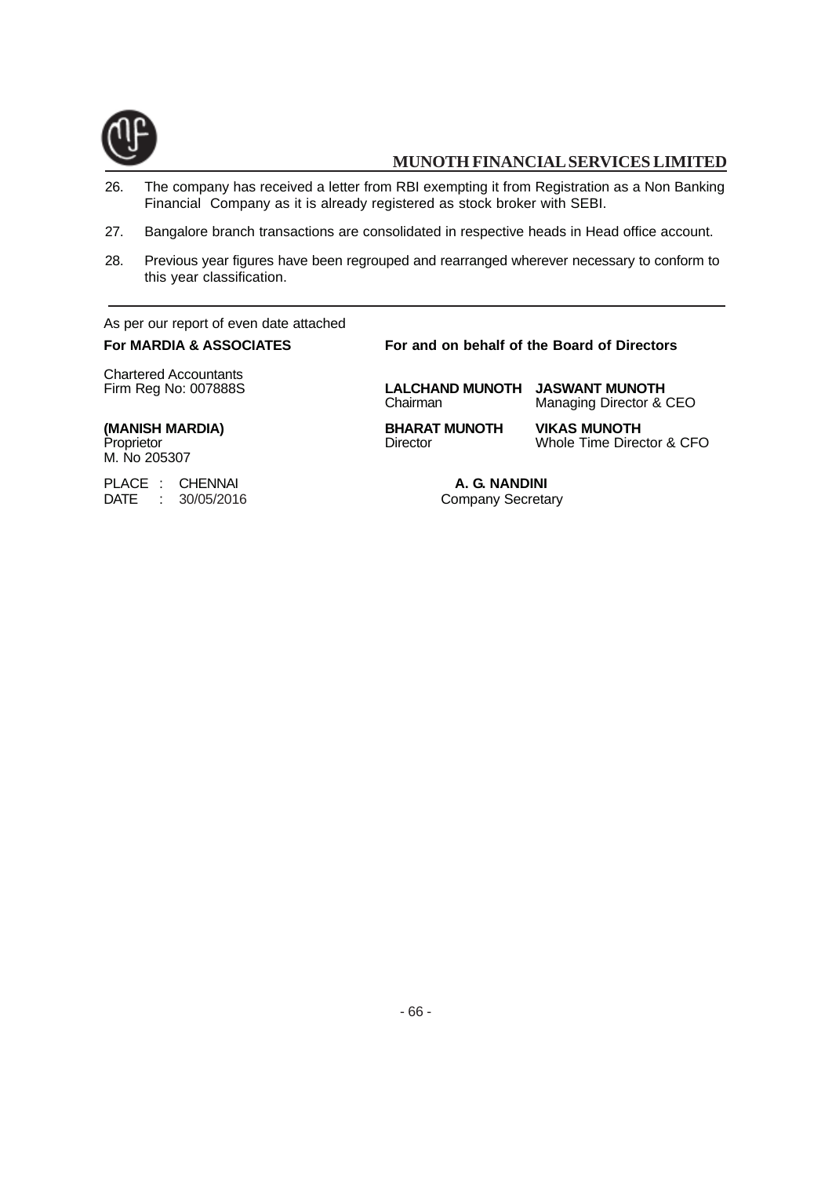26. The company has received a letter from RBI exempting it from Registration as a Non Banking Financial Company as it is already registered as stock broker with SEBI.

27. Bangalore branch transactions are consolidated in respective heads in Head office account.

28. Previous year figures have been regrouped and rearranged wherever necessary to conform to this year classification.

---

As per our report of even date attached

**For MARDIA & ASSOCIATES**

Chartered Accountants
Firm Reg No: 007888S

**(MANISH MARDIA)**
Proprietor
M. No 205307

PLACE : CHENNAI
DATE : 30/05/2016

**For and on behalf of the Board of Directors**

**LALCHAND MUNOTH**
Chairman

**JASWANT MUNOTH**
Managing Director & CEO

**BHARAT MUNOTH**
Director

**VIKAS MUNOTH**
Whole Time Director & CFO

**A. G. NANDINI**
Company Secretary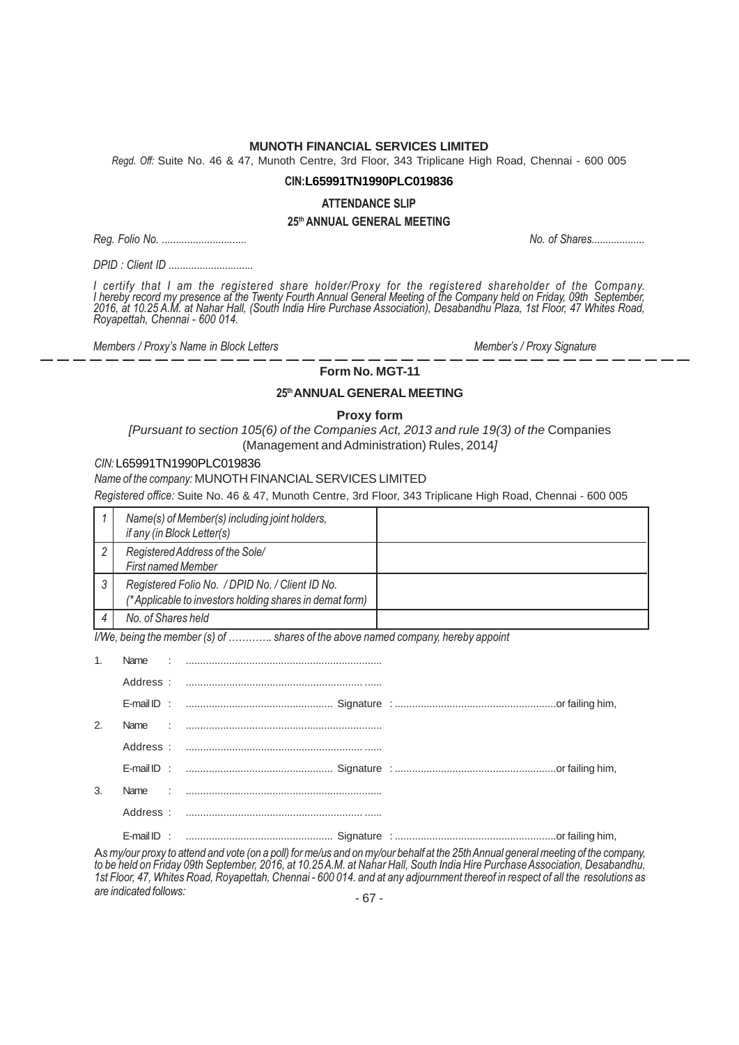**MUNOTH FINANCIAL SERVICES LIMITED**

*Regd. Off:* Suite No. 46 & 47, Munoth Centre, 3rd Floor, 343 Triplicane High Road, Chennai - 600 005

**CIN:L65991TN1990PLC019836**

**ATTENDANCE SLIP**

**25th ANNUAL GENERAL MEETING**

*Reg. Folio No. .............................* *No. of Shares...................*

*DPID : Client ID .............................*

*I certify that I am the registered share holder/Proxy for the registered shareholder of the Company. I hereby record my presence at the Twenty Fourth Annual General Meeting of the Company held on Friday, 09th September, 2016, at 10.25 A.M. at Nahar Hall, (South India Hire Purchase Association), Desabandhu Plaza, 1st Floor, 47 Whites Road, Royapettah, Chennai - 600 014.*

*Members / Proxy's Name in Block Letters* *Member's / Proxy Signature*

---

**Form No. MGT-11**

**25th ANNUAL GENERAL MEETING**

**Proxy form**

*[Pursuant to section 105(6) of the Companies Act, 2013 and rule 19(3) of the* Companies (Management and Administration) Rules, 2014*]*

*CIN:* L65991TN1990PLC019836

*Name of the company:* MUNOTH FINANCIAL SERVICES LIMITED

*Registered office:* Suite No. 46 & 47, Munoth Centre, 3rd Floor, 343 Triplicane High Road, Chennai - 600 005

| | | |
|---|---|---|
| 1 | Name(s) of Member(s) including joint holders, if any (in Block Letter(s) | |
| 2 | Registered Address of the Sole/ First named Member | |
| 3 | Registered Folio No. / DPID No. / Client ID No. (*Applicable to investors holding shares in demat form) | |
| 4 | No. of Shares held | |

*I/We, being the member (s) of ………… shares of the above named company, hereby appoint*

1. Name : ...................................................................
   Address : ............................................................. ......
   E-mail ID : .................................................. Signature : ........................................................or failing him,
2. Name : ...................................................................
   Address : ............................................................. ......
   E-mail ID : .................................................. Signature : ........................................................or failing him,
3. Name : ...................................................................
   Address : ............................................................. ......
   E-mail ID : .................................................. Signature : ........................................................or failing him,

*As my/our proxy to attend and vote (on a poll) for me/us and on my/our behalf at the 25th Annual general meeting of the company, to be held on Friday 09th September, 2016, at 10.25 A.M. at Nahar Hall, South India Hire Purchase Association, Desabandhu, 1st Floor, 47, Whites Road, Royapettah, Chennai - 600 014. and at any adjournment thereof in respect of all the resolutions as are indicated follows:*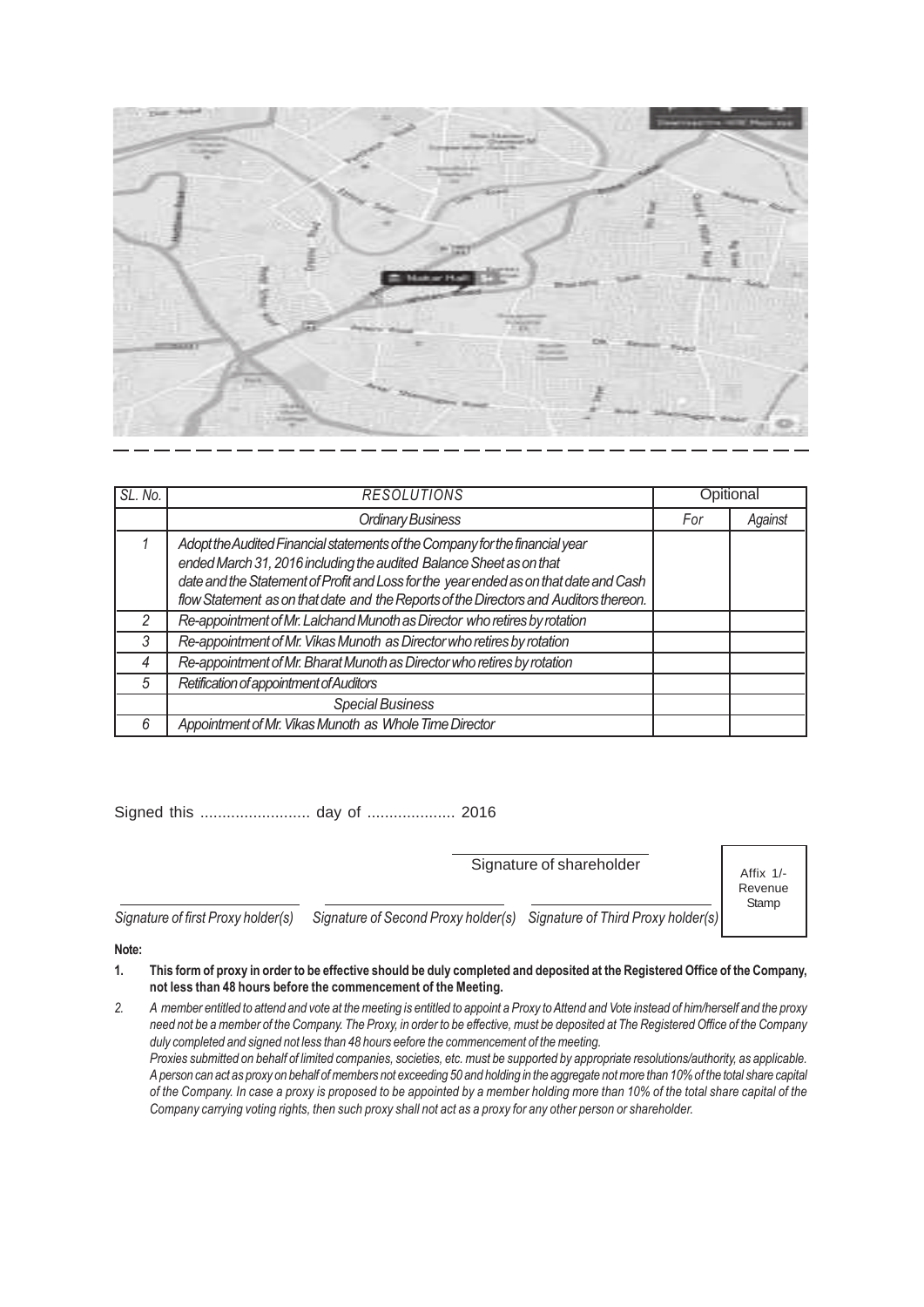| SL. No. | RESOLUTIONS | Opitional | |
|---|---|---|---|
| | Ordinary Business | For | Against |
| 1 | Adopt the Audited Financial statements of the Company for the financial year ended March 31, 2016 including the audited Balance Sheet as on that date and the Statement of Profit and Loss for the year ended as on that date and Cash flow Statement as on that date and the Reports of the Directors and Auditors thereon. | | |
| 2 | Re-appointment of Mr. Lalchand Munoth as Director who retires by rotation | | |
| 3 | Re-appointment of Mr. Vikas Munoth as Director who retires by rotation | | |
| 4 | Re-appointment of Mr. Bharat Munoth as Director who retires by rotation | | |
| 5 | Retification of appointment of Auditors | | |
| | Special Business | | |
| 6 | Appointment of Mr. Vikas Munoth as Whole Time Director | | |

Signed this ......................... day of .................... 2016

Signature of shareholder

Affix 1/- Revenue Stamp

*Signature of first Proxy holder(s)* *Signature of Second Proxy holder(s)* *Signature of Third Proxy holder(s)*

**Note:**

1. **This form of proxy in order to be effective should be duly completed and deposited at the Registered Office of the Company, not less than 48 hours before the commencement of the Meeting.**

2. *A member entitled to attend and vote at the meeting is entitled to appoint a Proxy to Attend and Vote instead of him/herself and the proxy need not be a member of the Company. The Proxy, in order to be effective, must be deposited at The Registered Office of the Company duly completed and signed not less than 48 hours eefore the commencement of the meeting.*

   *Proxies submitted on behalf of limited companies, societies, etc. must be supported by appropriate resolutions/authority, as applicable. A person can act as proxy on behalf of members not exceeding 50 and holding in the aggregate not more than 10% of the total share capital of the Company. In case a proxy is proposed to be appointed by a member holding more than 10% of the total share capital of the Company carrying voting rights, then such proxy shall not act as a proxy for any other person or shareholder.*